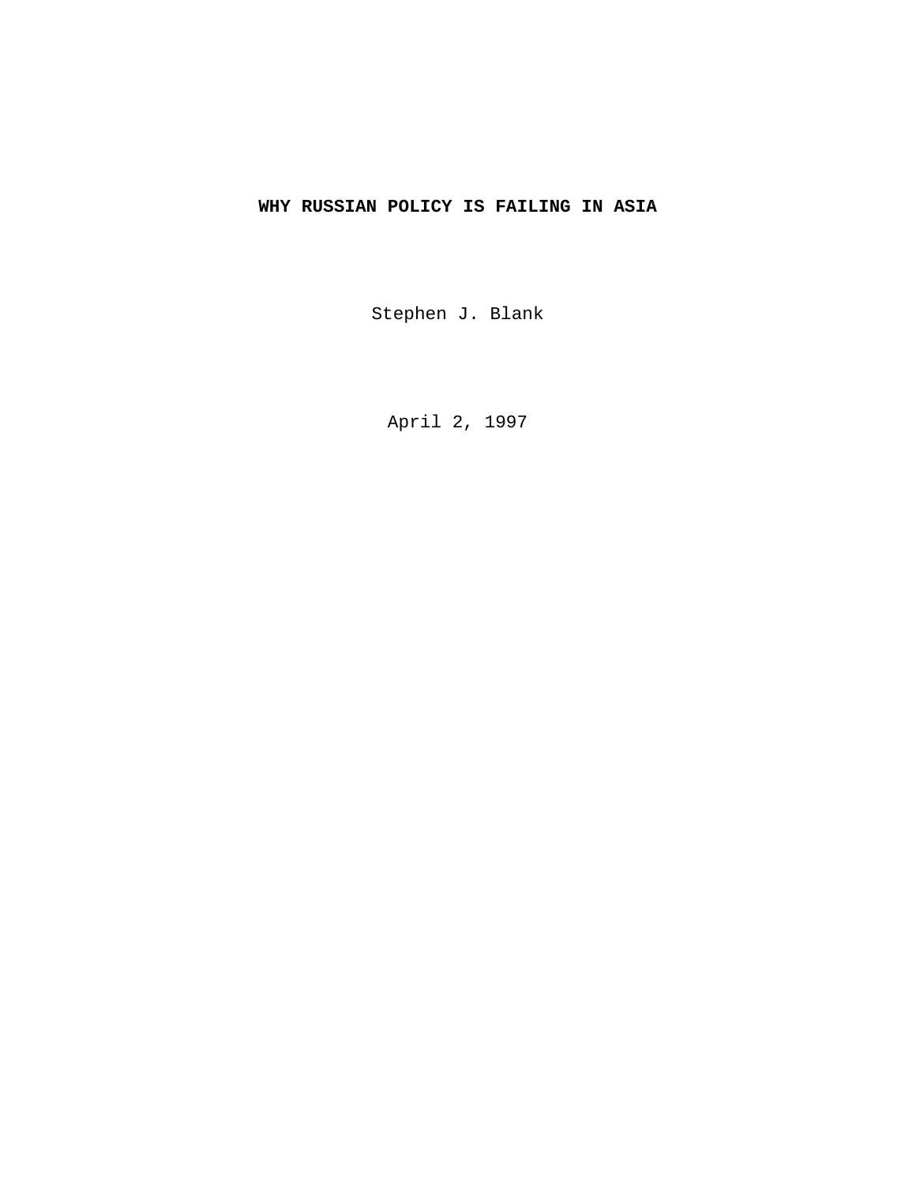# WHY RUSSIAN POLICY IS FAILING IN ASIA

Stephen J. Blank

April 2, 1997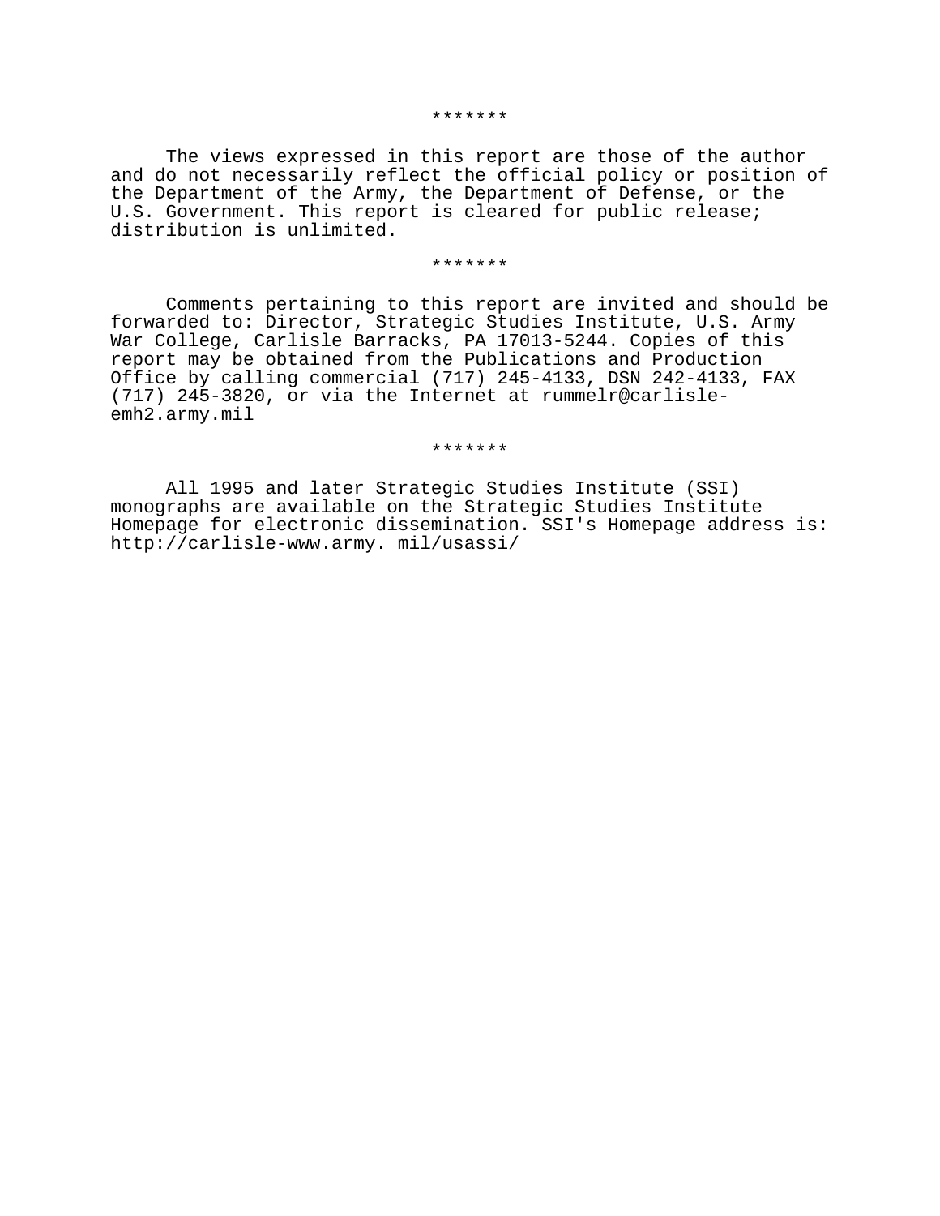*******

The views expressed in this report are those of the author and do not necessarily reflect the official policy or position of the Department of the Army, the Department of Defense, or the U.S. Government. This report is cleared for public release; distribution is unlimited.

*******

Comments pertaining to this report are invited and should be forwarded to: Director, Strategic Studies Institute, U.S. Army War College, Carlisle Barracks, PA 17013-5244. Copies of this report may be obtained from the Publications and Production Office by calling commercial (717) 245-4133, DSN 242-4133, FAX (717) 245-3820, or via the Internet at rummelr@carlisle-emh2.army.mil

*******

All 1995 and later Strategic Studies Institute (SSI) monographs are available on the Strategic Studies Institute Homepage for electronic dissemination. SSI's Homepage address is: http://carlisle-www.army. mil/usassi/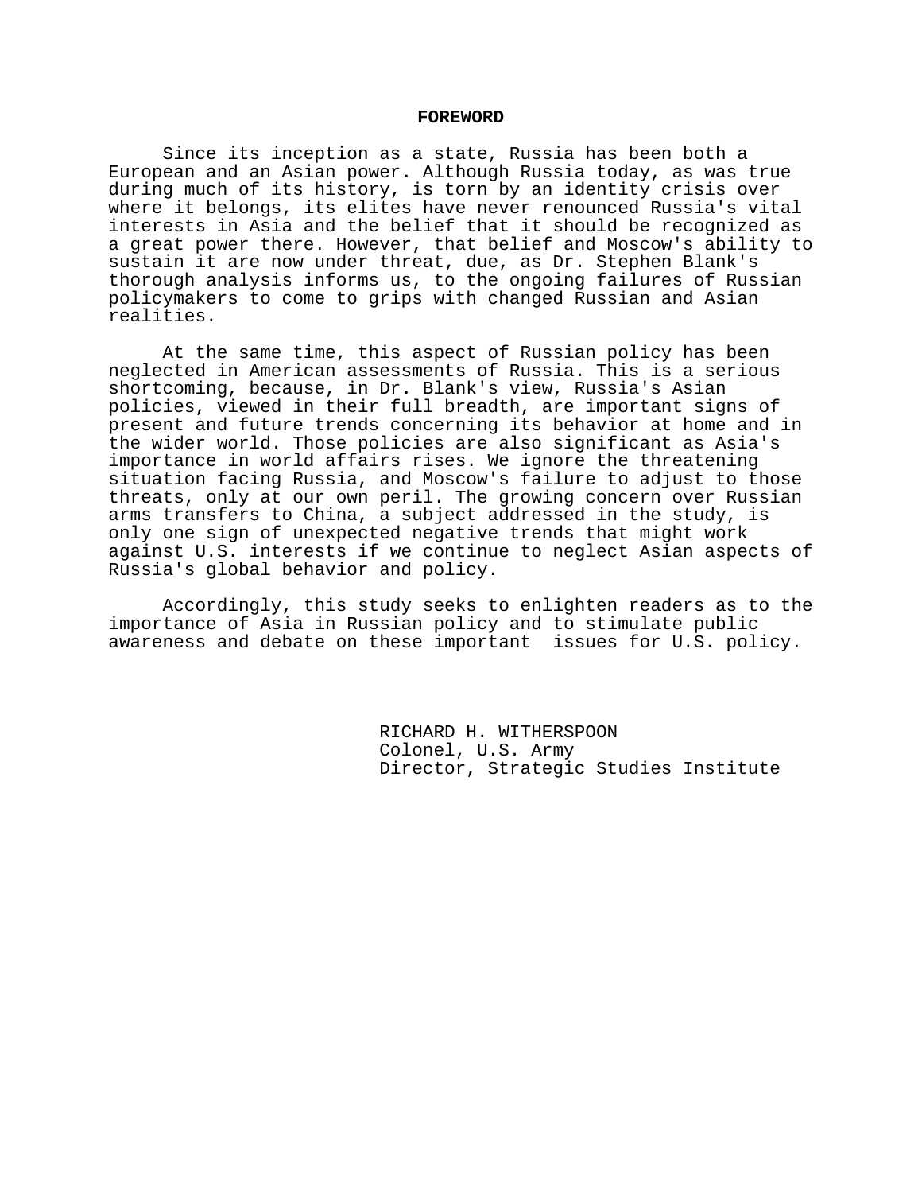## FOREWORD

Since its inception as a state, Russia has been both a European and an Asian power. Although Russia today, as was true during much of its history, is torn by an identity crisis over where it belongs, its elites have never renounced Russia's vital interests in Asia and the belief that it should be recognized as a great power there. However, that belief and Moscow's ability to sustain it are now under threat, due, as Dr. Stephen Blank's thorough analysis informs us, to the ongoing failures of Russian policymakers to come to grips with changed Russian and Asian realities.

At the same time, this aspect of Russian policy has been neglected in American assessments of Russia. This is a serious shortcoming, because, in Dr. Blank's view, Russia's Asian policies, viewed in their full breadth, are important signs of present and future trends concerning its behavior at home and in the wider world. Those policies are also significant as Asia's importance in world affairs rises. We ignore the threatening situation facing Russia, and Moscow's failure to adjust to those threats, only at our own peril. The growing concern over Russian arms transfers to China, a subject addressed in the study, is only one sign of unexpected negative trends that might work against U.S. interests if we continue to neglect Asian aspects of Russia's global behavior and policy.

Accordingly, this study seeks to enlighten readers as to the importance of Asia in Russian policy and to stimulate public awareness and debate on these important issues for U.S. policy.

RICHARD H. WITHERSPOON
Colonel, U.S. Army
Director, Strategic Studies Institute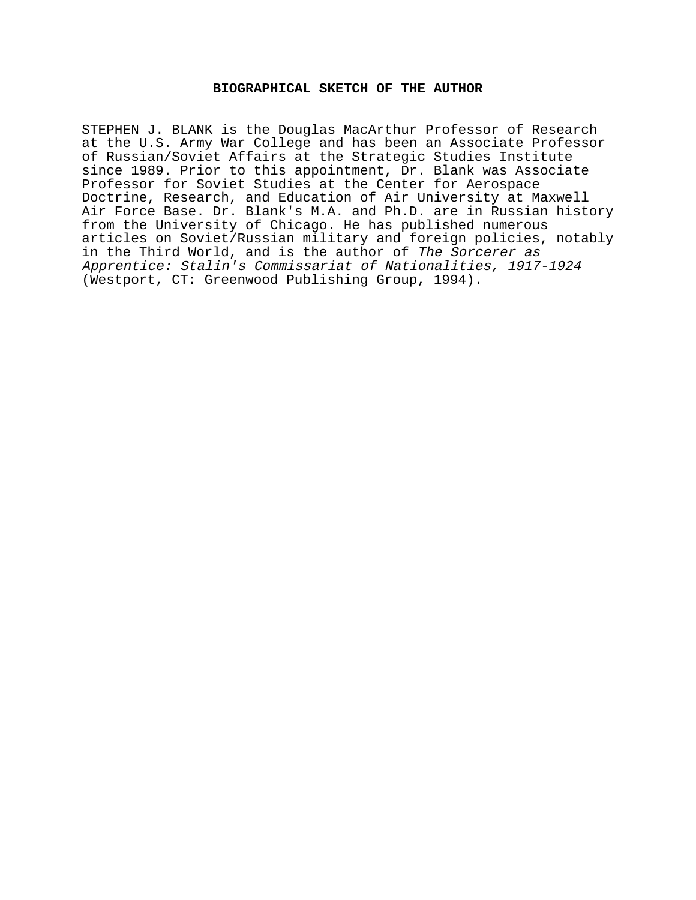## BIOGRAPHICAL SKETCH OF THE AUTHOR

STEPHEN J. BLANK is the Douglas MacArthur Professor of Research at the U.S. Army War College and has been an Associate Professor of Russian/Soviet Affairs at the Strategic Studies Institute since 1989. Prior to this appointment, Dr. Blank was Associate Professor for Soviet Studies at the Center for Aerospace Doctrine, Research, and Education of Air University at Maxwell Air Force Base. Dr. Blank's M.A. and Ph.D. are in Russian history from the University of Chicago. He has published numerous articles on Soviet/Russian military and foreign policies, notably in the Third World, and is the author of *The Sorcerer as Apprentice: Stalin's Commissariat of Nationalities, 1917-1924* (Westport, CT: Greenwood Publishing Group, 1994).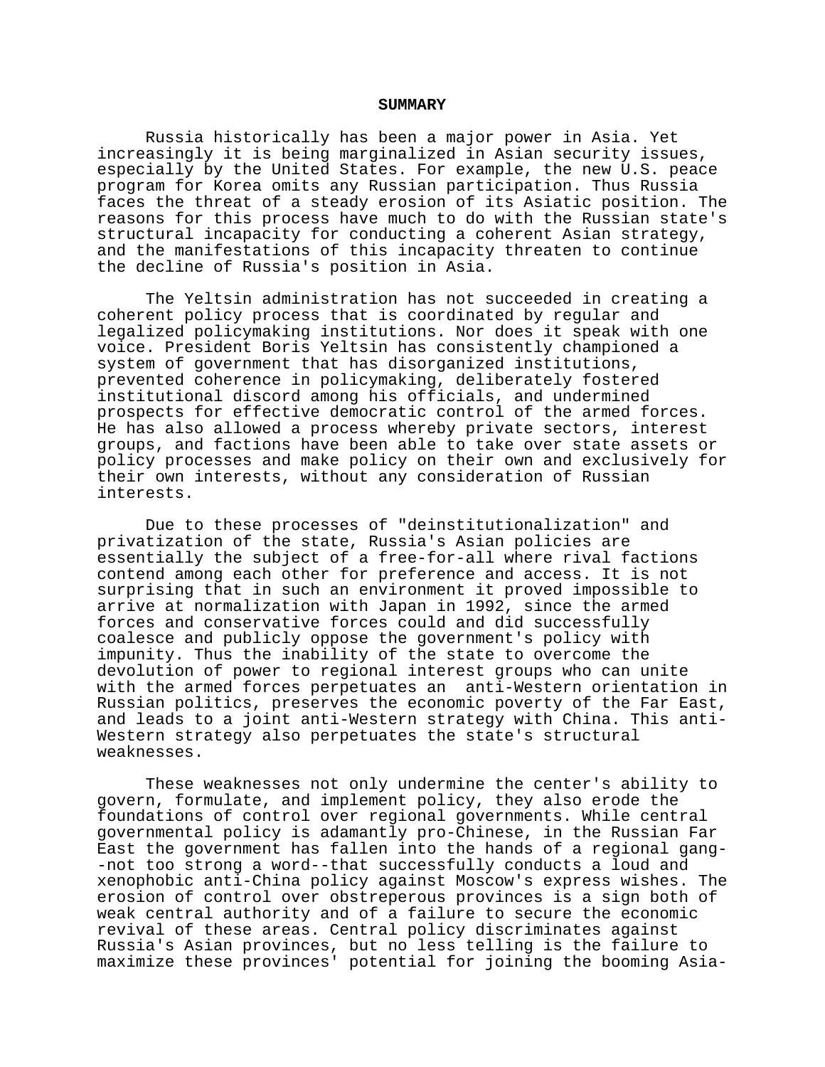## SUMMARY

Russia historically has been a major power in Asia. Yet increasingly it is being marginalized in Asian security issues, especially by the United States. For example, the new U.S. peace program for Korea omits any Russian participation. Thus Russia faces the threat of a steady erosion of its Asiatic position. The reasons for this process have much to do with the Russian state's structural incapacity for conducting a coherent Asian strategy, and the manifestations of this incapacity threaten to continue the decline of Russia's position in Asia.

The Yeltsin administration has not succeeded in creating a coherent policy process that is coordinated by regular and legalized policymaking institutions. Nor does it speak with one voice. President Boris Yeltsin has consistently championed a system of government that has disorganized institutions, prevented coherence in policymaking, deliberately fostered institutional discord among his officials, and undermined prospects for effective democratic control of the armed forces. He has also allowed a process whereby private sectors, interest groups, and factions have been able to take over state assets or policy processes and make policy on their own and exclusively for their own interests, without any consideration of Russian interests.

Due to these processes of "deinstitutionalization" and privatization of the state, Russia's Asian policies are essentially the subject of a free-for-all where rival factions contend among each other for preference and access. It is not surprising that in such an environment it proved impossible to arrive at normalization with Japan in 1992, since the armed forces and conservative forces could and did successfully coalesce and publicly oppose the government's policy with impunity. Thus the inability of the state to overcome the devolution of power to regional interest groups who can unite with the armed forces perpetuates an anti-Western orientation in Russian politics, preserves the economic poverty of the Far East, and leads to a joint anti-Western strategy with China. This anti-Western strategy also perpetuates the state's structural weaknesses.

These weaknesses not only undermine the center's ability to govern, formulate, and implement policy, they also erode the foundations of control over regional governments. While central governmental policy is adamantly pro-Chinese, in the Russian Far East the government has fallen into the hands of a regional gang--not too strong a word--that successfully conducts a loud and xenophobic anti-China policy against Moscow's express wishes. The erosion of control over obstreperous provinces is a sign both of weak central authority and of a failure to secure the economic revival of these areas. Central policy discriminates against Russia's Asian provinces, but no less telling is the failure to maximize these provinces' potential for joining the booming Asia-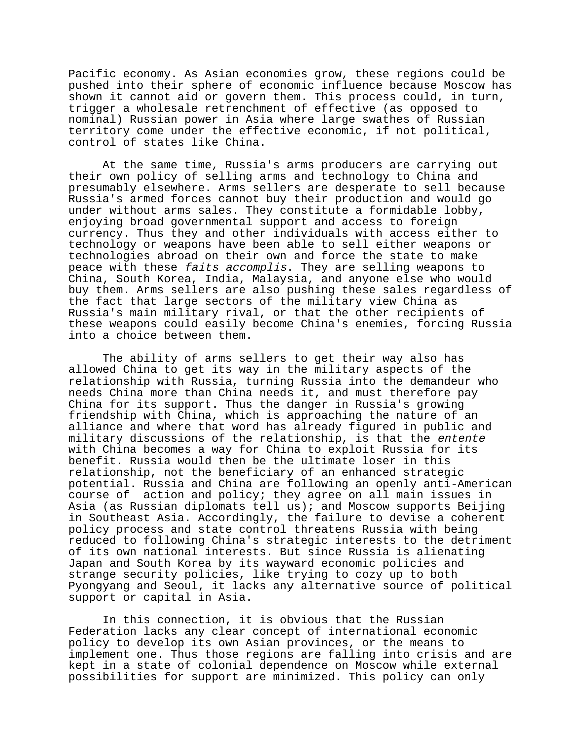Pacific economy. As Asian economies grow, these regions could be pushed into their sphere of economic influence because Moscow has shown it cannot aid or govern them. This process could, in turn, trigger a wholesale retrenchment of effective (as opposed to nominal) Russian power in Asia where large swathes of Russian territory come under the effective economic, if not political, control of states like China.

At the same time, Russia's arms producers are carrying out their own policy of selling arms and technology to China and presumably elsewhere. Arms sellers are desperate to sell because Russia's armed forces cannot buy their production and would go under without arms sales. They constitute a formidable lobby, enjoying broad governmental support and access to foreign currency. Thus they and other individuals with access either to technology or weapons have been able to sell either weapons or technologies abroad on their own and force the state to make peace with these *faits accomplis*. They are selling weapons to China, South Korea, India, Malaysia, and anyone else who would buy them. Arms sellers are also pushing these sales regardless of the fact that large sectors of the military view China as Russia's main military rival, or that the other recipients of these weapons could easily become China's enemies, forcing Russia into a choice between them.

The ability of arms sellers to get their way also has allowed China to get its way in the military aspects of the relationship with Russia, turning Russia into the demandeur who needs China more than China needs it, and must therefore pay China for its support. Thus the danger in Russia's growing friendship with China, which is approaching the nature of an alliance and where that word has already figured in public and military discussions of the relationship, is that the *entente* with China becomes a way for China to exploit Russia for its benefit. Russia would then be the ultimate loser in this relationship, not the beneficiary of an enhanced strategic potential. Russia and China are following an openly anti-American course of action and policy; they agree on all main issues in Asia (as Russian diplomats tell us); and Moscow supports Beijing in Southeast Asia. Accordingly, the failure to devise a coherent policy process and state control threatens Russia with being reduced to following China's strategic interests to the detriment of its own national interests. But since Russia is alienating Japan and South Korea by its wayward economic policies and strange security policies, like trying to cozy up to both Pyongyang and Seoul, it lacks any alternative source of political support or capital in Asia.

In this connection, it is obvious that the Russian Federation lacks any clear concept of international economic policy to develop its own Asian provinces, or the means to implement one. Thus those regions are falling into crisis and are kept in a state of colonial dependence on Moscow while external possibilities for support are minimized. This policy can only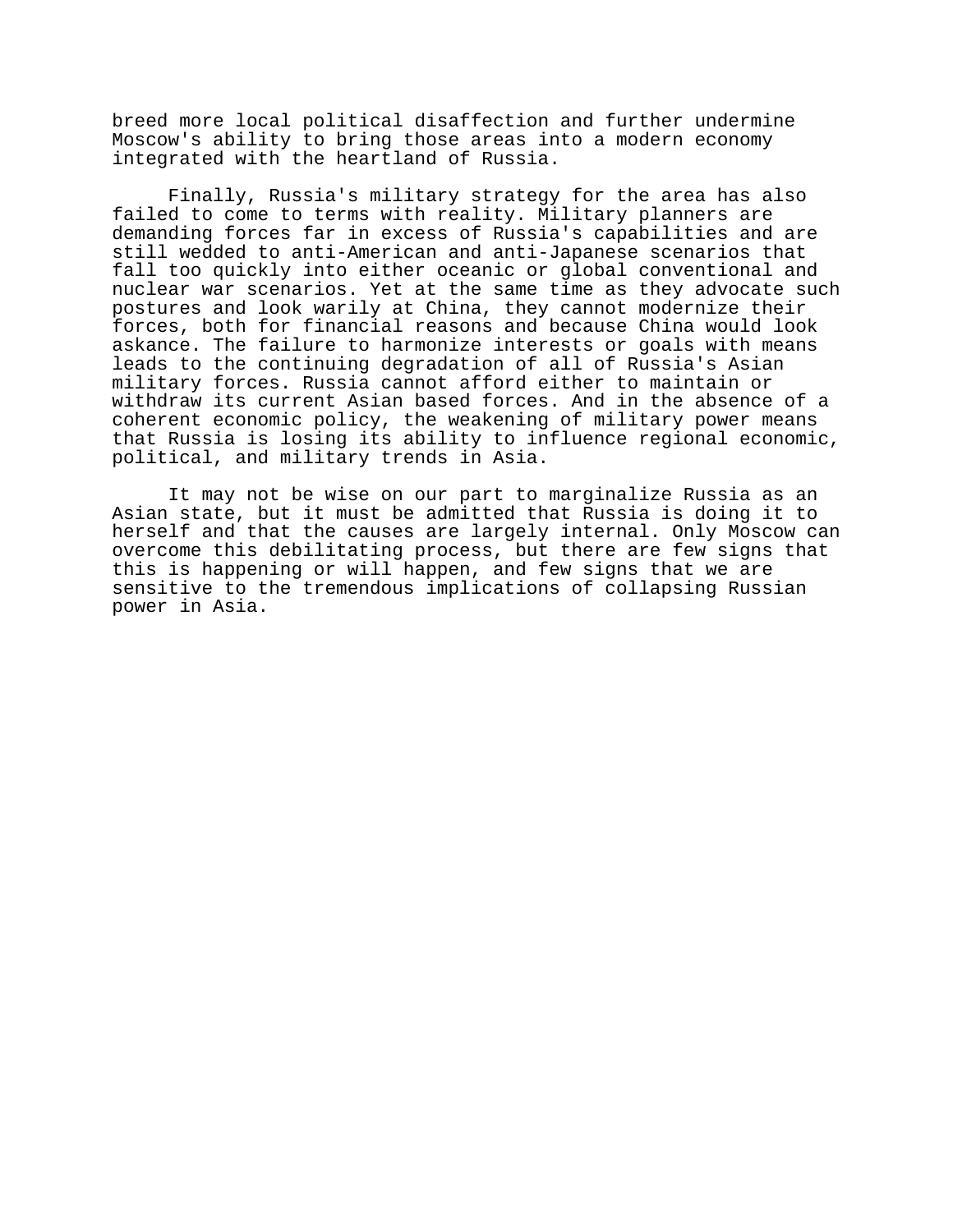breed more local political disaffection and further undermine Moscow's ability to bring those areas into a modern economy integrated with the heartland of Russia.

Finally, Russia's military strategy for the area has also failed to come to terms with reality. Military planners are demanding forces far in excess of Russia's capabilities and are still wedded to anti-American and anti-Japanese scenarios that fall too quickly into either oceanic or global conventional and nuclear war scenarios. Yet at the same time as they advocate such postures and look warily at China, they cannot modernize their forces, both for financial reasons and because China would look askance. The failure to harmonize interests or goals with means leads to the continuing degradation of all of Russia's Asian military forces. Russia cannot afford either to maintain or withdraw its current Asian based forces. And in the absence of a coherent economic policy, the weakening of military power means that Russia is losing its ability to influence regional economic, political, and military trends in Asia.

It may not be wise on our part to marginalize Russia as an Asian state, but it must be admitted that Russia is doing it to herself and that the causes are largely internal. Only Moscow can overcome this debilitating process, but there are few signs that this is happening or will happen, and few signs that we are sensitive to the tremendous implications of collapsing Russian power in Asia.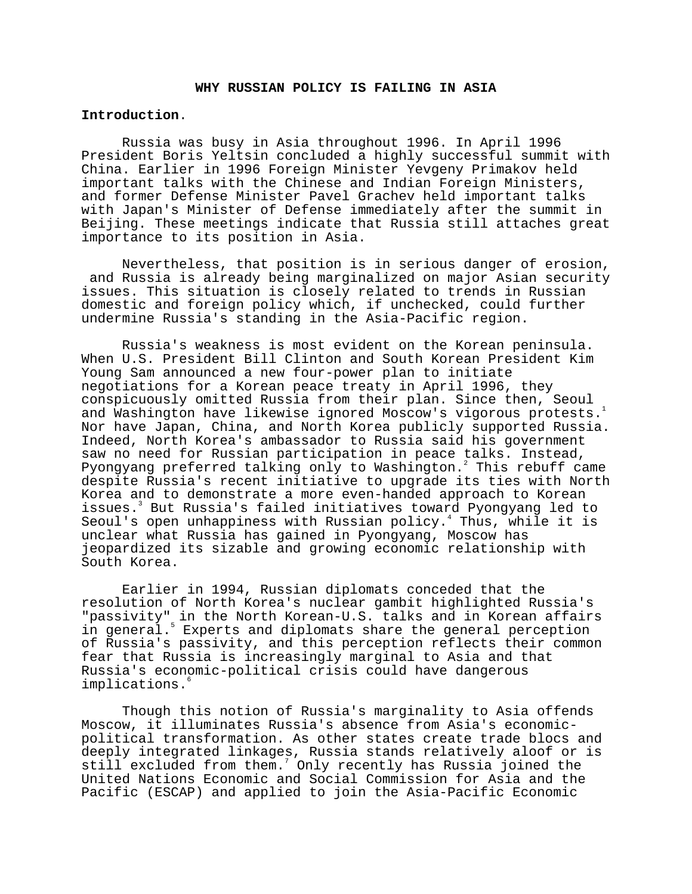## WHY RUSSIAN POLICY IS FAILING IN ASIA

**Introduction**.

Russia was busy in Asia throughout 1996. In April 1996 President Boris Yeltsin concluded a highly successful summit with China. Earlier in 1996 Foreign Minister Yevgeny Primakov held important talks with the Chinese and Indian Foreign Ministers, and former Defense Minister Pavel Grachev held important talks with Japan's Minister of Defense immediately after the summit in Beijing. These meetings indicate that Russia still attaches great importance to its position in Asia.

Nevertheless, that position is in serious danger of erosion, and Russia is already being marginalized on major Asian security issues. This situation is closely related to trends in Russian domestic and foreign policy which, if unchecked, could further undermine Russia's standing in the Asia-Pacific region.

Russia's weakness is most evident on the Korean peninsula. When U.S. President Bill Clinton and South Korean President Kim Young Sam announced a new four-power plan to initiate negotiations for a Korean peace treaty in April 1996, they conspicuously omitted Russia from their plan. Since then, Seoul and Washington have likewise ignored Moscow's vigorous protests.[1] Nor have Japan, China, and North Korea publicly supported Russia. Indeed, North Korea's ambassador to Russia said his government saw no need for Russian participation in peace talks. Instead, Pyongyang preferred talking only to Washington.[2] This rebuff came despite Russia's recent initiative to upgrade its ties with North Korea and to demonstrate a more even-handed approach to Korean issues.[3] But Russia's failed initiatives toward Pyongyang led to Seoul's open unhappiness with Russian policy.[4] Thus, while it is unclear what Russia has gained in Pyongyang, Moscow has jeopardized its sizable and growing economic relationship with South Korea.

Earlier in 1994, Russian diplomats conceded that the resolution of North Korea's nuclear gambit highlighted Russia's "passivity" in the North Korean-U.S. talks and in Korean affairs in general.[5] Experts and diplomats share the general perception of Russia's passivity, and this perception reflects their common fear that Russia is increasingly marginal to Asia and that Russia's economic-political crisis could have dangerous implications.[6]

Though this notion of Russia's marginality to Asia offends Moscow, it illuminates Russia's absence from Asia's economic-political transformation. As other states create trade blocs and deeply integrated linkages, Russia stands relatively aloof or is still excluded from them.[7] Only recently has Russia joined the United Nations Economic and Social Commission for Asia and the Pacific (ESCAP) and applied to join the Asia-Pacific Economic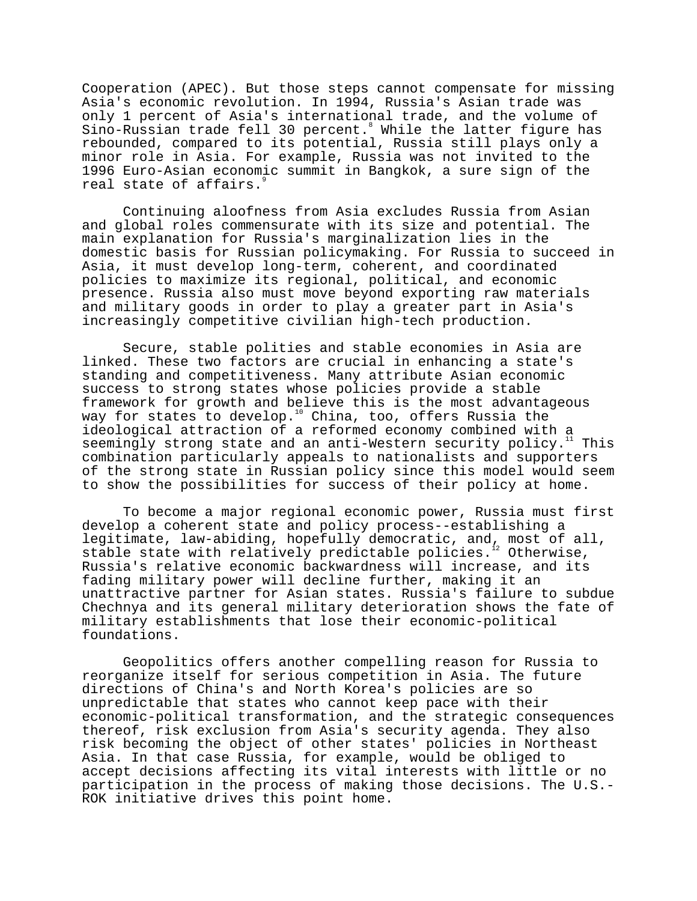Cooperation (APEC). But those steps cannot compensate for missing Asia's economic revolution. In 1994, Russia's Asian trade was only 1 percent of Asia's international trade, and the volume of Sino-Russian trade fell 30 percent.[8] While the latter figure has rebounded, compared to its potential, Russia still plays only a minor role in Asia. For example, Russia was not invited to the 1996 Euro-Asian economic summit in Bangkok, a sure sign of the real state of affairs.[9]

Continuing aloofness from Asia excludes Russia from Asian and global roles commensurate with its size and potential. The main explanation for Russia's marginalization lies in the domestic basis for Russian policymaking. For Russia to succeed in Asia, it must develop long-term, coherent, and coordinated policies to maximize its regional, political, and economic presence. Russia also must move beyond exporting raw materials and military goods in order to play a greater part in Asia's increasingly competitive civilian high-tech production.

Secure, stable polities and stable economies in Asia are linked. These two factors are crucial in enhancing a state's standing and competitiveness. Many attribute Asian economic success to strong states whose policies provide a stable framework for growth and believe this is the most advantageous way for states to develop.[10] China, too, offers Russia the ideological attraction of a reformed economy combined with a seemingly strong state and an anti-Western security policy.[11] This combination particularly appeals to nationalists and supporters of the strong state in Russian policy since this model would seem to show the possibilities for success of their policy at home.

To become a major regional economic power, Russia must first develop a coherent state and policy process--establishing a legitimate, law-abiding, hopefully democratic, and, most of all, stable state with relatively predictable policies.[12] Otherwise, Russia's relative economic backwardness will increase, and its fading military power will decline further, making it an unattractive partner for Asian states. Russia's failure to subdue Chechnya and its general military deterioration shows the fate of military establishments that lose their economic-political foundations.

Geopolitics offers another compelling reason for Russia to reorganize itself for serious competition in Asia. The future directions of China's and North Korea's policies are so unpredictable that states who cannot keep pace with their economic-political transformation, and the strategic consequences thereof, risk exclusion from Asia's security agenda. They also risk becoming the object of other states' policies in Northeast Asia. In that case Russia, for example, would be obliged to accept decisions affecting its vital interests with little or no participation in the process of making those decisions. The U.S.-ROK initiative drives this point home.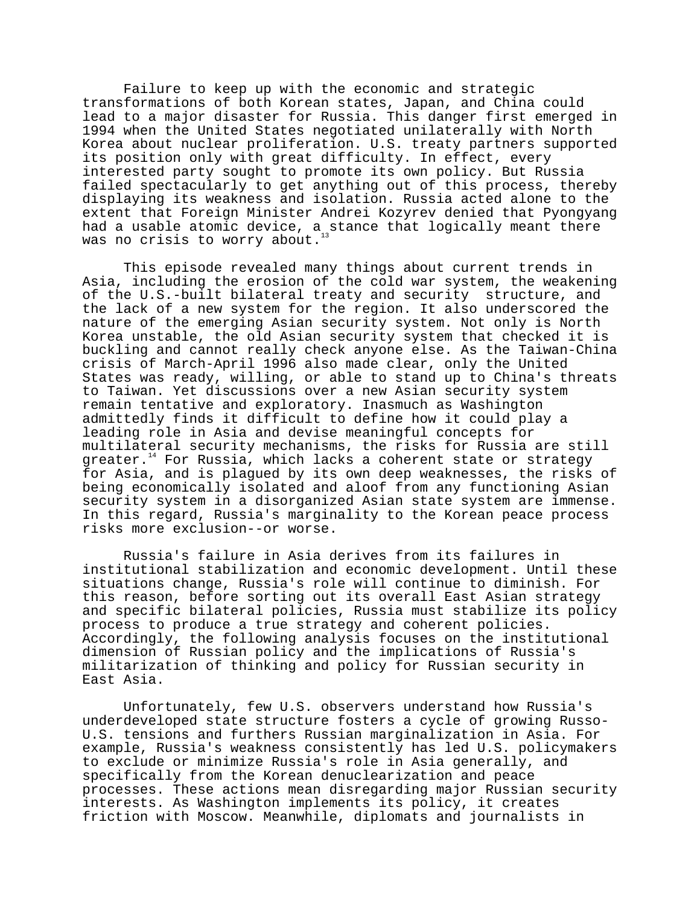Failure to keep up with the economic and strategic transformations of both Korean states, Japan, and China could lead to a major disaster for Russia. This danger first emerged in 1994 when the United States negotiated unilaterally with North Korea about nuclear proliferation. U.S. treaty partners supported its position only with great difficulty. In effect, every interested party sought to promote its own policy. But Russia failed spectacularly to get anything out of this process, thereby displaying its weakness and isolation. Russia acted alone to the extent that Foreign Minister Andrei Kozyrev denied that Pyongyang had a usable atomic device, a stance that logically meant there was no crisis to worry about.[13]

This episode revealed many things about current trends in Asia, including the erosion of the cold war system, the weakening of the U.S.-built bilateral treaty and security structure, and the lack of a new system for the region. It also underscored the nature of the emerging Asian security system. Not only is North Korea unstable, the old Asian security system that checked it is buckling and cannot really check anyone else. As the Taiwan-China crisis of March-April 1996 also made clear, only the United States was ready, willing, or able to stand up to China's threats to Taiwan. Yet discussions over a new Asian security system remain tentative and exploratory. Inasmuch as Washington admittedly finds it difficult to define how it could play a leading role in Asia and devise meaningful concepts for multilateral security mechanisms, the risks for Russia are still greater.[14] For Russia, which lacks a coherent state or strategy for Asia, and is plagued by its own deep weaknesses, the risks of being economically isolated and aloof from any functioning Asian security system in a disorganized Asian state system are immense. In this regard, Russia's marginality to the Korean peace process risks more exclusion--or worse.

Russia's failure in Asia derives from its failures in institutional stabilization and economic development. Until these situations change, Russia's role will continue to diminish. For this reason, before sorting out its overall East Asian strategy and specific bilateral policies, Russia must stabilize its policy process to produce a true strategy and coherent policies. Accordingly, the following analysis focuses on the institutional dimension of Russian policy and the implications of Russia's militarization of thinking and policy for Russian security in East Asia.

Unfortunately, few U.S. observers understand how Russia's underdeveloped state structure fosters a cycle of growing Russo-U.S. tensions and furthers Russian marginalization in Asia. For example, Russia's weakness consistently has led U.S. policymakers to exclude or minimize Russia's role in Asia generally, and specifically from the Korean denuclearization and peace processes. These actions mean disregarding major Russian security interests. As Washington implements its policy, it creates friction with Moscow. Meanwhile, diplomats and journalists in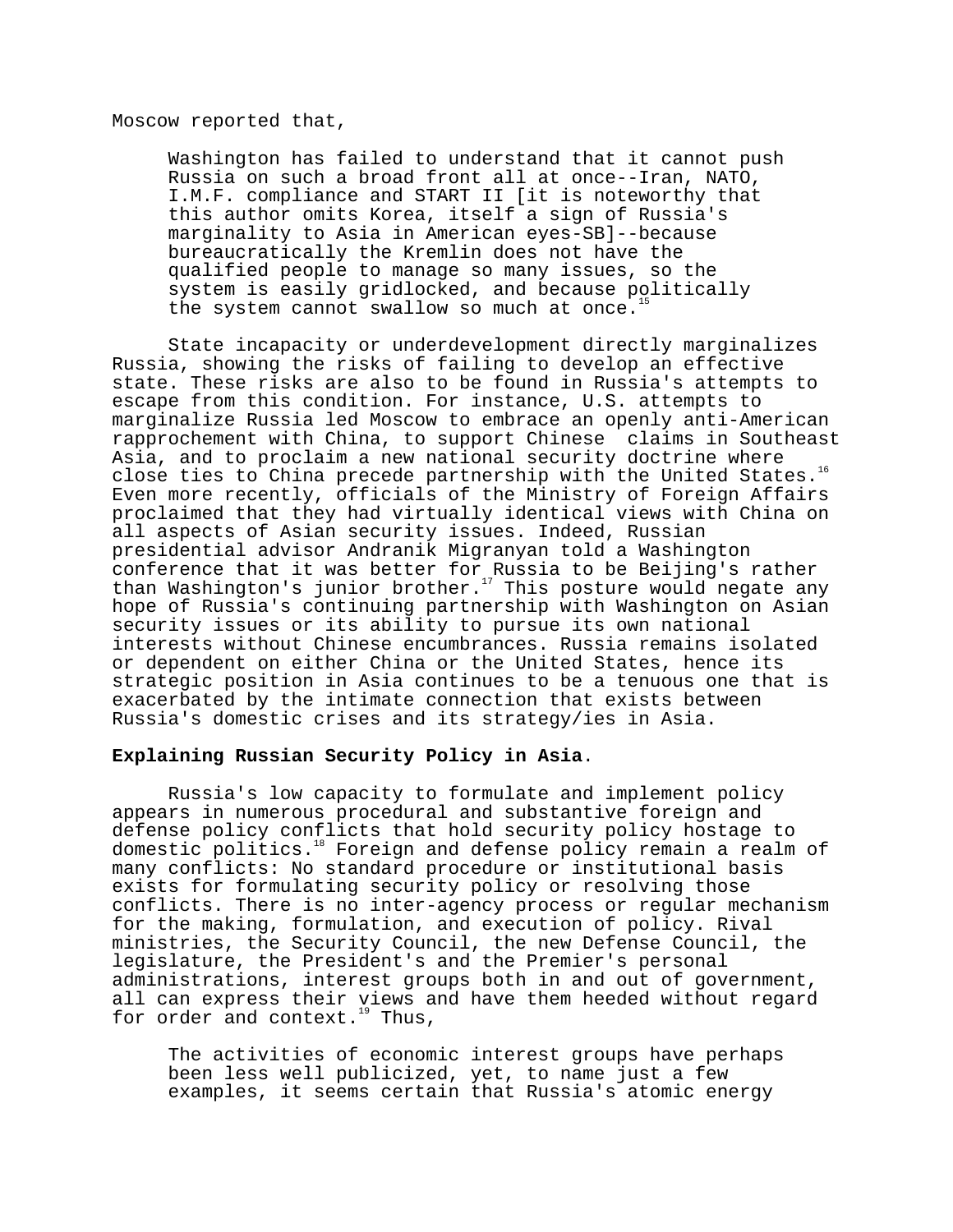Moscow reported that,

> Washington has failed to understand that it cannot push Russia on such a broad front all at once--Iran, NATO, I.M.F. compliance and START II [it is noteworthy that this author omits Korea, itself a sign of Russia's marginality to Asia in American eyes-SB]--because bureaucratically the Kremlin does not have the qualified people to manage so many issues, so the system is easily gridlocked, and because politically the system cannot swallow so much at once.[15]

State incapacity or underdevelopment directly marginalizes Russia, showing the risks of failing to develop an effective state. These risks are also to be found in Russia's attempts to escape from this condition. For instance, U.S. attempts to marginalize Russia led Moscow to embrace an openly anti-American rapprochement with China, to support Chinese claims in Southeast Asia, and to proclaim a new national security doctrine where close ties to China precede partnership with the United States.[16] Even more recently, officials of the Ministry of Foreign Affairs proclaimed that they had virtually identical views with China on all aspects of Asian security issues. Indeed, Russian presidential advisor Andranik Migranyan told a Washington conference that it was better for Russia to be Beijing's rather than Washington's junior brother.[17] This posture would negate any hope of Russia's continuing partnership with Washington on Asian security issues or its ability to pursue its own national interests without Chinese encumbrances. Russia remains isolated or dependent on either China or the United States, hence its strategic position in Asia continues to be a tenuous one that is exacerbated by the intimate connection that exists between Russia's domestic crises and its strategy/ies in Asia.

**Explaining Russian Security Policy in Asia**.

Russia's low capacity to formulate and implement policy appears in numerous procedural and substantive foreign and defense policy conflicts that hold security policy hostage to domestic politics.[18] Foreign and defense policy remain a realm of many conflicts: No standard procedure or institutional basis exists for formulating security policy or resolving those conflicts. There is no inter-agency process or regular mechanism for the making, formulation, and execution of policy. Rival ministries, the Security Council, the new Defense Council, the legislature, the President's and the Premier's personal administrations, interest groups both in and out of government, all can express their views and have them heeded without regard for order and context.[19] Thus,

> The activities of economic interest groups have perhaps been less well publicized, yet, to name just a few examples, it seems certain that Russia's atomic energy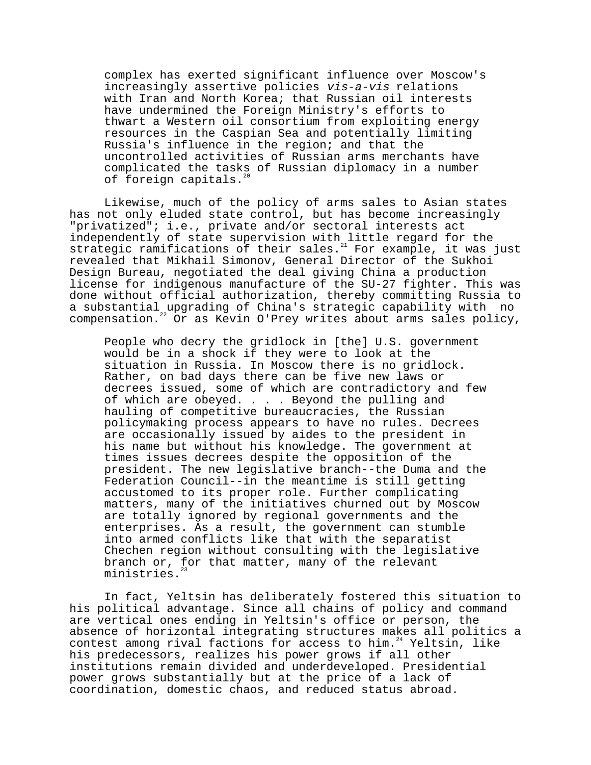> complex has exerted significant influence over Moscow's increasingly assertive policies *vis-a-vis* relations with Iran and North Korea; that Russian oil interests have undermined the Foreign Ministry's efforts to thwart a Western oil consortium from exploiting energy resources in the Caspian Sea and potentially limiting Russia's influence in the region; and that the uncontrolled activities of Russian arms merchants have complicated the tasks of Russian diplomacy in a number of foreign capitals.[20]

Likewise, much of the policy of arms sales to Asian states has not only eluded state control, but has become increasingly "privatized"; i.e., private and/or sectoral interests act independently of state supervision with little regard for the strategic ramifications of their sales.[21] For example, it was just revealed that Mikhail Simonov, General Director of the Sukhoi Design Bureau, negotiated the deal giving China a production license for indigenous manufacture of the SU-27 fighter. This was done without official authorization, thereby committing Russia to a substantial upgrading of China's strategic capability with no compensation.[22] Or as Kevin O'Prey writes about arms sales policy,

> People who decry the gridlock in [the] U.S. government would be in a shock if they were to look at the situation in Russia. In Moscow there is no gridlock. Rather, on bad days there can be five new laws or decrees issued, some of which are contradictory and few of which are obeyed. . . . Beyond the pulling and hauling of competitive bureaucracies, the Russian policymaking process appears to have no rules. Decrees are occasionally issued by aides to the president in his name but without his knowledge. The government at times issues decrees despite the opposition of the president. The new legislative branch--the Duma and the Federation Council--in the meantime is still getting accustomed to its proper role. Further complicating matters, many of the initiatives churned out by Moscow are totally ignored by regional governments and the enterprises. As a result, the government can stumble into armed conflicts like that with the separatist Chechen region without consulting with the legislative branch or, for that matter, many of the relevant ministries.[23]

In fact, Yeltsin has deliberately fostered this situation to his political advantage. Since all chains of policy and command are vertical ones ending in Yeltsin's office or person, the absence of horizontal integrating structures makes all politics a contest among rival factions for access to him.[24] Yeltsin, like his predecessors, realizes his power grows if all other institutions remain divided and underdeveloped. Presidential power grows substantially but at the price of a lack of coordination, domestic chaos, and reduced status abroad.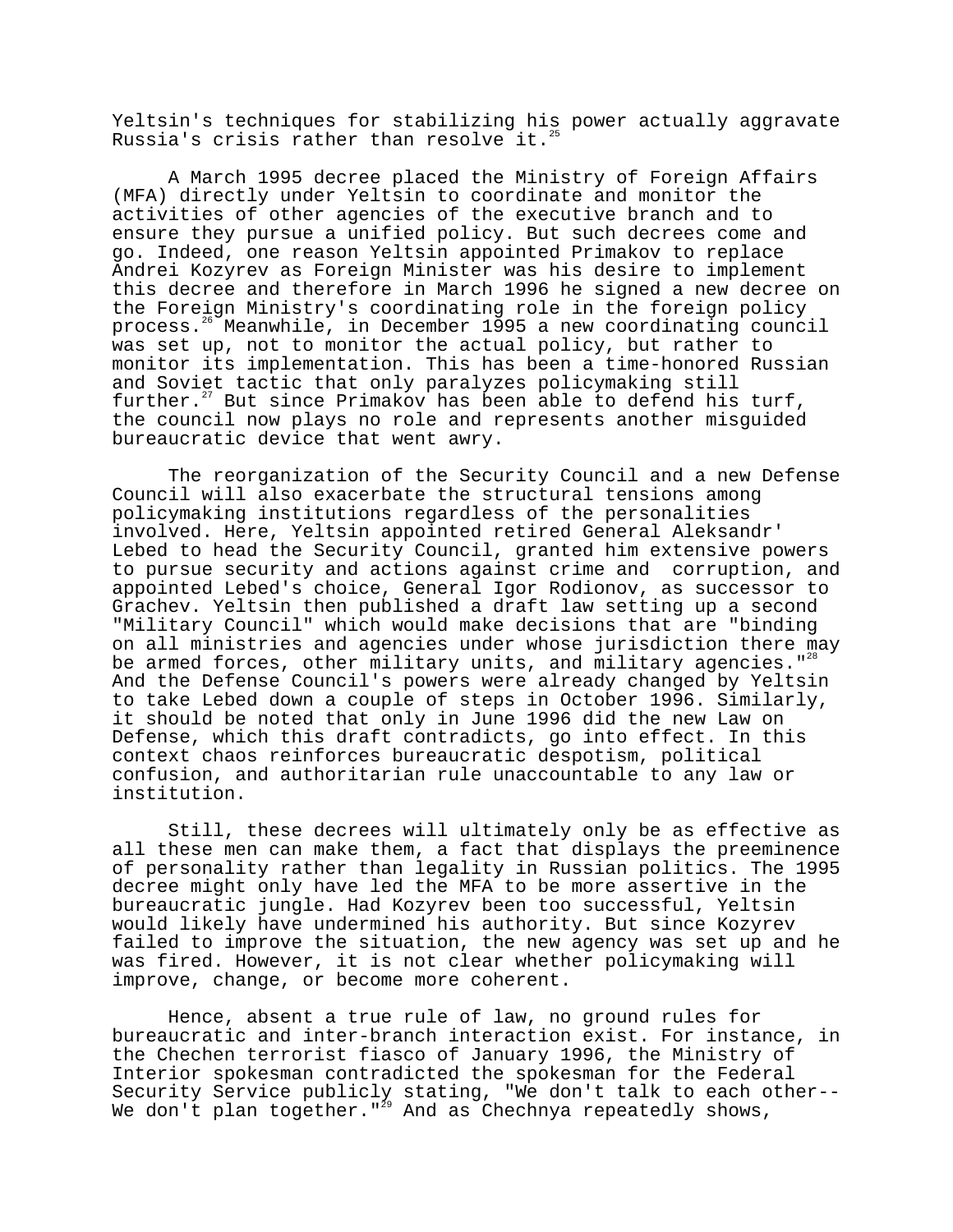Yeltsin's techniques for stabilizing his power actually aggravate Russia's crisis rather than resolve it.[25]

A March 1995 decree placed the Ministry of Foreign Affairs (MFA) directly under Yeltsin to coordinate and monitor the activities of other agencies of the executive branch and to ensure they pursue a unified policy. But such decrees come and go. Indeed, one reason Yeltsin appointed Primakov to replace Andrei Kozyrev as Foreign Minister was his desire to implement this decree and therefore in March 1996 he signed a new decree on the Foreign Ministry's coordinating role in the foreign policy process.[26] Meanwhile, in December 1995 a new coordinating council was set up, not to monitor the actual policy, but rather to monitor its implementation. This has been a time-honored Russian and Soviet tactic that only paralyzes policymaking still further.[27] But since Primakov has been able to defend his turf, the council now plays no role and represents another misguided bureaucratic device that went awry.

The reorganization of the Security Council and a new Defense Council will also exacerbate the structural tensions among policymaking institutions regardless of the personalities involved. Here, Yeltsin appointed retired General Aleksandr' Lebed to head the Security Council, granted him extensive powers to pursue security and actions against crime and corruption, and appointed Lebed's choice, General Igor Rodionov, as successor to Grachev. Yeltsin then published a draft law setting up a second "Military Council" which would make decisions that are "binding on all ministries and agencies under whose jurisdiction there may be armed forces, other military units, and military agencies."[28] And the Defense Council's powers were already changed by Yeltsin to take Lebed down a couple of steps in October 1996. Similarly, it should be noted that only in June 1996 did the new Law on Defense, which this draft contradicts, go into effect. In this context chaos reinforces bureaucratic despotism, political confusion, and authoritarian rule unaccountable to any law or institution.

Still, these decrees will ultimately only be as effective as all these men can make them, a fact that displays the preeminence of personality rather than legality in Russian politics. The 1995 decree might only have led the MFA to be more assertive in the bureaucratic jungle. Had Kozyrev been too successful, Yeltsin would likely have undermined his authority. But since Kozyrev failed to improve the situation, the new agency was set up and he was fired. However, it is not clear whether policymaking will improve, change, or become more coherent.

Hence, absent a true rule of law, no ground rules for bureaucratic and inter-branch interaction exist. For instance, in the Chechen terrorist fiasco of January 1996, the Ministry of Interior spokesman contradicted the spokesman for the Federal Security Service publicly stating, "We don't talk to each other--We don't plan together."[29] And as Chechnya repeatedly shows,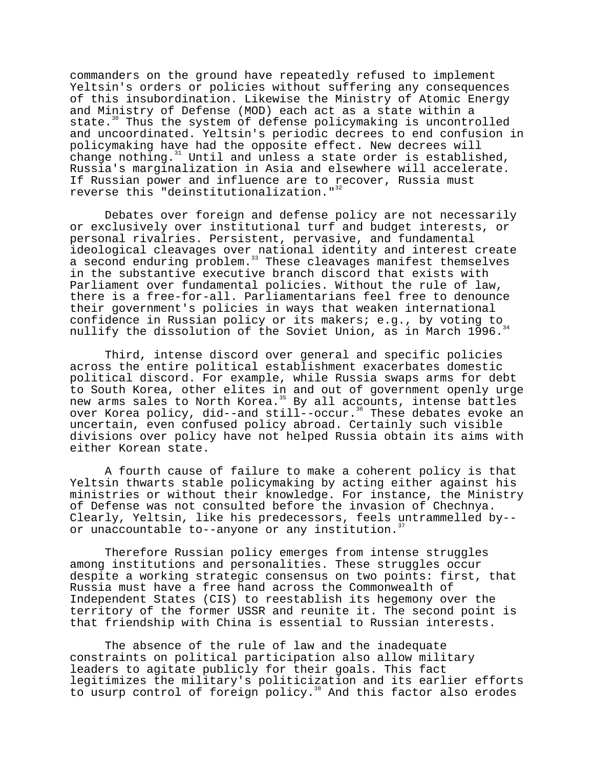commanders on the ground have repeatedly refused to implement Yeltsin's orders or policies without suffering any consequences of this insubordination. Likewise the Ministry of Atomic Energy and Ministry of Defense (MOD) each act as a state within a state.[30] Thus the system of defense policymaking is uncontrolled and uncoordinated. Yeltsin's periodic decrees to end confusion in policymaking have had the opposite effect. New decrees will change nothing.[31] Until and unless a state order is established, Russia's marginalization in Asia and elsewhere will accelerate. If Russian power and influence are to recover, Russia must reverse this "deinstitutionalization."[32]

Debates over foreign and defense policy are not necessarily or exclusively over institutional turf and budget interests, or personal rivalries. Persistent, pervasive, and fundamental ideological cleavages over national identity and interest create a second enduring problem.[33] These cleavages manifest themselves in the substantive executive branch discord that exists with Parliament over fundamental policies. Without the rule of law, there is a free-for-all. Parliamentarians feel free to denounce their government's policies in ways that weaken international confidence in Russian policy or its makers; e.g., by voting to nullify the dissolution of the Soviet Union, as in March 1996.[34]

Third, intense discord over general and specific policies across the entire political establishment exacerbates domestic political discord. For example, while Russia swaps arms for debt to South Korea, other elites in and out of government openly urge new arms sales to North Korea.[35] By all accounts, intense battles over Korea policy, did--and still--occur.[36] These debates evoke an uncertain, even confused policy abroad. Certainly such visible divisions over policy have not helped Russia obtain its aims with either Korean state.

A fourth cause of failure to make a coherent policy is that Yeltsin thwarts stable policymaking by acting either against his ministries or without their knowledge. For instance, the Ministry of Defense was not consulted before the invasion of Chechnya. Clearly, Yeltsin, like his predecessors, feels untrammelled by--or unaccountable to--anyone or any institution.[37]

Therefore Russian policy emerges from intense struggles among institutions and personalities. These struggles occur despite a working strategic consensus on two points: first, that Russia must have a free hand across the Commonwealth of Independent States (CIS) to reestablish its hegemony over the territory of the former USSR and reunite it. The second point is that friendship with China is essential to Russian interests.

The absence of the rule of law and the inadequate constraints on political participation also allow military leaders to agitate publicly for their goals. This fact legitimizes the military's politicization and its earlier efforts to usurp control of foreign policy.[38] And this factor also erodes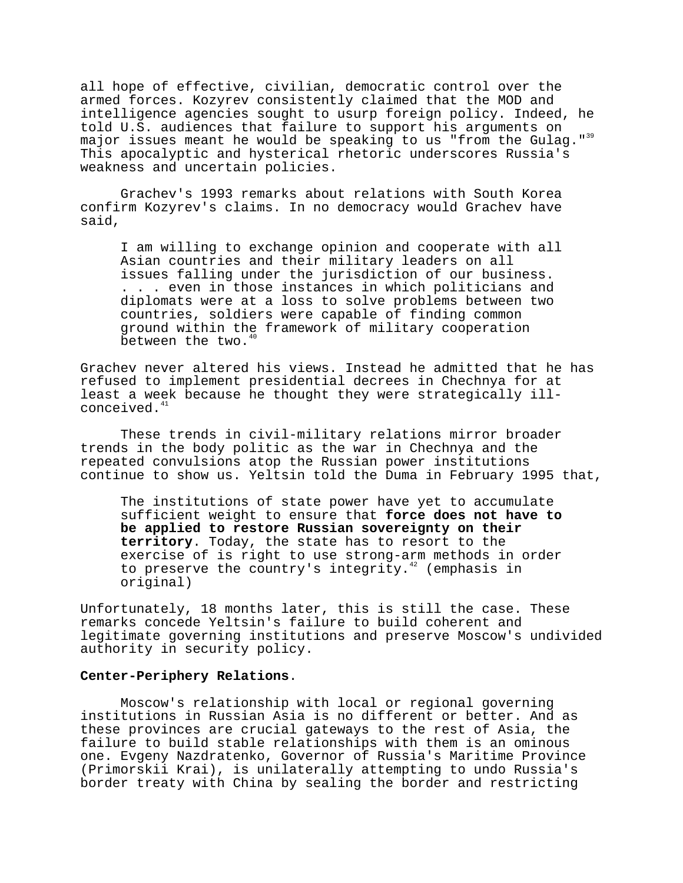all hope of effective, civilian, democratic control over the armed forces. Kozyrev consistently claimed that the MOD and intelligence agencies sought to usurp foreign policy. Indeed, he told U.S. audiences that failure to support his arguments on major issues meant he would be speaking to us "from the Gulag."[39] This apocalyptic and hysterical rhetoric underscores Russia's weakness and uncertain policies.

Grachev's 1993 remarks about relations with South Korea confirm Kozyrev's claims. In no democracy would Grachev have said,

> I am willing to exchange opinion and cooperate with all Asian countries and their military leaders on all issues falling under the jurisdiction of our business. . . . even in those instances in which politicians and diplomats were at a loss to solve problems between two countries, soldiers were capable of finding common ground within the framework of military cooperation between the two.[40]

Grachev never altered his views. Instead he admitted that he has refused to implement presidential decrees in Chechnya for at least a week because he thought they were strategically ill-conceived.[41]

These trends in civil-military relations mirror broader trends in the body politic as the war in Chechnya and the repeated convulsions atop the Russian power institutions continue to show us. Yeltsin told the Duma in February 1995 that,

> The institutions of state power have yet to accumulate sufficient weight to ensure that **force does not have to be applied to restore Russian sovereignty on their territory**. Today, the state has to resort to the exercise of is right to use strong-arm methods in order to preserve the country's integrity.[42] (emphasis in original)

Unfortunately, 18 months later, this is still the case. These remarks concede Yeltsin's failure to build coherent and legitimate governing institutions and preserve Moscow's undivided authority in security policy.

**Center-Periphery Relations**.

Moscow's relationship with local or regional governing institutions in Russian Asia is no different or better. And as these provinces are crucial gateways to the rest of Asia, the failure to build stable relationships with them is an ominous one. Evgeny Nazdratenko, Governor of Russia's Maritime Province (Primorskii Krai), is unilaterally attempting to undo Russia's border treaty with China by sealing the border and restricting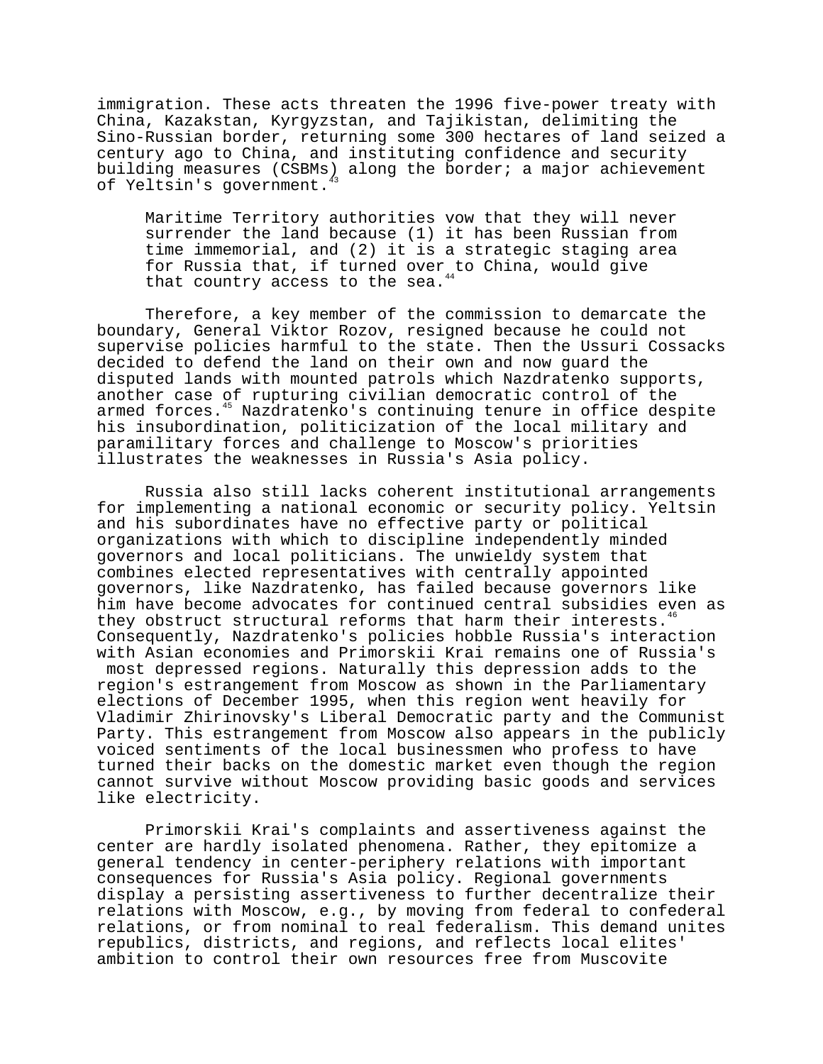immigration. These acts threaten the 1996 five-power treaty with China, Kazakstan, Kyrgyzstan, and Tajikistan, delimiting the Sino-Russian border, returning some 300 hectares of land seized a century ago to China, and instituting confidence and security building measures (CSBMs) along the border; a major achievement of Yeltsin's government.[43]

> Maritime Territory authorities vow that they will never surrender the land because (1) it has been Russian from time immemorial, and (2) it is a strategic staging area for Russia that, if turned over to China, would give that country access to the sea.[44]

Therefore, a key member of the commission to demarcate the boundary, General Viktor Rozov, resigned because he could not supervise policies harmful to the state. Then the Ussuri Cossacks decided to defend the land on their own and now guard the disputed lands with mounted patrols which Nazdratenko supports, another case of rupturing civilian democratic control of the armed forces.[45] Nazdratenko's continuing tenure in office despite his insubordination, politicization of the local military and paramilitary forces and challenge to Moscow's priorities illustrates the weaknesses in Russia's Asia policy.

Russia also still lacks coherent institutional arrangements for implementing a national economic or security policy. Yeltsin and his subordinates have no effective party or political organizations with which to discipline independently minded governors and local politicians. The unwieldy system that combines elected representatives with centrally appointed governors, like Nazdratenko, has failed because governors like him have become advocates for continued central subsidies even as they obstruct structural reforms that harm their interests.[46] Consequently, Nazdratenko's policies hobble Russia's interaction with Asian economies and Primorskii Krai remains one of Russia's most depressed regions. Naturally this depression adds to the region's estrangement from Moscow as shown in the Parliamentary elections of December 1995, when this region went heavily for Vladimir Zhirinovsky's Liberal Democratic party and the Communist Party. This estrangement from Moscow also appears in the publicly voiced sentiments of the local businessmen who profess to have turned their backs on the domestic market even though the region cannot survive without Moscow providing basic goods and services like electricity.

Primorskii Krai's complaints and assertiveness against the center are hardly isolated phenomena. Rather, they epitomize a general tendency in center-periphery relations with important consequences for Russia's Asia policy. Regional governments display a persisting assertiveness to further decentralize their relations with Moscow, e.g., by moving from federal to confederal relations, or from nominal to real federalism. This demand unites republics, districts, and regions, and reflects local elites' ambition to control their own resources free from Muscovite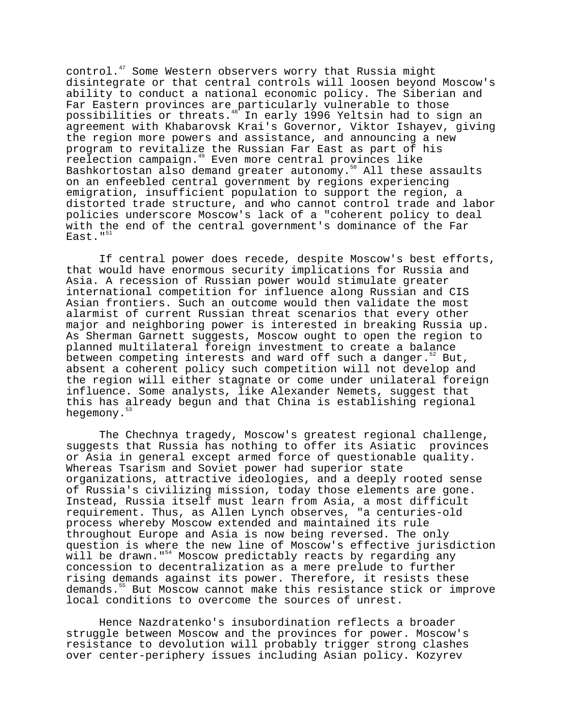control.[47] Some Western observers worry that Russia might disintegrate or that central controls will loosen beyond Moscow's ability to conduct a national economic policy. The Siberian and Far Eastern provinces are particularly vulnerable to those possibilities or threats.[48] In early 1996 Yeltsin had to sign an agreement with Khabarovsk Krai's Governor, Viktor Ishayev, giving the region more powers and assistance, and announcing a new program to revitalize the Russian Far East as part of his reelection campaign.[49] Even more central provinces like Bashkortostan also demand greater autonomy.[50] All these assaults on an enfeebled central government by regions experiencing emigration, insufficient population to support the region, a distorted trade structure, and who cannot control trade and labor policies underscore Moscow's lack of a "coherent policy to deal with the end of the central government's dominance of the Far East."[51]

If central power does recede, despite Moscow's best efforts, that would have enormous security implications for Russia and Asia. A recession of Russian power would stimulate greater international competition for influence along Russian and CIS Asian frontiers. Such an outcome would then validate the most alarmist of current Russian threat scenarios that every other major and neighboring power is interested in breaking Russia up. As Sherman Garnett suggests, Moscow ought to open the region to planned multilateral foreign investment to create a balance between competing interests and ward off such a danger.[52] But, absent a coherent policy such competition will not develop and the region will either stagnate or come under unilateral foreign influence. Some analysts, like Alexander Nemets, suggest that this has already begun and that China is establishing regional hegemony.[53]

The Chechnya tragedy, Moscow's greatest regional challenge, suggests that Russia has nothing to offer its Asiatic provinces or Asia in general except armed force of questionable quality. Whereas Tsarism and Soviet power had superior state organizations, attractive ideologies, and a deeply rooted sense of Russia's civilizing mission, today those elements are gone. Instead, Russia itself must learn from Asia, a most difficult requirement. Thus, as Allen Lynch observes, "a centuries-old process whereby Moscow extended and maintained its rule throughout Europe and Asia is now being reversed. The only question is where the new line of Moscow's effective jurisdiction will be drawn."[54] Moscow predictably reacts by regarding any concession to decentralization as a mere prelude to further rising demands against its power. Therefore, it resists these demands.[55] But Moscow cannot make this resistance stick or improve local conditions to overcome the sources of unrest.

Hence Nazdratenko's insubordination reflects a broader struggle between Moscow and the provinces for power. Moscow's resistance to devolution will probably trigger strong clashes over center-periphery issues including Asian policy. Kozyrev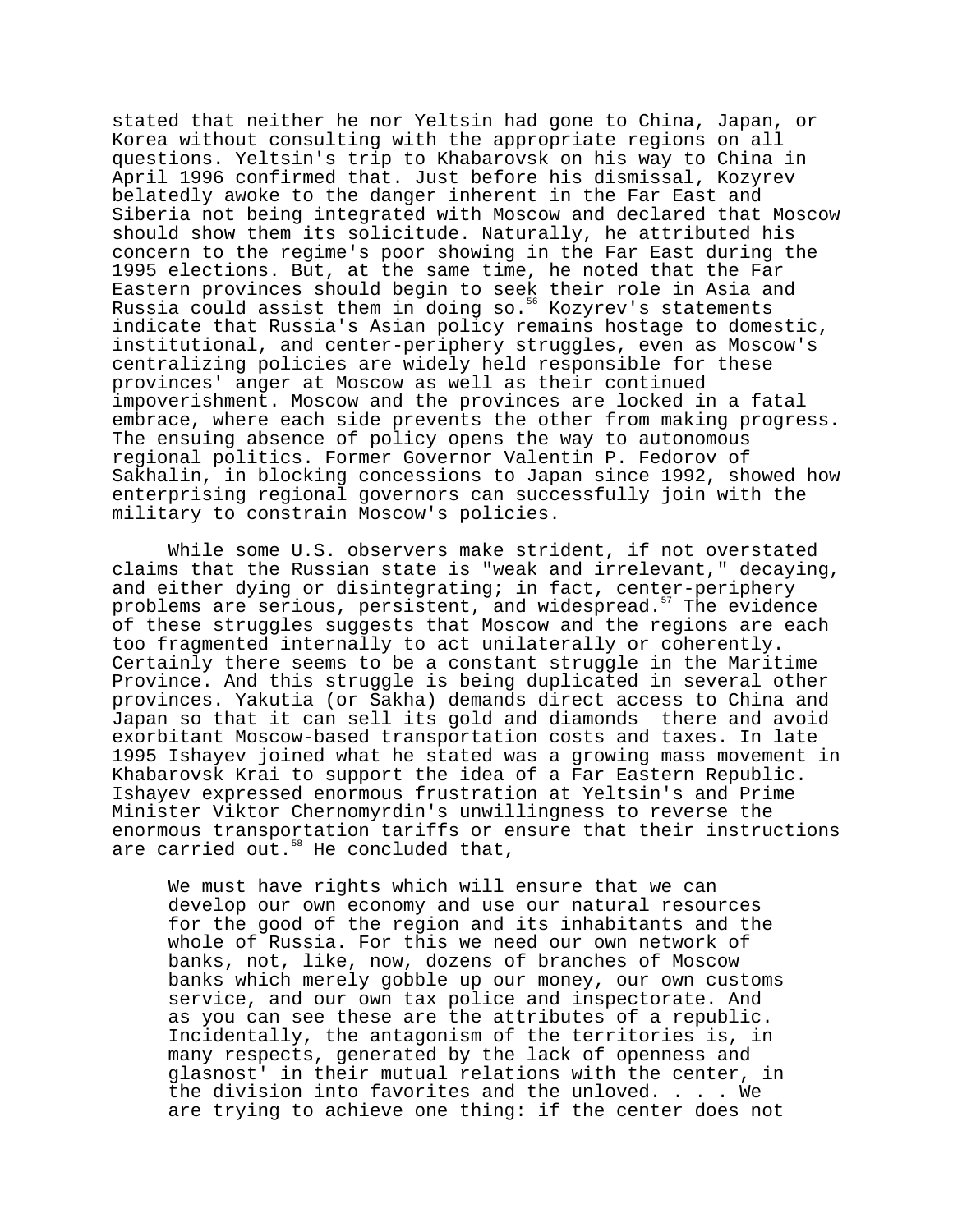stated that neither he nor Yeltsin had gone to China, Japan, or Korea without consulting with the appropriate regions on all questions. Yeltsin's trip to Khabarovsk on his way to China in April 1996 confirmed that. Just before his dismissal, Kozyrev belatedly awoke to the danger inherent in the Far East and Siberia not being integrated with Moscow and declared that Moscow should show them its solicitude. Naturally, he attributed his concern to the regime's poor showing in the Far East during the 1995 elections. But, at the same time, he noted that the Far Eastern provinces should begin to seek their role in Asia and Russia could assist them in doing so.[56] Kozyrev's statements indicate that Russia's Asian policy remains hostage to domestic, institutional, and center-periphery struggles, even as Moscow's centralizing policies are widely held responsible for these provinces' anger at Moscow as well as their continued impoverishment. Moscow and the provinces are locked in a fatal embrace, where each side prevents the other from making progress. The ensuing absence of policy opens the way to autonomous regional politics. Former Governor Valentin P. Fedorov of Sakhalin, in blocking concessions to Japan since 1992, showed how enterprising regional governors can successfully join with the military to constrain Moscow's policies.

While some U.S. observers make strident, if not overstated claims that the Russian state is "weak and irrelevant," decaying, and either dying or disintegrating; in fact, center-periphery problems are serious, persistent, and widespread.[57] The evidence of these struggles suggests that Moscow and the regions are each too fragmented internally to act unilaterally or coherently. Certainly there seems to be a constant struggle in the Maritime Province. And this struggle is being duplicated in several other provinces. Yakutia (or Sakha) demands direct access to China and Japan so that it can sell its gold and diamonds there and avoid exorbitant Moscow-based transportation costs and taxes. In late 1995 Ishayev joined what he stated was a growing mass movement in Khabarovsk Krai to support the idea of a Far Eastern Republic. Ishayev expressed enormous frustration at Yeltsin's and Prime Minister Viktor Chernomyrdin's unwillingness to reverse the enormous transportation tariffs or ensure that their instructions are carried out.[58] He concluded that,

> We must have rights which will ensure that we can develop our own economy and use our natural resources for the good of the region and its inhabitants and the whole of Russia. For this we need our own network of banks, not, like, now, dozens of branches of Moscow banks which merely gobble up our money, our own customs service, and our own tax police and inspectorate. And as you can see these are the attributes of a republic. Incidentally, the antagonism of the territories is, in many respects, generated by the lack of openness and glasnost' in their mutual relations with the center, in the division into favorites and the unloved. . . . We are trying to achieve one thing: if the center does not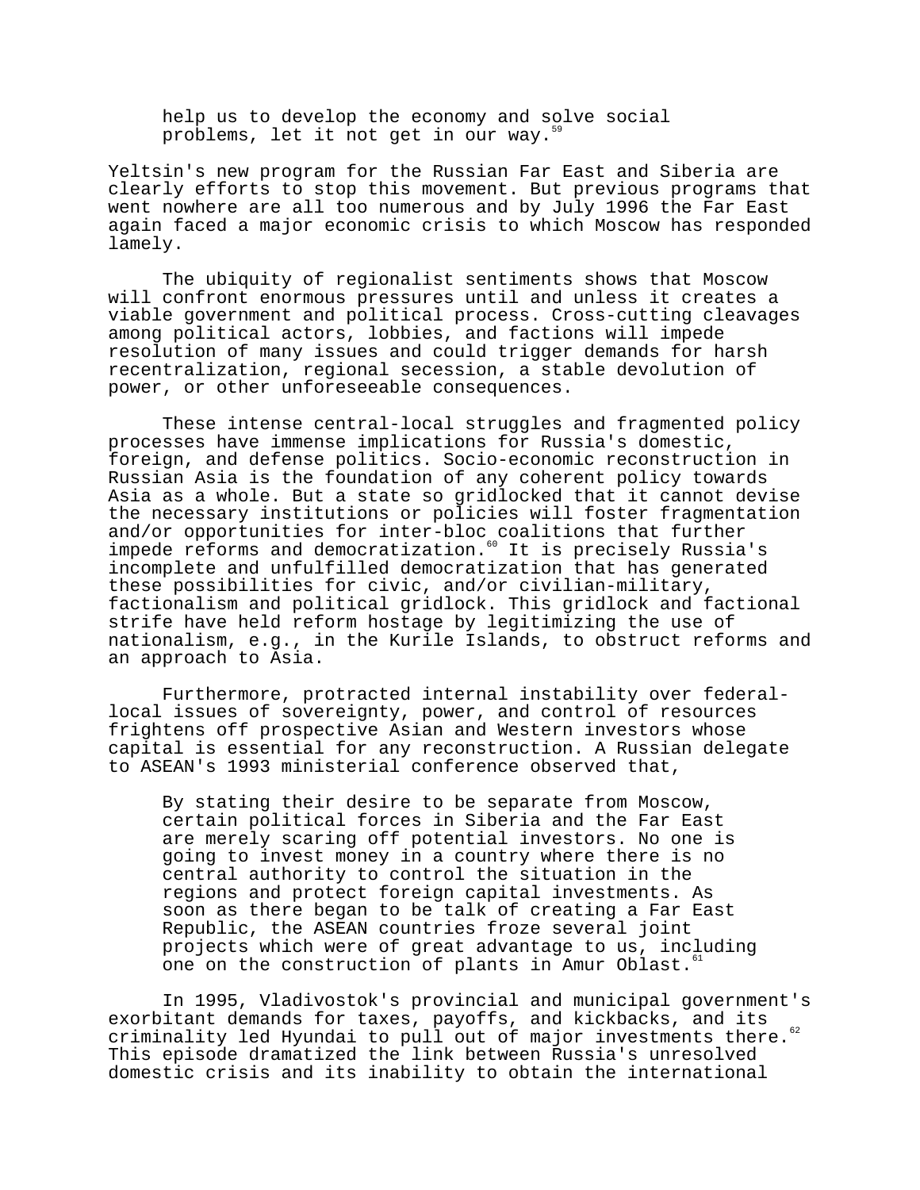> help us to develop the economy and solve social problems, let it not get in our way.[59]

Yeltsin's new program for the Russian Far East and Siberia are clearly efforts to stop this movement. But previous programs that went nowhere are all too numerous and by July 1996 the Far East again faced a major economic crisis to which Moscow has responded lamely.

The ubiquity of regionalist sentiments shows that Moscow will confront enormous pressures until and unless it creates a viable government and political process. Cross-cutting cleavages among political actors, lobbies, and factions will impede resolution of many issues and could trigger demands for harsh recentralization, regional secession, a stable devolution of power, or other unforeseeable consequences.

These intense central-local struggles and fragmented policy processes have immense implications for Russia's domestic, foreign, and defense politics. Socio-economic reconstruction in Russian Asia is the foundation of any coherent policy towards Asia as a whole. But a state so gridlocked that it cannot devise the necessary institutions or policies will foster fragmentation and/or opportunities for inter-bloc coalitions that further impede reforms and democratization.[60] It is precisely Russia's incomplete and unfulfilled democratization that has generated these possibilities for civic, and/or civilian-military, factionalism and political gridlock. This gridlock and factional strife have held reform hostage by legitimizing the use of nationalism, e.g., in the Kurile Islands, to obstruct reforms and an approach to Asia.

Furthermore, protracted internal instability over federal-local issues of sovereignty, power, and control of resources frightens off prospective Asian and Western investors whose capital is essential for any reconstruction. A Russian delegate to ASEAN's 1993 ministerial conference observed that,

> By stating their desire to be separate from Moscow, certain political forces in Siberia and the Far East are merely scaring off potential investors. No one is going to invest money in a country where there is no central authority to control the situation in the regions and protect foreign capital investments. As soon as there began to be talk of creating a Far East Republic, the ASEAN countries froze several joint projects which were of great advantage to us, including one on the construction of plants in Amur Oblast.[61]

In 1995, Vladivostok's provincial and municipal government's exorbitant demands for taxes, payoffs, and kickbacks, and its criminality led Hyundai to pull out of major investments there.[62] This episode dramatized the link between Russia's unresolved domestic crisis and its inability to obtain the international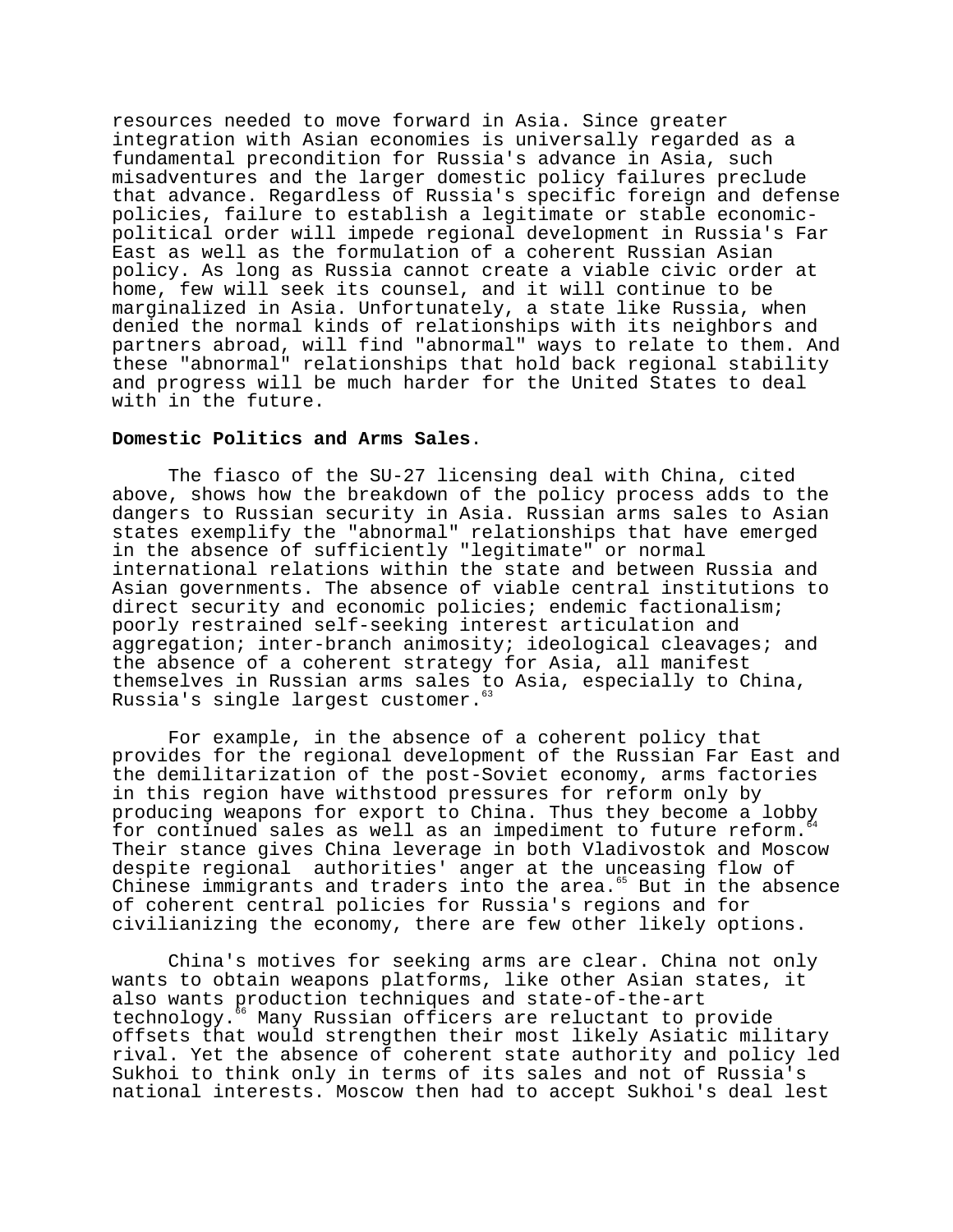resources needed to move forward in Asia. Since greater integration with Asian economies is universally regarded as a fundamental precondition for Russia's advance in Asia, such misadventures and the larger domestic policy failures preclude that advance. Regardless of Russia's specific foreign and defense policies, failure to establish a legitimate or stable economic-political order will impede regional development in Russia's Far East as well as the formulation of a coherent Russian Asian policy. As long as Russia cannot create a viable civic order at home, few will seek its counsel, and it will continue to be marginalized in Asia. Unfortunately, a state like Russia, when denied the normal kinds of relationships with its neighbors and partners abroad, will find "abnormal" ways to relate to them. And these "abnormal" relationships that hold back regional stability and progress will be much harder for the United States to deal with in the future.

**Domestic Politics and Arms Sales**.

The fiasco of the SU-27 licensing deal with China, cited above, shows how the breakdown of the policy process adds to the dangers to Russian security in Asia. Russian arms sales to Asian states exemplify the "abnormal" relationships that have emerged in the absence of sufficiently "legitimate" or normal international relations within the state and between Russia and Asian governments. The absence of viable central institutions to direct security and economic policies; endemic factionalism; poorly restrained self-seeking interest articulation and aggregation; inter-branch animosity; ideological cleavages; and the absence of a coherent strategy for Asia, all manifest themselves in Russian arms sales to Asia, especially to China, Russia's single largest customer.[63]

For example, in the absence of a coherent policy that provides for the regional development of the Russian Far East and the demilitarization of the post-Soviet economy, arms factories in this region have withstood pressures for reform only by producing weapons for export to China. Thus they become a lobby for continued sales as well as an impediment to future reform.[64] Their stance gives China leverage in both Vladivostok and Moscow despite regional authorities' anger at the unceasing flow of Chinese immigrants and traders into the area.[65] But in the absence of coherent central policies for Russia's regions and for civilianizing the economy, there are few other likely options.

China's motives for seeking arms are clear. China not only wants to obtain weapons platforms, like other Asian states, it also wants production techniques and state-of-the-art technology.[66] Many Russian officers are reluctant to provide offsets that would strengthen their most likely Asiatic military rival. Yet the absence of coherent state authority and policy led Sukhoi to think only in terms of its sales and not of Russia's national interests. Moscow then had to accept Sukhoi's deal lest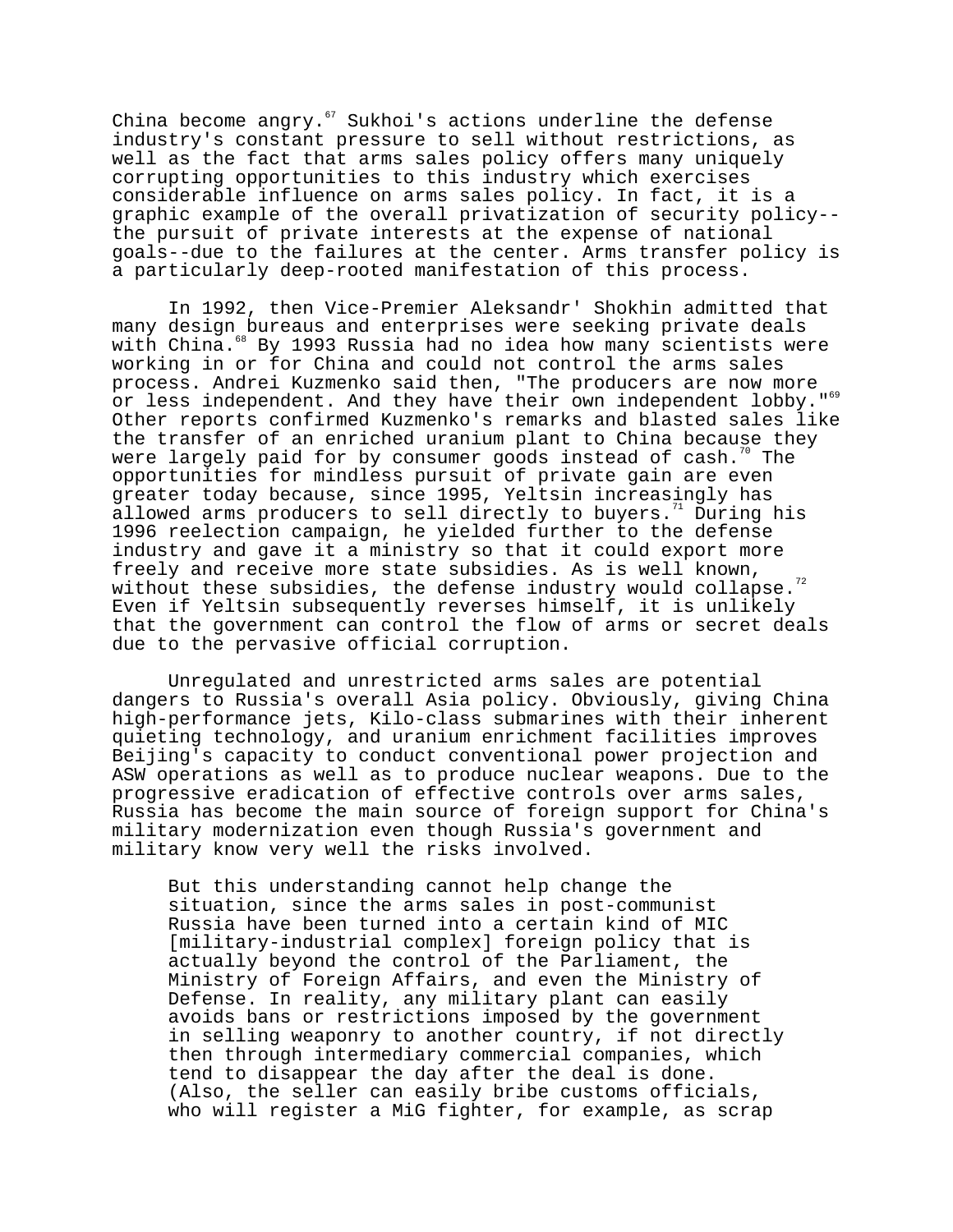China become angry.[67] Sukhoi's actions underline the defense industry's constant pressure to sell without restrictions, as well as the fact that arms sales policy offers many uniquely corrupting opportunities to this industry which exercises considerable influence on arms sales policy. In fact, it is a graphic example of the overall privatization of security policy--the pursuit of private interests at the expense of national goals--due to the failures at the center. Arms transfer policy is a particularly deep-rooted manifestation of this process.

In 1992, then Vice-Premier Aleksandr' Shokhin admitted that many design bureaus and enterprises were seeking private deals with China.[68] By 1993 Russia had no idea how many scientists were working in or for China and could not control the arms sales process. Andrei Kuzmenko said then, "The producers are now more or less independent. And they have their own independent lobby."[69] Other reports confirmed Kuzmenko's remarks and blasted sales like the transfer of an enriched uranium plant to China because they were largely paid for by consumer goods instead of cash.[70] The opportunities for mindless pursuit of private gain are even greater today because, since 1995, Yeltsin increasingly has allowed arms producers to sell directly to buyers.[71] During his 1996 reelection campaign, he yielded further to the defense industry and gave it a ministry so that it could export more freely and receive more state subsidies. As is well known, without these subsidies, the defense industry would collapse.[72] Even if Yeltsin subsequently reverses himself, it is unlikely that the government can control the flow of arms or secret deals due to the pervasive official corruption.

Unregulated and unrestricted arms sales are potential dangers to Russia's overall Asia policy. Obviously, giving China high-performance jets, Kilo-class submarines with their inherent quieting technology, and uranium enrichment facilities improves Beijing's capacity to conduct conventional power projection and ASW operations as well as to produce nuclear weapons. Due to the progressive eradication of effective controls over arms sales, Russia has become the main source of foreign support for China's military modernization even though Russia's government and military know very well the risks involved.

> But this understanding cannot help change the situation, since the arms sales in post-communist Russia have been turned into a certain kind of MIC [military-industrial complex] foreign policy that is actually beyond the control of the Parliament, the Ministry of Foreign Affairs, and even the Ministry of Defense. In reality, any military plant can easily avoids bans or restrictions imposed by the government in selling weaponry to another country, if not directly then through intermediary commercial companies, which tend to disappear the day after the deal is done. (Also, the seller can easily bribe customs officials, who will register a MiG fighter, for example, as scrap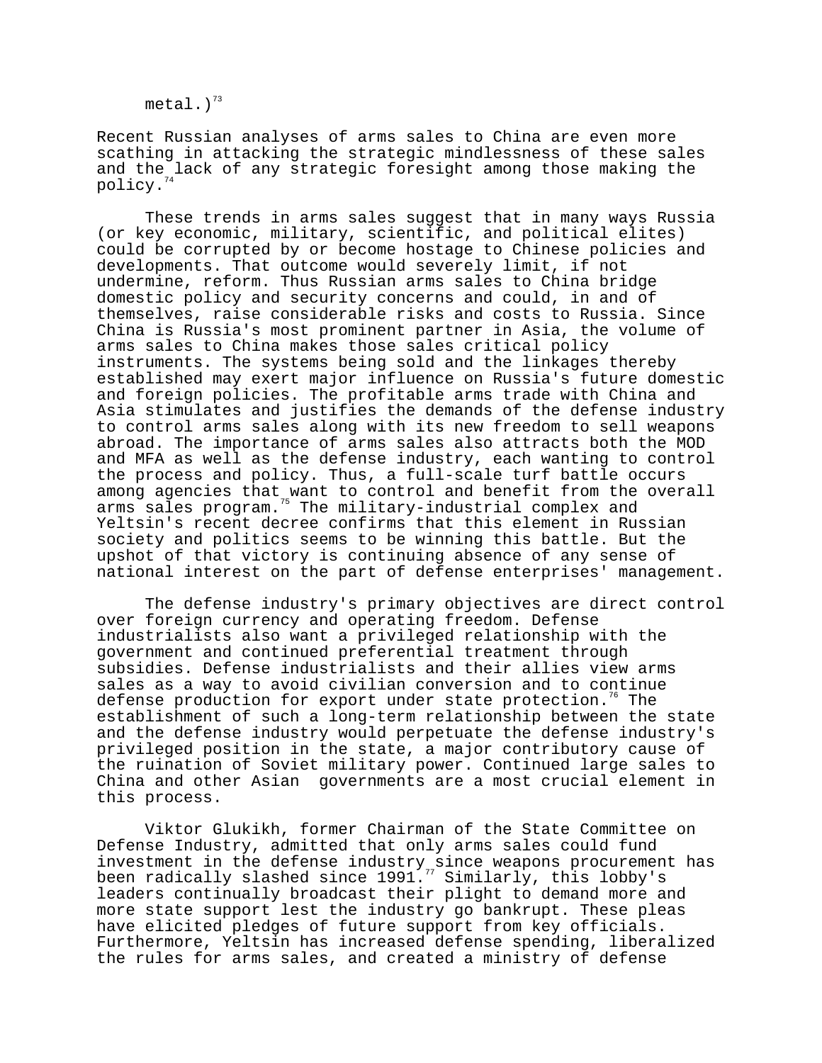metal.)[73]

Recent Russian analyses of arms sales to China are even more scathing in attacking the strategic mindlessness of these sales and the lack of any strategic foresight among those making the policy.[74]

These trends in arms sales suggest that in many ways Russia (or key economic, military, scientific, and political elites) could be corrupted by or become hostage to Chinese policies and developments. That outcome would severely limit, if not undermine, reform. Thus Russian arms sales to China bridge domestic policy and security concerns and could, in and of themselves, raise considerable risks and costs to Russia. Since China is Russia's most prominent partner in Asia, the volume of arms sales to China makes those sales critical policy instruments. The systems being sold and the linkages thereby established may exert major influence on Russia's future domestic and foreign policies. The profitable arms trade with China and Asia stimulates and justifies the demands of the defense industry to control arms sales along with its new freedom to sell weapons abroad. The importance of arms sales also attracts both the MOD and MFA as well as the defense industry, each wanting to control the process and policy. Thus, a full-scale turf battle occurs among agencies that want to control and benefit from the overall arms sales program.[75] The military-industrial complex and Yeltsin's recent decree confirms that this element in Russian society and politics seems to be winning this battle. But the upshot of that victory is continuing absence of any sense of national interest on the part of defense enterprises' management.

The defense industry's primary objectives are direct control over foreign currency and operating freedom. Defense industrialists also want a privileged relationship with the government and continued preferential treatment through subsidies. Defense industrialists and their allies view arms sales as a way to avoid civilian conversion and to continue defense production for export under state protection.[76] The establishment of such a long-term relationship between the state and the defense industry would perpetuate the defense industry's privileged position in the state, a major contributory cause of the ruination of Soviet military power. Continued large sales to China and other Asian governments are a most crucial element in this process.

Viktor Glukikh, former Chairman of the State Committee on Defense Industry, admitted that only arms sales could fund investment in the defense industry since weapons procurement has been radically slashed since 1991.[77] Similarly, this lobby's leaders continually broadcast their plight to demand more and more state support lest the industry go bankrupt. These pleas have elicited pledges of future support from key officials. Furthermore, Yeltsin has increased defense spending, liberalized the rules for arms sales, and created a ministry of defense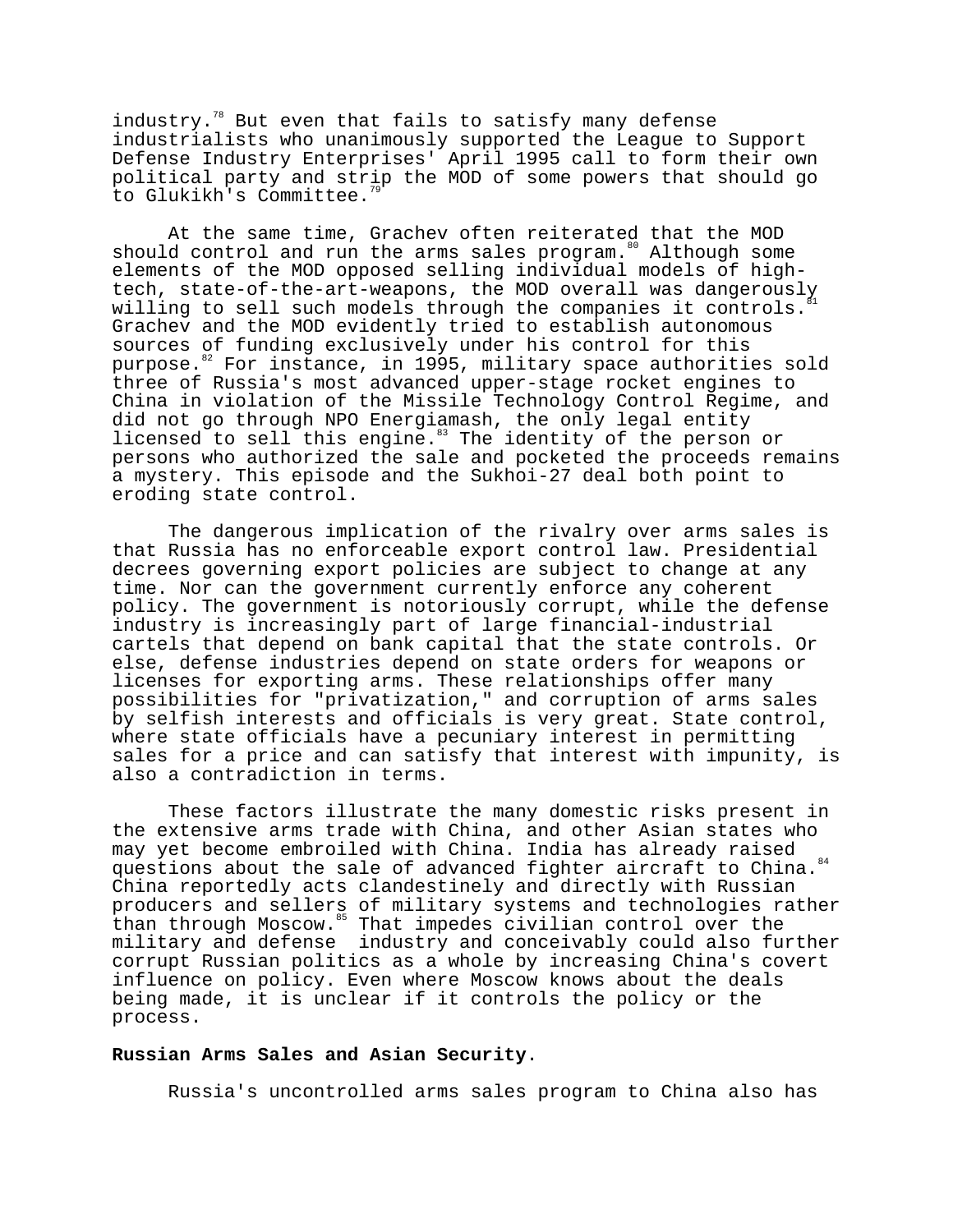industry.[78] But even that fails to satisfy many defense industrialists who unanimously supported the League to Support Defense Industry Enterprises' April 1995 call to form their own political party and strip the MOD of some powers that should go to Glukikh's Committee.[79]

At the same time, Grachev often reiterated that the MOD should control and run the arms sales program.[80] Although some elements of the MOD opposed selling individual models of high-tech, state-of-the-art-weapons, the MOD overall was dangerously willing to sell such models through the companies it controls.[81] Grachev and the MOD evidently tried to establish autonomous sources of funding exclusively under his control for this purpose.[82] For instance, in 1995, military space authorities sold three of Russia's most advanced upper-stage rocket engines to China in violation of the Missile Technology Control Regime, and did not go through NPO Energiamash, the only legal entity licensed to sell this engine.[83] The identity of the person or persons who authorized the sale and pocketed the proceeds remains a mystery. This episode and the Sukhoi-27 deal both point to eroding state control.

The dangerous implication of the rivalry over arms sales is that Russia has no enforceable export control law. Presidential decrees governing export policies are subject to change at any time. Nor can the government currently enforce any coherent policy. The government is notoriously corrupt, while the defense industry is increasingly part of large financial-industrial cartels that depend on bank capital that the state controls. Or else, defense industries depend on state orders for weapons or licenses for exporting arms. These relationships offer many possibilities for "privatization," and corruption of arms sales by selfish interests and officials is very great. State control, where state officials have a pecuniary interest in permitting sales for a price and can satisfy that interest with impunity, is also a contradiction in terms.

These factors illustrate the many domestic risks present in the extensive arms trade with China, and other Asian states who may yet become embroiled with China. India has already raised questions about the sale of advanced fighter aircraft to China.[84] China reportedly acts clandestinely and directly with Russian producers and sellers of military systems and technologies rather than through Moscow.[85] That impedes civilian control over the military and defense industry and conceivably could also further corrupt Russian politics as a whole by increasing China's covert influence on policy. Even where Moscow knows about the deals being made, it is unclear if it controls the policy or the process.

**Russian Arms Sales and Asian Security**.

Russia's uncontrolled arms sales program to China also has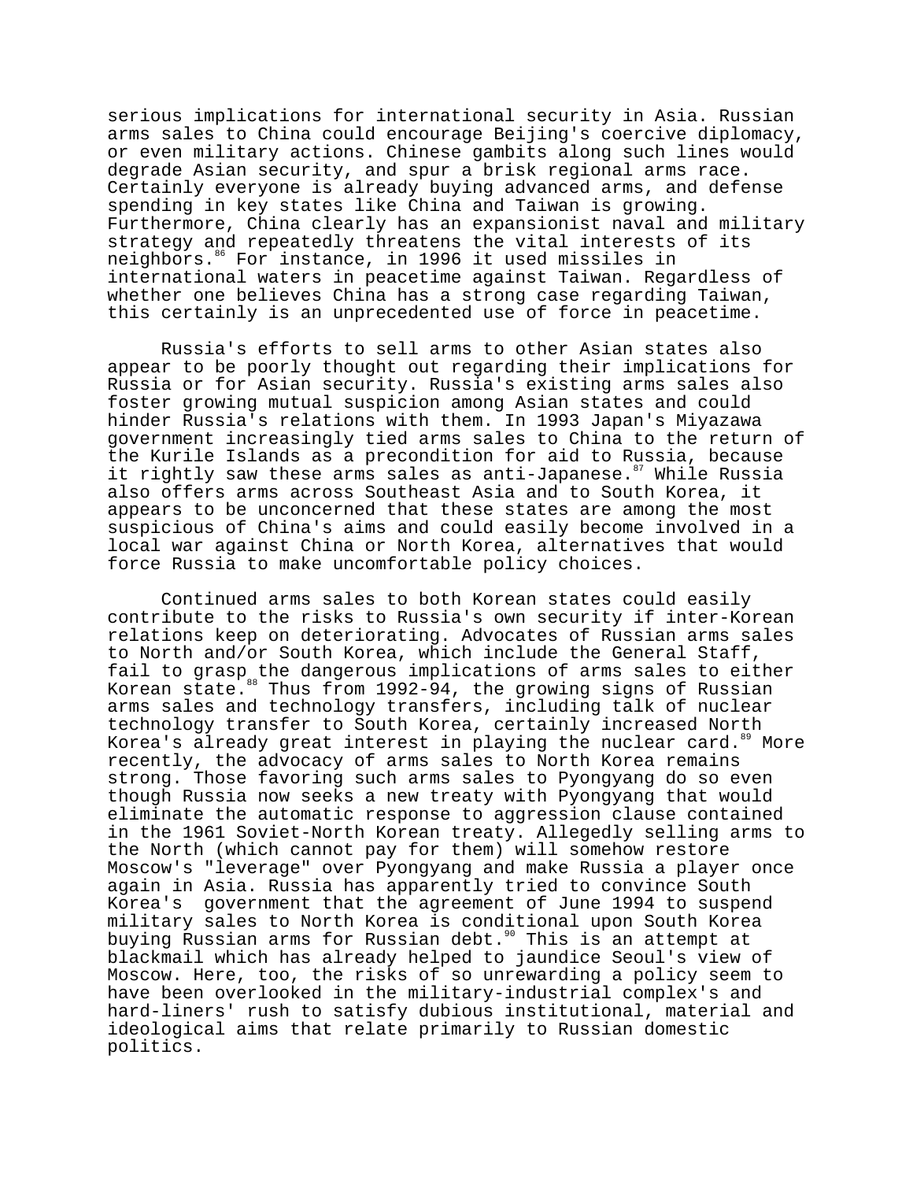serious implications for international security in Asia. Russian arms sales to China could encourage Beijing's coercive diplomacy, or even military actions. Chinese gambits along such lines would degrade Asian security, and spur a brisk regional arms race. Certainly everyone is already buying advanced arms, and defense spending in key states like China and Taiwan is growing. Furthermore, China clearly has an expansionist naval and military strategy and repeatedly threatens the vital interests of its neighbors.[86] For instance, in 1996 it used missiles in international waters in peacetime against Taiwan. Regardless of whether one believes China has a strong case regarding Taiwan, this certainly is an unprecedented use of force in peacetime.

Russia's efforts to sell arms to other Asian states also appear to be poorly thought out regarding their implications for Russia or for Asian security. Russia's existing arms sales also foster growing mutual suspicion among Asian states and could hinder Russia's relations with them. In 1993 Japan's Miyazawa government increasingly tied arms sales to China to the return of the Kurile Islands as a precondition for aid to Russia, because it rightly saw these arms sales as anti-Japanese.[87] While Russia also offers arms across Southeast Asia and to South Korea, it appears to be unconcerned that these states are among the most suspicious of China's aims and could easily become involved in a local war against China or North Korea, alternatives that would force Russia to make uncomfortable policy choices.

Continued arms sales to both Korean states could easily contribute to the risks to Russia's own security if inter-Korean relations keep on deteriorating. Advocates of Russian arms sales to North and/or South Korea, which include the General Staff, fail to grasp the dangerous implications of arms sales to either Korean state.[88] Thus from 1992-94, the growing signs of Russian arms sales and technology transfers, including talk of nuclear technology transfer to South Korea, certainly increased North Korea's already great interest in playing the nuclear card.[89] More recently, the advocacy of arms sales to North Korea remains strong. Those favoring such arms sales to Pyongyang do so even though Russia now seeks a new treaty with Pyongyang that would eliminate the automatic response to aggression clause contained in the 1961 Soviet-North Korean treaty. Allegedly selling arms to the North (which cannot pay for them) will somehow restore Moscow's "leverage" over Pyongyang and make Russia a player once again in Asia. Russia has apparently tried to convince South Korea's government that the agreement of June 1994 to suspend military sales to North Korea is conditional upon South Korea buying Russian arms for Russian debt.[90] This is an attempt at blackmail which has already helped to jaundice Seoul's view of Moscow. Here, too, the risks of so unrewarding a policy seem to have been overlooked in the military-industrial complex's and hard-liners' rush to satisfy dubious institutional, material and ideological aims that relate primarily to Russian domestic politics.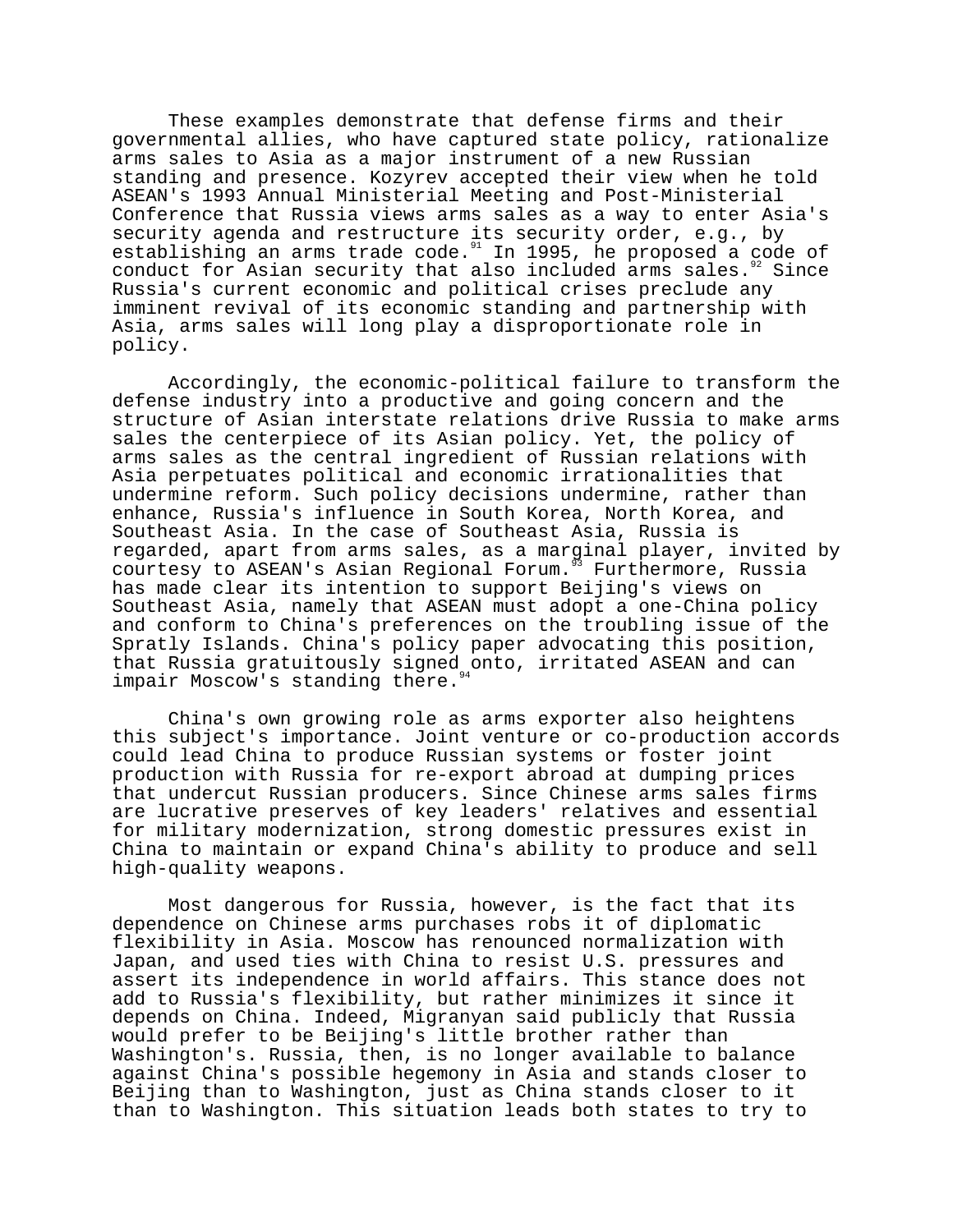These examples demonstrate that defense firms and their governmental allies, who have captured state policy, rationalize arms sales to Asia as a major instrument of a new Russian standing and presence. Kozyrev accepted their view when he told ASEAN's 1993 Annual Ministerial Meeting and Post-Ministerial Conference that Russia views arms sales as a way to enter Asia's security agenda and restructure its security order, e.g., by establishing an arms trade code.[91] In 1995, he proposed a code of conduct for Asian security that also included arms sales.[92] Since Russia's current economic and political crises preclude any imminent revival of its economic standing and partnership with Asia, arms sales will long play a disproportionate role in policy.

Accordingly, the economic-political failure to transform the defense industry into a productive and going concern and the structure of Asian interstate relations drive Russia to make arms sales the centerpiece of its Asian policy. Yet, the policy of arms sales as the central ingredient of Russian relations with Asia perpetuates political and economic irrationalities that undermine reform. Such policy decisions undermine, rather than enhance, Russia's influence in South Korea, North Korea, and Southeast Asia. In the case of Southeast Asia, Russia is regarded, apart from arms sales, as a marginal player, invited by courtesy to ASEAN's Asian Regional Forum.[93] Furthermore, Russia has made clear its intention to support Beijing's views on Southeast Asia, namely that ASEAN must adopt a one-China policy and conform to China's preferences on the troubling issue of the Spratly Islands. China's policy paper advocating this position, that Russia gratuitously signed onto, irritated ASEAN and can impair Moscow's standing there.[94]

China's own growing role as arms exporter also heightens this subject's importance. Joint venture or co-production accords could lead China to produce Russian systems or foster joint production with Russia for re-export abroad at dumping prices that undercut Russian producers. Since Chinese arms sales firms are lucrative preserves of key leaders' relatives and essential for military modernization, strong domestic pressures exist in China to maintain or expand China's ability to produce and sell high-quality weapons.

Most dangerous for Russia, however, is the fact that its dependence on Chinese arms purchases robs it of diplomatic flexibility in Asia. Moscow has renounced normalization with Japan, and used ties with China to resist U.S. pressures and assert its independence in world affairs. This stance does not add to Russia's flexibility, but rather minimizes it since it depends on China. Indeed, Migranyan said publicly that Russia would prefer to be Beijing's little brother rather than Washington's. Russia, then, is no longer available to balance against China's possible hegemony in Asia and stands closer to Beijing than to Washington, just as China stands closer to it than to Washington. This situation leads both states to try to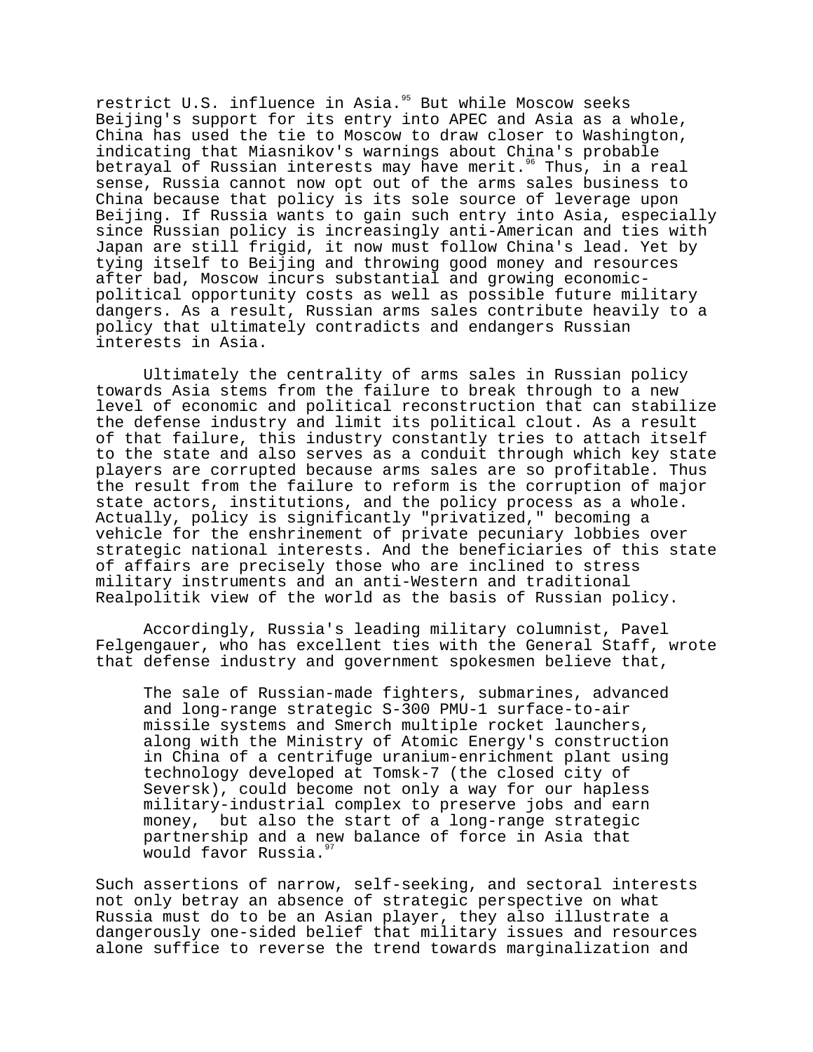restrict U.S. influence in Asia.[95] But while Moscow seeks Beijing's support for its entry into APEC and Asia as a whole, China has used the tie to Moscow to draw closer to Washington, indicating that Miasnikov's warnings about China's probable betrayal of Russian interests may have merit.[96] Thus, in a real sense, Russia cannot now opt out of the arms sales business to China because that policy is its sole source of leverage upon Beijing. If Russia wants to gain such entry into Asia, especially since Russian policy is increasingly anti-American and ties with Japan are still frigid, it now must follow China's lead. Yet by tying itself to Beijing and throwing good money and resources after bad, Moscow incurs substantial and growing economic-political opportunity costs as well as possible future military dangers. As a result, Russian arms sales contribute heavily to a policy that ultimately contradicts and endangers Russian interests in Asia.

Ultimately the centrality of arms sales in Russian policy towards Asia stems from the failure to break through to a new level of economic and political reconstruction that can stabilize the defense industry and limit its political clout. As a result of that failure, this industry constantly tries to attach itself to the state and also serves as a conduit through which key state players are corrupted because arms sales are so profitable. Thus the result from the failure to reform is the corruption of major state actors, institutions, and the policy process as a whole. Actually, policy is significantly "privatized," becoming a vehicle for the enshrinement of private pecuniary lobbies over strategic national interests. And the beneficiaries of this state of affairs are precisely those who are inclined to stress military instruments and an anti-Western and traditional Realpolitik view of the world as the basis of Russian policy.

Accordingly, Russia's leading military columnist, Pavel Felgengauer, who has excellent ties with the General Staff, wrote that defense industry and government spokesmen believe that,

> The sale of Russian-made fighters, submarines, advanced and long-range strategic S-300 PMU-1 surface-to-air missile systems and Smerch multiple rocket launchers, along with the Ministry of Atomic Energy's construction in China of a centrifuge uranium-enrichment plant using technology developed at Tomsk-7 (the closed city of Seversk), could become not only a way for our hapless military-industrial complex to preserve jobs and earn money, but also the start of a long-range strategic partnership and a new balance of force in Asia that would favor Russia.[97]

Such assertions of narrow, self-seeking, and sectoral interests not only betray an absence of strategic perspective on what Russia must do to be an Asian player, they also illustrate a dangerously one-sided belief that military issues and resources alone suffice to reverse the trend towards marginalization and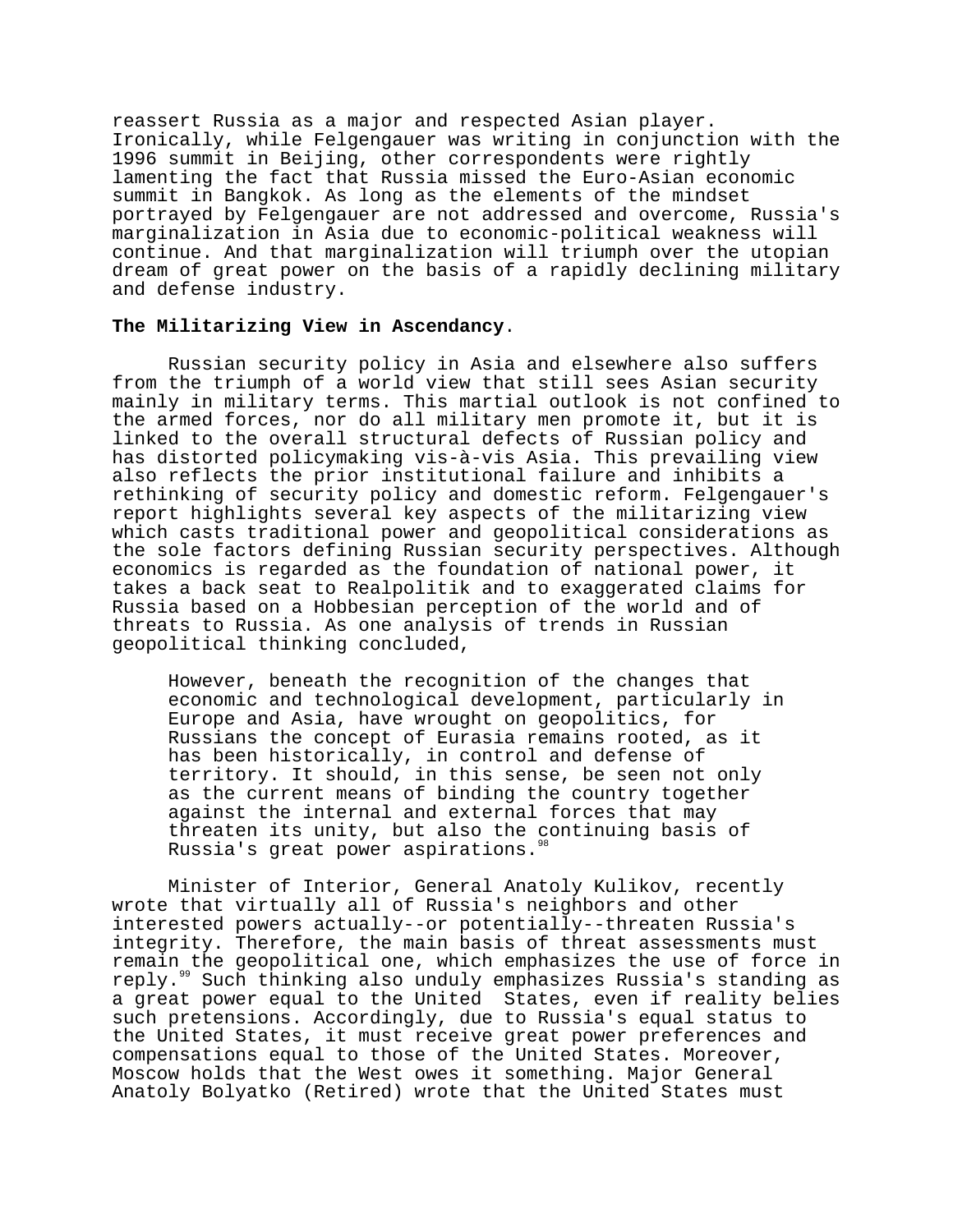reassert Russia as a major and respected Asian player. Ironically, while Felgengauer was writing in conjunction with the 1996 summit in Beijing, other correspondents were rightly lamenting the fact that Russia missed the Euro-Asian economic summit in Bangkok. As long as the elements of the mindset portrayed by Felgengauer are not addressed and overcome, Russia's marginalization in Asia due to economic-political weakness will continue. And that marginalization will triumph over the utopian dream of great power on the basis of a rapidly declining military and defense industry.

**The Militarizing View in Ascendancy**.

Russian security policy in Asia and elsewhere also suffers from the triumph of a world view that still sees Asian security mainly in military terms. This martial outlook is not confined to the armed forces, nor do all military men promote it, but it is linked to the overall structural defects of Russian policy and has distorted policymaking vis-à-vis Asia. This prevailing view also reflects the prior institutional failure and inhibits a rethinking of security policy and domestic reform. Felgengauer's report highlights several key aspects of the militarizing view which casts traditional power and geopolitical considerations as the sole factors defining Russian security perspectives. Although economics is regarded as the foundation of national power, it takes a back seat to Realpolitik and to exaggerated claims for Russia based on a Hobbesian perception of the world and of threats to Russia. As one analysis of trends in Russian geopolitical thinking concluded,

> However, beneath the recognition of the changes that economic and technological development, particularly in Europe and Asia, have wrought on geopolitics, for Russians the concept of Eurasia remains rooted, as it has been historically, in control and defense of territory. It should, in this sense, be seen not only as the current means of binding the country together against the internal and external forces that may threaten its unity, but also the continuing basis of Russia's great power aspirations.[98]

Minister of Interior, General Anatoly Kulikov, recently wrote that virtually all of Russia's neighbors and other interested powers actually--or potentially--threaten Russia's integrity. Therefore, the main basis of threat assessments must remain the geopolitical one, which emphasizes the use of force in reply.[99] Such thinking also unduly emphasizes Russia's standing as a great power equal to the United States, even if reality belies such pretensions. Accordingly, due to Russia's equal status to the United States, it must receive great power preferences and compensations equal to those of the United States. Moreover, Moscow holds that the West owes it something. Major General Anatoly Bolyatko (Retired) wrote that the United States must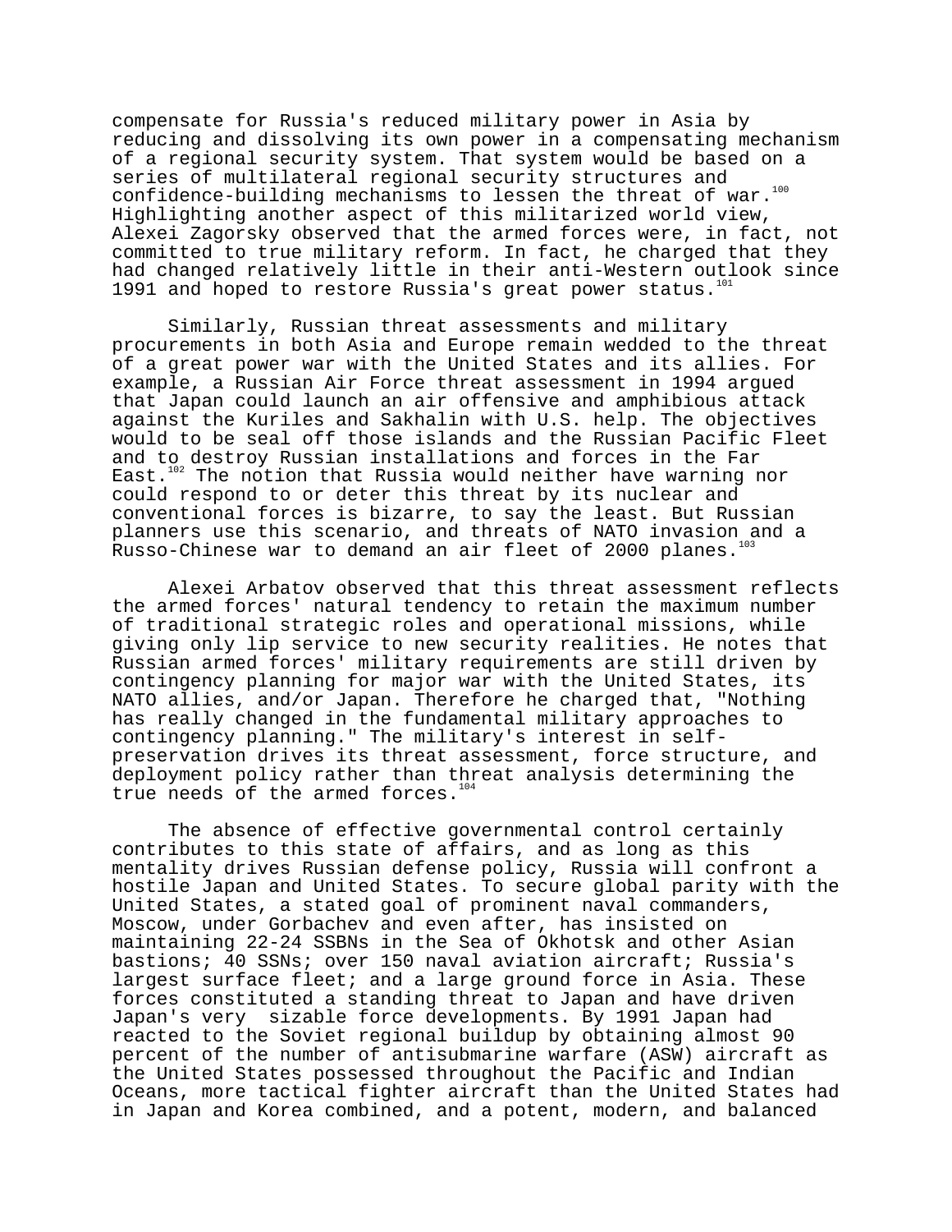compensate for Russia's reduced military power in Asia by reducing and dissolving its own power in a compensating mechanism of a regional security system. That system would be based on a series of multilateral regional security structures and confidence-building mechanisms to lessen the threat of war.[100] Highlighting another aspect of this militarized world view, Alexei Zagorsky observed that the armed forces were, in fact, not committed to true military reform. In fact, he charged that they had changed relatively little in their anti-Western outlook since 1991 and hoped to restore Russia's great power status.[101]

Similarly, Russian threat assessments and military procurements in both Asia and Europe remain wedded to the threat of a great power war with the United States and its allies. For example, a Russian Air Force threat assessment in 1994 argued that Japan could launch an air offensive and amphibious attack against the Kuriles and Sakhalin with U.S. help. The objectives would to be seal off those islands and the Russian Pacific Fleet and to destroy Russian installations and forces in the Far East.[102] The notion that Russia would neither have warning nor could respond to or deter this threat by its nuclear and conventional forces is bizarre, to say the least. But Russian planners use this scenario, and threats of NATO invasion and a Russo-Chinese war to demand an air fleet of 2000 planes.[103]

Alexei Arbatov observed that this threat assessment reflects the armed forces' natural tendency to retain the maximum number of traditional strategic roles and operational missions, while giving only lip service to new security realities. He notes that Russian armed forces' military requirements are still driven by contingency planning for major war with the United States, its NATO allies, and/or Japan. Therefore he charged that, "Nothing has really changed in the fundamental military approaches to contingency planning." The military's interest in self-preservation drives its threat assessment, force structure, and deployment policy rather than threat analysis determining the true needs of the armed forces.[104]

The absence of effective governmental control certainly contributes to this state of affairs, and as long as this mentality drives Russian defense policy, Russia will confront a hostile Japan and United States. To secure global parity with the United States, a stated goal of prominent naval commanders, Moscow, under Gorbachev and even after, has insisted on maintaining 22-24 SSBNs in the Sea of Okhotsk and other Asian bastions; 40 SSNs; over 150 naval aviation aircraft; Russia's largest surface fleet; and a large ground force in Asia. These forces constituted a standing threat to Japan and have driven Japan's very sizable force developments. By 1991 Japan had reacted to the Soviet regional buildup by obtaining almost 90 percent of the number of antisubmarine warfare (ASW) aircraft as the United States possessed throughout the Pacific and Indian Oceans, more tactical fighter aircraft than the United States had in Japan and Korea combined, and a potent, modern, and balanced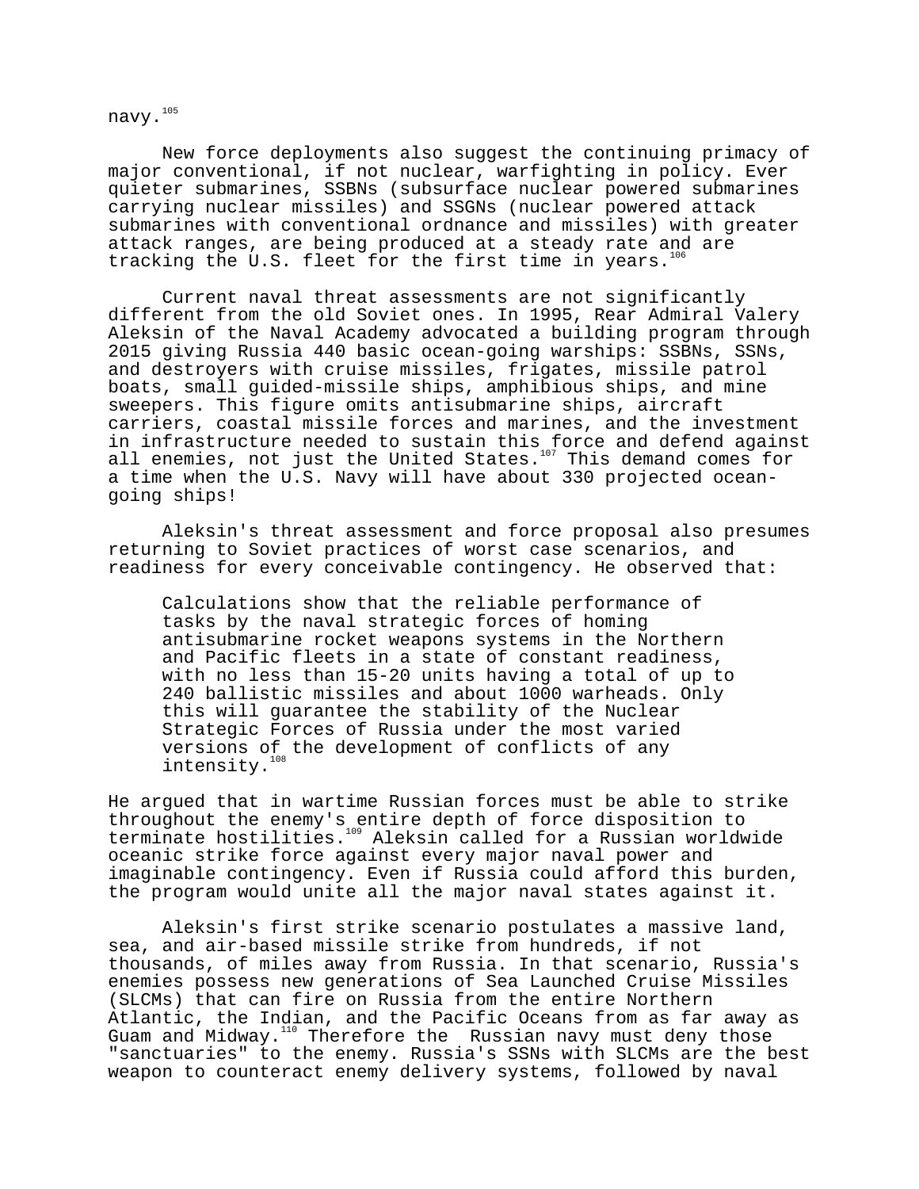navy.[105]

New force deployments also suggest the continuing primacy of major conventional, if not nuclear, warfighting in policy. Ever quieter submarines, SSBNs (subsurface nuclear powered submarines carrying nuclear missiles) and SSGNs (nuclear powered attack submarines with conventional ordnance and missiles) with greater attack ranges, are being produced at a steady rate and are tracking the U.S. fleet for the first time in years.[106]

Current naval threat assessments are not significantly different from the old Soviet ones. In 1995, Rear Admiral Valery Aleksin of the Naval Academy advocated a building program through 2015 giving Russia 440 basic ocean-going warships: SSBNs, SSNs, and destroyers with cruise missiles, frigates, missile patrol boats, small guided-missile ships, amphibious ships, and mine sweepers. This figure omits antisubmarine ships, aircraft carriers, coastal missile forces and marines, and the investment in infrastructure needed to sustain this force and defend against all enemies, not just the United States.[107] This demand comes for a time when the U.S. Navy will have about 330 projected ocean-going ships!

Aleksin's threat assessment and force proposal also presumes returning to Soviet practices of worst case scenarios, and readiness for every conceivable contingency. He observed that:

> Calculations show that the reliable performance of tasks by the naval strategic forces of homing antisubmarine rocket weapons systems in the Northern and Pacific fleets in a state of constant readiness, with no less than 15-20 units having a total of up to 240 ballistic missiles and about 1000 warheads. Only this will guarantee the stability of the Nuclear Strategic Forces of Russia under the most varied versions of the development of conflicts of any intensity.[108]

He argued that in wartime Russian forces must be able to strike throughout the enemy's entire depth of force disposition to terminate hostilities.[109] Aleksin called for a Russian worldwide oceanic strike force against every major naval power and imaginable contingency. Even if Russia could afford this burden, the program would unite all the major naval states against it.

Aleksin's first strike scenario postulates a massive land, sea, and air-based missile strike from hundreds, if not thousands, of miles away from Russia. In that scenario, Russia's enemies possess new generations of Sea Launched Cruise Missiles (SLCMs) that can fire on Russia from the entire Northern Atlantic, the Indian, and the Pacific Oceans from as far away as Guam and Midway.[110] Therefore the Russian navy must deny those "sanctuaries" to the enemy. Russia's SSNs with SLCMs are the best weapon to counteract enemy delivery systems, followed by naval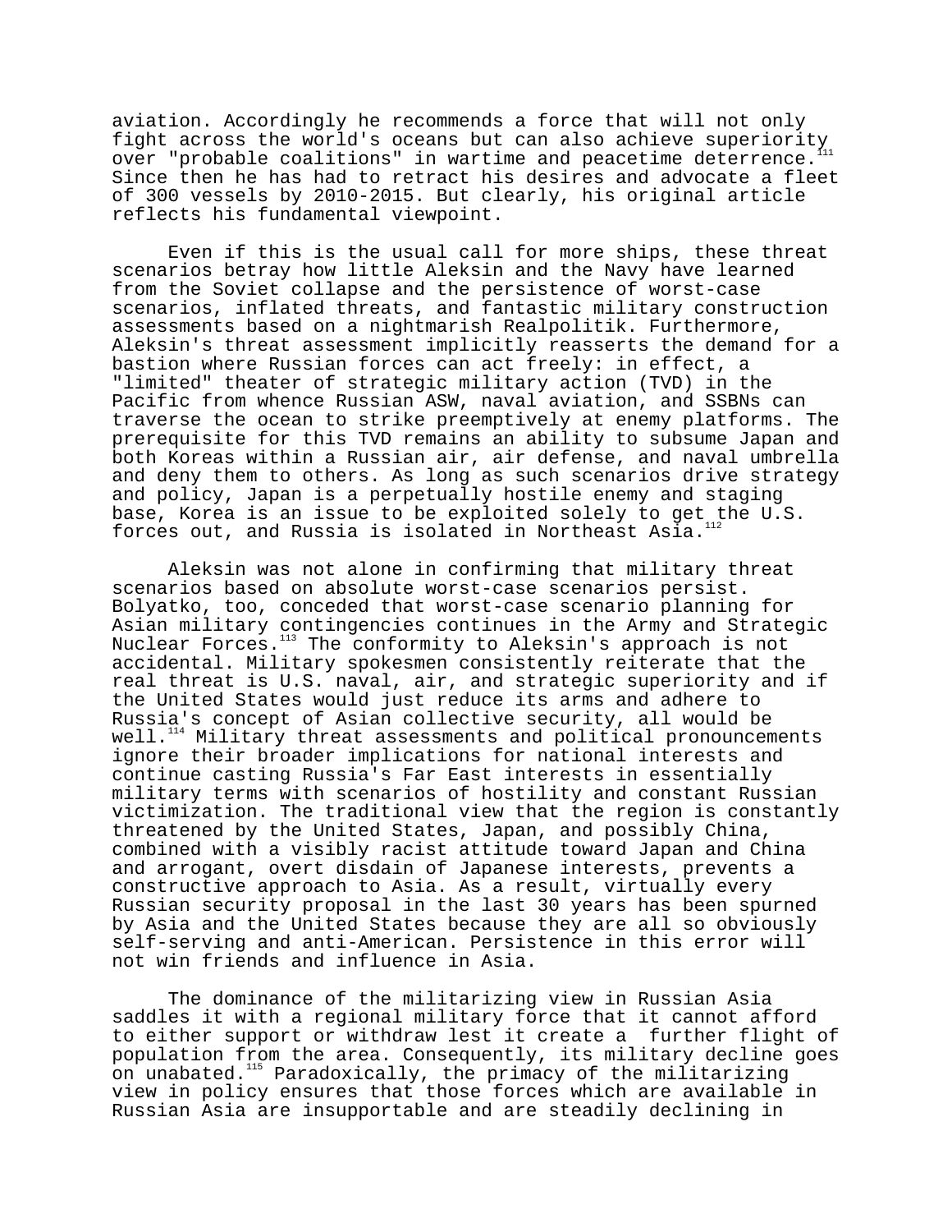aviation. Accordingly he recommends a force that will not only fight across the world's oceans but can also achieve superiority over "probable coalitions" in wartime and peacetime deterrence.[111] Since then he has had to retract his desires and advocate a fleet of 300 vessels by 2010-2015. But clearly, his original article reflects his fundamental viewpoint.

Even if this is the usual call for more ships, these threat scenarios betray how little Aleksin and the Navy have learned from the Soviet collapse and the persistence of worst-case scenarios, inflated threats, and fantastic military construction assessments based on a nightmarish Realpolitik. Furthermore, Aleksin's threat assessment implicitly reasserts the demand for a bastion where Russian forces can act freely: in effect, a "limited" theater of strategic military action (TVD) in the Pacific from whence Russian ASW, naval aviation, and SSBNs can traverse the ocean to strike preemptively at enemy platforms. The prerequisite for this TVD remains an ability to subsume Japan and both Koreas within a Russian air, air defense, and naval umbrella and deny them to others. As long as such scenarios drive strategy and policy, Japan is a perpetually hostile enemy and staging base, Korea is an issue to be exploited solely to get the U.S. forces out, and Russia is isolated in Northeast Asia.[112]

Aleksin was not alone in confirming that military threat scenarios based on absolute worst-case scenarios persist. Bolyatko, too, conceded that worst-case scenario planning for Asian military contingencies continues in the Army and Strategic Nuclear Forces.[113] The conformity to Aleksin's approach is not accidental. Military spokesmen consistently reiterate that the real threat is U.S. naval, air, and strategic superiority and if the United States would just reduce its arms and adhere to Russia's concept of Asian collective security, all would be well.[114] Military threat assessments and political pronouncements ignore their broader implications for national interests and continue casting Russia's Far East interests in essentially military terms with scenarios of hostility and constant Russian victimization. The traditional view that the region is constantly threatened by the United States, Japan, and possibly China, combined with a visibly racist attitude toward Japan and China and arrogant, overt disdain of Japanese interests, prevents a constructive approach to Asia. As a result, virtually every Russian security proposal in the last 30 years has been spurned by Asia and the United States because they are all so obviously self-serving and anti-American. Persistence in this error will not win friends and influence in Asia.

The dominance of the militarizing view in Russian Asia saddles it with a regional military force that it cannot afford to either support or withdraw lest it create a further flight of population from the area. Consequently, its military decline goes on unabated.[115] Paradoxically, the primacy of the militarizing view in policy ensures that those forces which are available in Russian Asia are insupportable and are steadily declining in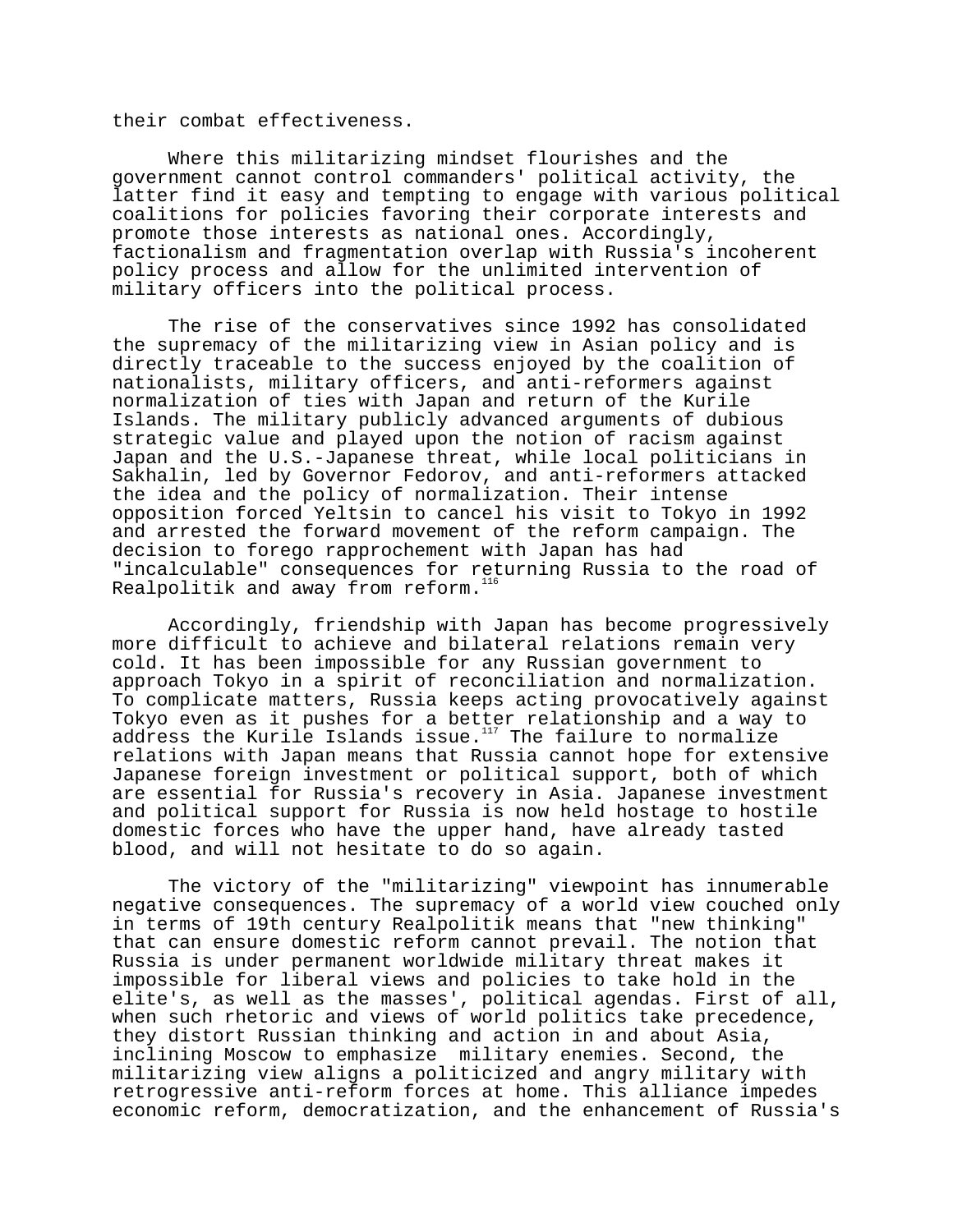their combat effectiveness.

Where this militarizing mindset flourishes and the government cannot control commanders' political activity, the latter find it easy and tempting to engage with various political coalitions for policies favoring their corporate interests and promote those interests as national ones. Accordingly, factionalism and fragmentation overlap with Russia's incoherent policy process and allow for the unlimited intervention of military officers into the political process.

The rise of the conservatives since 1992 has consolidated the supremacy of the militarizing view in Asian policy and is directly traceable to the success enjoyed by the coalition of nationalists, military officers, and anti-reformers against normalization of ties with Japan and return of the Kurile Islands. The military publicly advanced arguments of dubious strategic value and played upon the notion of racism against Japan and the U.S.-Japanese threat, while local politicians in Sakhalin, led by Governor Fedorov, and anti-reformers attacked the idea and the policy of normalization. Their intense opposition forced Yeltsin to cancel his visit to Tokyo in 1992 and arrested the forward movement of the reform campaign. The decision to forego rapprochement with Japan has had "incalculable" consequences for returning Russia to the road of Realpolitik and away from reform.[116]

Accordingly, friendship with Japan has become progressively more difficult to achieve and bilateral relations remain very cold. It has been impossible for any Russian government to approach Tokyo in a spirit of reconciliation and normalization. To complicate matters, Russia keeps acting provocatively against Tokyo even as it pushes for a better relationship and a way to address the Kurile Islands issue.[117] The failure to normalize relations with Japan means that Russia cannot hope for extensive Japanese foreign investment or political support, both of which are essential for Russia's recovery in Asia. Japanese investment and political support for Russia is now held hostage to hostile domestic forces who have the upper hand, have already tasted blood, and will not hesitate to do so again.

The victory of the "militarizing" viewpoint has innumerable negative consequences. The supremacy of a world view couched only in terms of 19th century Realpolitik means that "new thinking" that can ensure domestic reform cannot prevail. The notion that Russia is under permanent worldwide military threat makes it impossible for liberal views and policies to take hold in the elite's, as well as the masses', political agendas. First of all, when such rhetoric and views of world politics take precedence, they distort Russian thinking and action in and about Asia, inclining Moscow to emphasize military enemies. Second, the militarizing view aligns a politicized and angry military with retrogressive anti-reform forces at home. This alliance impedes economic reform, democratization, and the enhancement of Russia's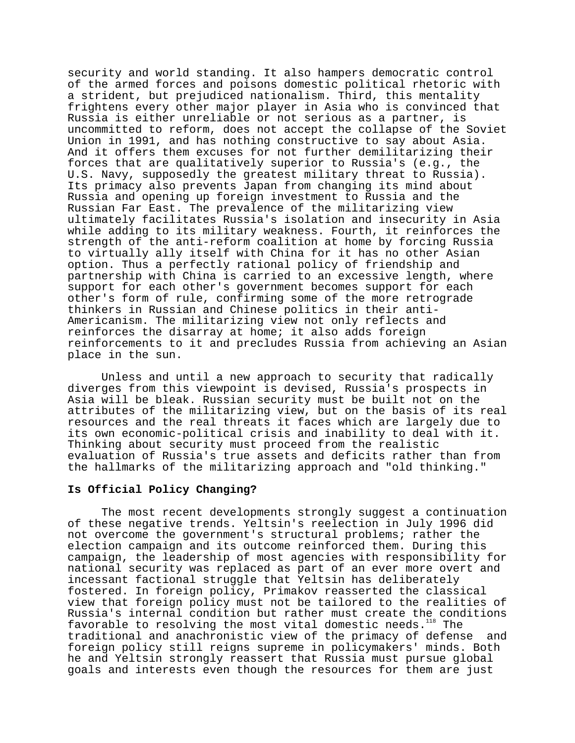security and world standing. It also hampers democratic control of the armed forces and poisons domestic political rhetoric with a strident, but prejudiced nationalism. Third, this mentality frightens every other major player in Asia who is convinced that Russia is either unreliable or not serious as a partner, is uncommitted to reform, does not accept the collapse of the Soviet Union in 1991, and has nothing constructive to say about Asia. And it offers them excuses for not further demilitarizing their forces that are qualitatively superior to Russia's (e.g., the U.S. Navy, supposedly the greatest military threat to Russia). Its primacy also prevents Japan from changing its mind about Russia and opening up foreign investment to Russia and the Russian Far East. The prevalence of the militarizing view ultimately facilitates Russia's isolation and insecurity in Asia while adding to its military weakness. Fourth, it reinforces the strength of the anti-reform coalition at home by forcing Russia to virtually ally itself with China for it has no other Asian option. Thus a perfectly rational policy of friendship and partnership with China is carried to an excessive length, where support for each other's government becomes support for each other's form of rule, confirming some of the more retrograde thinkers in Russian and Chinese politics in their anti-Americanism. The militarizing view not only reflects and reinforces the disarray at home; it also adds foreign reinforcements to it and precludes Russia from achieving an Asian place in the sun.

Unless and until a new approach to security that radically diverges from this viewpoint is devised, Russia's prospects in Asia will be bleak. Russian security must be built not on the attributes of the militarizing view, but on the basis of its real resources and the real threats it faces which are largely due to its own economic-political crisis and inability to deal with it. Thinking about security must proceed from the realistic evaluation of Russia's true assets and deficits rather than from the hallmarks of the militarizing approach and "old thinking."

**Is Official Policy Changing?**

The most recent developments strongly suggest a continuation of these negative trends. Yeltsin's reelection in July 1996 did not overcome the government's structural problems; rather the election campaign and its outcome reinforced them. During this campaign, the leadership of most agencies with responsibility for national security was replaced as part of an ever more overt and incessant factional struggle that Yeltsin has deliberately fostered. In foreign policy, Primakov reasserted the classical view that foreign policy must not be tailored to the realities of Russia's internal condition but rather must create the conditions favorable to resolving the most vital domestic needs.[118] The traditional and anachronistic view of the primacy of defense and foreign policy still reigns supreme in policymakers' minds. Both he and Yeltsin strongly reassert that Russia must pursue global goals and interests even though the resources for them are just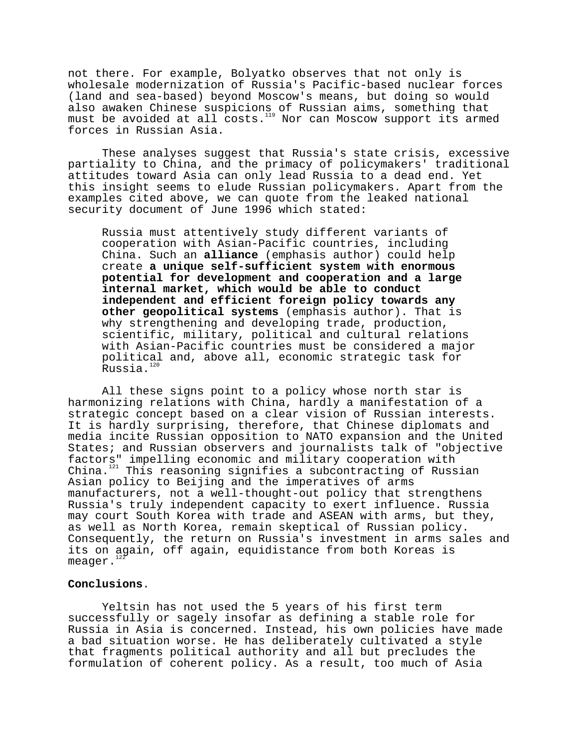not there. For example, Bolyatko observes that not only is wholesale modernization of Russia's Pacific-based nuclear forces (land and sea-based) beyond Moscow's means, but doing so would also awaken Chinese suspicions of Russian aims, something that must be avoided at all costs.[119] Nor can Moscow support its armed forces in Russian Asia.

These analyses suggest that Russia's state crisis, excessive partiality to China, and the primacy of policymakers' traditional attitudes toward Asia can only lead Russia to a dead end. Yet this insight seems to elude Russian policymakers. Apart from the examples cited above, we can quote from the leaked national security document of June 1996 which stated:

> Russia must attentively study different variants of cooperation with Asian-Pacific countries, including China. Such an **alliance** (emphasis author) could help create **a unique self-sufficient system with enormous potential for development and cooperation and a large internal market, which would be able to conduct independent and efficient foreign policy towards any other geopolitical systems** (emphasis author). That is why strengthening and developing trade, production, scientific, military, political and cultural relations with Asian-Pacific countries must be considered a major political and, above all, economic strategic task for Russia.[120]

All these signs point to a policy whose north star is harmonizing relations with China, hardly a manifestation of a strategic concept based on a clear vision of Russian interests. It is hardly surprising, therefore, that Chinese diplomats and media incite Russian opposition to NATO expansion and the United States; and Russian observers and journalists talk of "objective factors" impelling economic and military cooperation with China.[121] This reasoning signifies a subcontracting of Russian Asian policy to Beijing and the imperatives of arms manufacturers, not a well-thought-out policy that strengthens Russia's truly independent capacity to exert influence. Russia may court South Korea with trade and ASEAN with arms, but they, as well as North Korea, remain skeptical of Russian policy. Consequently, the return on Russia's investment in arms sales and its on again, off again, equidistance from both Koreas is meager.[122]

**Conclusions**.

Yeltsin has not used the 5 years of his first term successfully or sagely insofar as defining a stable role for Russia in Asia is concerned. Instead, his own policies have made a bad situation worse. He has deliberately cultivated a style that fragments political authority and all but precludes the formulation of coherent policy. As a result, too much of Asia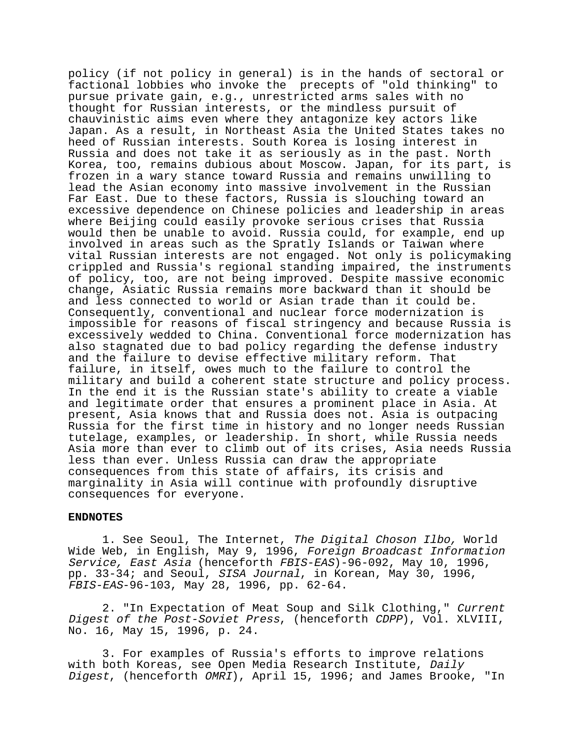policy (if not policy in general) is in the hands of sectoral or factional lobbies who invoke the precepts of "old thinking" to pursue private gain, e.g., unrestricted arms sales with no thought for Russian interests, or the mindless pursuit of chauvinistic aims even where they antagonize key actors like Japan. As a result, in Northeast Asia the United States takes no heed of Russian interests. South Korea is losing interest in Russia and does not take it as seriously as in the past. North Korea, too, remains dubious about Moscow. Japan, for its part, is frozen in a wary stance toward Russia and remains unwilling to lead the Asian economy into massive involvement in the Russian Far East. Due to these factors, Russia is slouching toward an excessive dependence on Chinese policies and leadership in areas where Beijing could easily provoke serious crises that Russia would then be unable to avoid. Russia could, for example, end up involved in areas such as the Spratly Islands or Taiwan where vital Russian interests are not engaged. Not only is policymaking crippled and Russia's regional standing impaired, the instruments of policy, too, are not being improved. Despite massive economic change, Asiatic Russia remains more backward than it should be and less connected to world or Asian trade than it could be. Consequently, conventional and nuclear force modernization is impossible for reasons of fiscal stringency and because Russia is excessively wedded to China. Conventional force modernization has also stagnated due to bad policy regarding the defense industry and the failure to devise effective military reform. That failure, in itself, owes much to the failure to control the military and build a coherent state structure and policy process. In the end it is the Russian state's ability to create a viable and legitimate order that ensures a prominent place in Asia. At present, Asia knows that and Russia does not. Asia is outpacing Russia for the first time in history and no longer needs Russian tutelage, examples, or leadership. In short, while Russia needs Asia more than ever to climb out of its crises, Asia needs Russia less than ever. Unless Russia can draw the appropriate consequences from this state of affairs, its crisis and marginality in Asia will continue with profoundly disruptive consequences for everyone.

**ENDNOTES**

1. See Seoul, The Internet, *The Digital Choson Ilbo,* World Wide Web, in English, May 9, 1996, *Foreign Broadcast Information Service, East Asia* (henceforth *FBIS-EAS*)-96-092, May 10, 1996, pp. 33-34; and Seoul, *SISA Journal*, in Korean, May 30, 1996, *FBIS-EAS*-96-103, May 28, 1996, pp. 62-64.

2. "In Expectation of Meat Soup and Silk Clothing," *Current Digest of the Post-Soviet Press*, (henceforth *CDPP*), Vol. XLVIII, No. 16, May 15, 1996, p. 24.

3. For examples of Russia's efforts to improve relations with both Koreas, see Open Media Research Institute, *Daily Digest*, (henceforth *OMRI*), April 15, 1996; and James Brooke, "In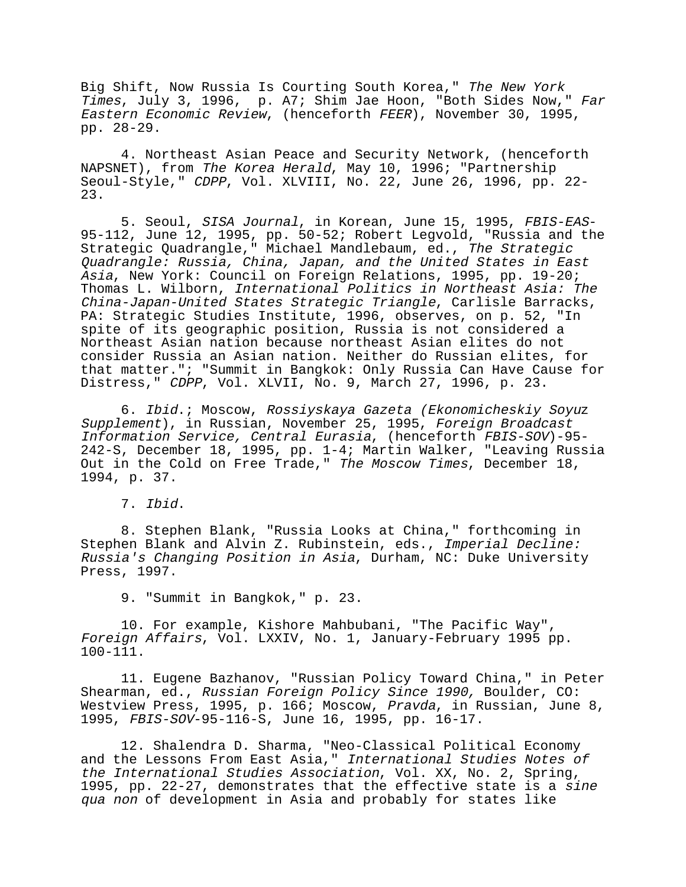Big Shift, Now Russia Is Courting South Korea," *The New York Times*, July 3, 1996, p. A7; Shim Jae Hoon, "Both Sides Now," *Far Eastern Economic Review*, (henceforth *FEER*), November 30, 1995, pp. 28-29.

4. Northeast Asian Peace and Security Network, (henceforth NAPSNET), from *The Korea Herald*, May 10, 1996; "Partnership Seoul-Style," *CDPP*, Vol. XLVIII, No. 22, June 26, 1996, pp. 22-23.

5. Seoul, *SISA Journal*, in Korean, June 15, 1995, *FBIS-EAS*-95-112, June 12, 1995, pp. 50-52; Robert Legvold, "Russia and the Strategic Quadrangle," Michael Mandlebaum, ed., *The Strategic Quadrangle: Russia, China, Japan, and the United States in East Asia*, New York: Council on Foreign Relations, 1995, pp. 19-20; Thomas L. Wilborn, *International Politics in Northeast Asia: The China-Japan-United States Strategic Triangle*, Carlisle Barracks, PA: Strategic Studies Institute, 1996, observes, on p. 52, "In spite of its geographic position, Russia is not considered a Northeast Asian nation because northeast Asian elites do not consider Russia an Asian nation. Neither do Russian elites, for that matter."; "Summit in Bangkok: Only Russia Can Have Cause for Distress," *CDPP*, Vol. XLVII, No. 9, March 27, 1996, p. 23.

6. *Ibid*.; Moscow, *Rossiyskaya Gazeta (Ekonomicheskiy Soyuz Supplement*), in Russian, November 25, 1995, *Foreign Broadcast Information Service, Central Eurasia*, (henceforth *FBIS-SOV*)-95-242-S, December 18, 1995, pp. 1-4; Martin Walker, "Leaving Russia Out in the Cold on Free Trade," *The Moscow Times*, December 18, 1994, p. 37.

7. *Ibid*.

8. Stephen Blank, "Russia Looks at China," forthcoming in Stephen Blank and Alvin Z. Rubinstein, eds., *Imperial Decline: Russia's Changing Position in Asia*, Durham, NC: Duke University Press, 1997.

9. "Summit in Bangkok," p. 23.

10. For example, Kishore Mahbubani, "The Pacific Way", *Foreign Affairs*, Vol. LXXIV, No. 1, January-February 1995 pp. 100-111.

11. Eugene Bazhanov, "Russian Policy Toward China," in Peter Shearman, ed., *Russian Foreign Policy Since 1990,* Boulder, CO: Westview Press, 1995, p. 166; Moscow, *Pravda*, in Russian, June 8, 1995, *FBIS-SOV*-95-116-S, June 16, 1995, pp. 16-17.

12. Shalendra D. Sharma, "Neo-Classical Political Economy and the Lessons From East Asia," *International Studies Notes of the International Studies Association*, Vol. XX, No. 2, Spring, 1995, pp. 22-27, demonstrates that the effective state is a *sine qua non* of development in Asia and probably for states like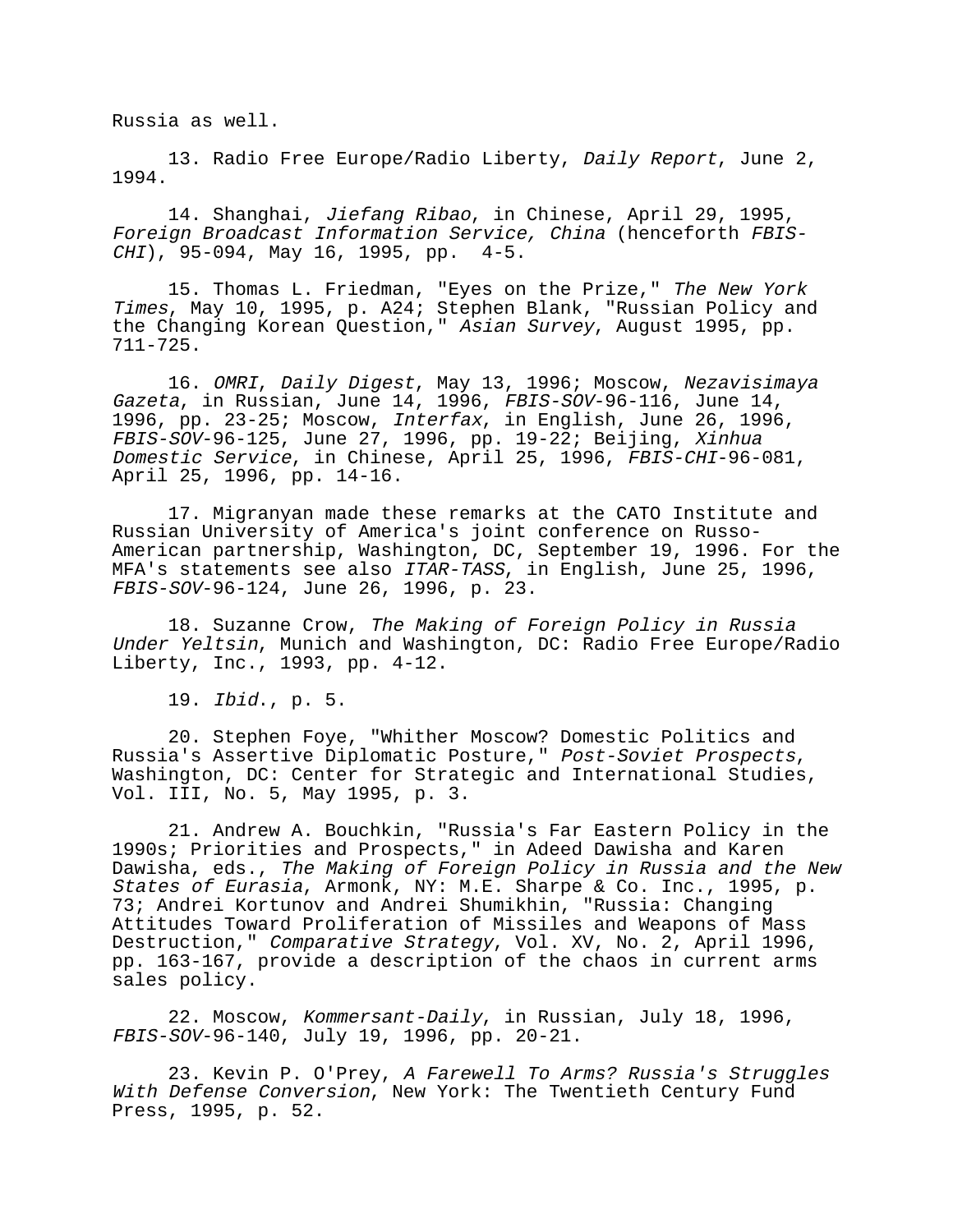Russia as well.

13. Radio Free Europe/Radio Liberty, *Daily Report*, June 2, 1994.

14. Shanghai, *Jiefang Ribao*, in Chinese, April 29, 1995, *Foreign Broadcast Information Service, China* (henceforth *FBIS-CHI*), 95-094, May 16, 1995, pp. 4-5.

15. Thomas L. Friedman, "Eyes on the Prize," *The New York Times*, May 10, 1995, p. A24; Stephen Blank, "Russian Policy and the Changing Korean Question," *Asian Survey*, August 1995, pp. 711-725.

16. *OMRI*, *Daily Digest*, May 13, 1996; Moscow, *Nezavisimaya Gazeta*, in Russian, June 14, 1996, *FBIS-SOV*-96-116, June 14, 1996, pp. 23-25; Moscow, *Interfax*, in English, June 26, 1996, *FBIS-SOV*-96-125, June 27, 1996, pp. 19-22; Beijing, *Xinhua Domestic Service*, in Chinese, April 25, 1996, *FBIS-CHI*-96-081, April 25, 1996, pp. 14-16.

17. Migranyan made these remarks at the CATO Institute and Russian University of America's joint conference on Russo-American partnership, Washington, DC, September 19, 1996. For the MFA's statements see also *ITAR-TASS*, in English, June 25, 1996, *FBIS-SOV*-96-124, June 26, 1996, p. 23.

18. Suzanne Crow, *The Making of Foreign Policy in Russia Under Yeltsin*, Munich and Washington, DC: Radio Free Europe/Radio Liberty, Inc., 1993, pp. 4-12.

19. *Ibid*., p. 5.

20. Stephen Foye, "Whither Moscow? Domestic Politics and Russia's Assertive Diplomatic Posture," *Post-Soviet Prospects*, Washington, DC: Center for Strategic and International Studies, Vol. III, No. 5, May 1995, p. 3.

21. Andrew A. Bouchkin, "Russia's Far Eastern Policy in the 1990s; Priorities and Prospects," in Adeed Dawisha and Karen Dawisha, eds., *The Making of Foreign Policy in Russia and the New States of Eurasia*, Armonk, NY: M.E. Sharpe & Co. Inc., 1995, p. 73; Andrei Kortunov and Andrei Shumikhin, "Russia: Changing Attitudes Toward Proliferation of Missiles and Weapons of Mass Destruction," *Comparative Strategy*, Vol. XV, No. 2, April 1996, pp. 163-167, provide a description of the chaos in current arms sales policy.

22. Moscow, *Kommersant-Daily*, in Russian, July 18, 1996, *FBIS-SOV*-96-140, July 19, 1996, pp. 20-21.

23. Kevin P. O'Prey, *A Farewell To Arms? Russia's Struggles With Defense Conversion*, New York: The Twentieth Century Fund Press, 1995, p. 52.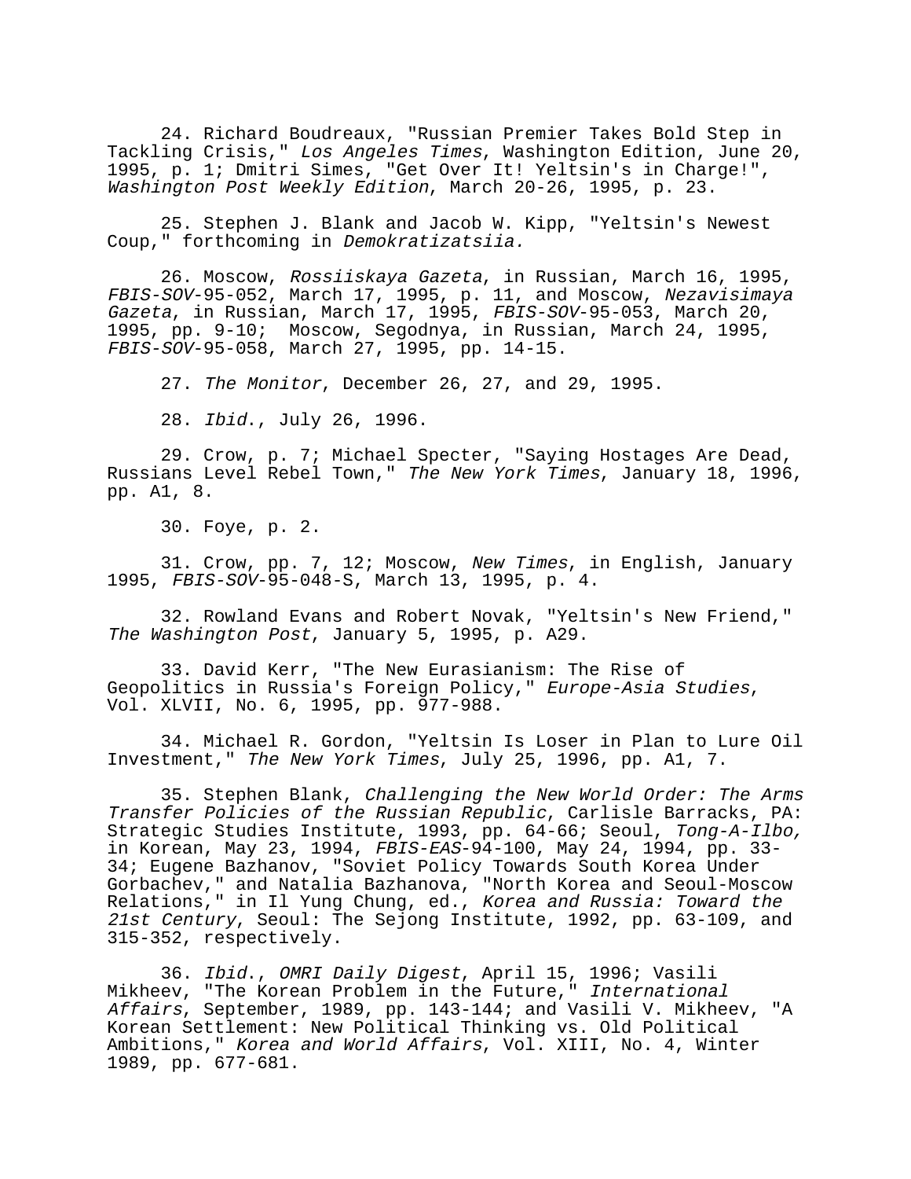24. Richard Boudreaux, "Russian Premier Takes Bold Step in Tackling Crisis," *Los Angeles Times*, Washington Edition, June 20, 1995, p. 1; Dmitri Simes, "Get Over It! Yeltsin's in Charge!", *Washington Post Weekly Edition*, March 20-26, 1995, p. 23.

25. Stephen J. Blank and Jacob W. Kipp, "Yeltsin's Newest Coup," forthcoming in *Demokratizatsiia.*

26. Moscow, *Rossiiskaya Gazeta*, in Russian, March 16, 1995, *FBIS-SOV*-95-052, March 17, 1995, p. 11, and Moscow, *Nezavisimaya Gazeta*, in Russian, March 17, 1995, *FBIS-SOV*-95-053, March 20, 1995, pp. 9-10; Moscow, Segodnya, in Russian, March 24, 1995, *FBIS-SOV*-95-058, March 27, 1995, pp. 14-15.

27. *The Monitor*, December 26, 27, and 29, 1995.

28. *Ibid*., July 26, 1996.

29. Crow, p. 7; Michael Specter, "Saying Hostages Are Dead, Russians Level Rebel Town," *The New York Times*, January 18, 1996, pp. A1, 8.

30. Foye, p. 2.

31. Crow, pp. 7, 12; Moscow, *New Times*, in English, January 1995, *FBIS-SOV*-95-048-S, March 13, 1995, p. 4.

32. Rowland Evans and Robert Novak, "Yeltsin's New Friend," *The Washington Post*, January 5, 1995, p. A29.

33. David Kerr, "The New Eurasianism: The Rise of Geopolitics in Russia's Foreign Policy," *Europe-Asia Studies*, Vol. XLVII, No. 6, 1995, pp. 977-988.

34. Michael R. Gordon, "Yeltsin Is Loser in Plan to Lure Oil Investment," *The New York Times*, July 25, 1996, pp. A1, 7.

35. Stephen Blank, *Challenging the New World Order: The Arms Transfer Policies of the Russian Republic*, Carlisle Barracks, PA: Strategic Studies Institute, 1993, pp. 64-66; Seoul, *Tong-A-Ilbo,* in Korean, May 23, 1994, *FBIS-EAS*-94-100, May 24, 1994, pp. 33-34; Eugene Bazhanov, "Soviet Policy Towards South Korea Under Gorbachev," and Natalia Bazhanova, "North Korea and Seoul-Moscow Relations," in Il Yung Chung, ed., *Korea and Russia: Toward the 21st Century*, Seoul: The Sejong Institute, 1992, pp. 63-109, and 315-352, respectively.

36. *Ibid*., *OMRI Daily Digest*, April 15, 1996; Vasili Mikheev, "The Korean Problem in the Future," *International Affairs*, September, 1989, pp. 143-144; and Vasili V. Mikheev, "A Korean Settlement: New Political Thinking vs. Old Political Ambitions," *Korea and World Affairs*, Vol. XIII, No. 4, Winter 1989, pp. 677-681.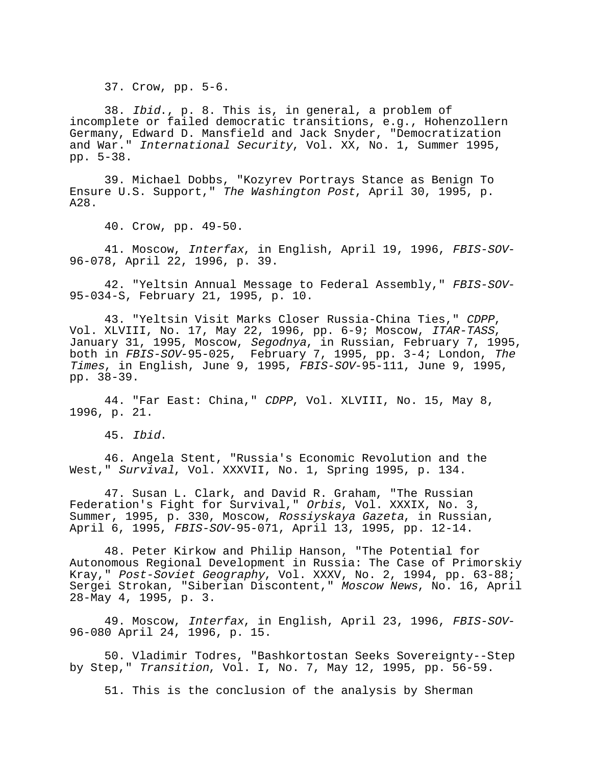37. Crow, pp. 5-6.

38. *Ibid*., p. 8. This is, in general, a problem of incomplete or failed democratic transitions, e.g., Hohenzollern Germany, Edward D. Mansfield and Jack Snyder, "Democratization and War." *International Security*, Vol. XX, No. 1, Summer 1995, pp. 5-38.

39. Michael Dobbs, "Kozyrev Portrays Stance as Benign To Ensure U.S. Support," *The Washington Post*, April 30, 1995, p. A28.

40. Crow, pp. 49-50.

41. Moscow, *Interfax*, in English, April 19, 1996, *FBIS-SOV*-96-078, April 22, 1996, p. 39.

42. "Yeltsin Annual Message to Federal Assembly," *FBIS-SOV*-95-034-S, February 21, 1995, p. 10.

43. "Yeltsin Visit Marks Closer Russia-China Ties," *CDPP*, Vol. XLVIII, No. 17, May 22, 1996, pp. 6-9; Moscow, *ITAR-TASS*, January 31, 1995, Moscow, *Segodnya*, in Russian, February 7, 1995, both in *FBIS-SOV*-95-025, February 7, 1995, pp. 3-4; London, *The Times*, in English, June 9, 1995, *FBIS-SOV*-95-111, June 9, 1995, pp. 38-39.

44. "Far East: China," *CDPP*, Vol. XLVIII, No. 15, May 8, 1996, p. 21.

45. *Ibid*.

46. Angela Stent, "Russia's Economic Revolution and the West," *Survival*, Vol. XXXVII, No. 1, Spring 1995, p. 134.

47. Susan L. Clark, and David R. Graham, "The Russian Federation's Fight for Survival," *Orbis*, Vol. XXXIX, No. 3, Summer, 1995, p. 330, Moscow, *Rossiyskaya Gazeta*, in Russian, April 6, 1995, *FBIS-SOV*-95-071, April 13, 1995, pp. 12-14.

48. Peter Kirkow and Philip Hanson, "The Potential for Autonomous Regional Development in Russia: The Case of Primorskiy Kray," *Post-Soviet Geography*, Vol. XXXV, No. 2, 1994, pp. 63-88; Sergei Strokan, "Siberian Discontent," *Moscow News*, No. 16, April 28-May 4, 1995, p. 3.

49. Moscow, *Interfax*, in English, April 23, 1996, *FBIS-SOV*-96-080 April 24, 1996, p. 15.

50. Vladimir Todres, "Bashkortostan Seeks Sovereignty--Step by Step," *Transition*, Vol. I, No. 7, May 12, 1995, pp. 56-59.

51. This is the conclusion of the analysis by Sherman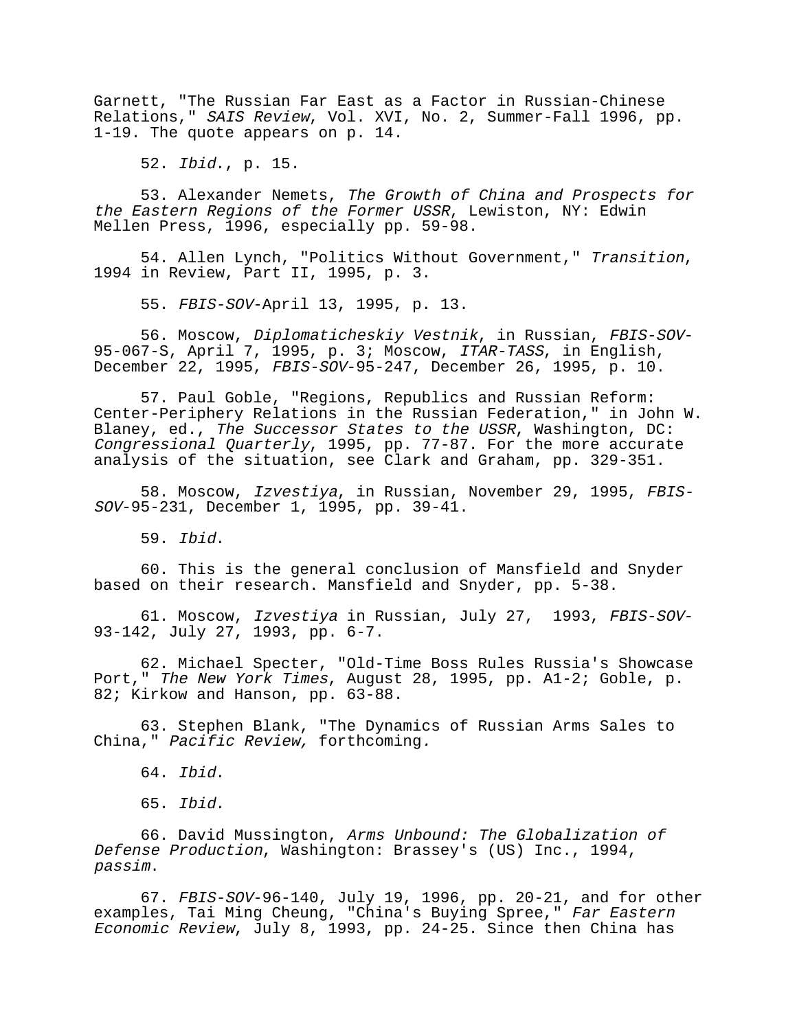Garnett, "The Russian Far East as a Factor in Russian-Chinese Relations," *SAIS Review*, Vol. XVI, No. 2, Summer-Fall 1996, pp. 1-19. The quote appears on p. 14.

52. *Ibid*., p. 15.

53. Alexander Nemets, *The Growth of China and Prospects for the Eastern Regions of the Former USSR*, Lewiston, NY: Edwin Mellen Press, 1996, especially pp. 59-98.

54. Allen Lynch, "Politics Without Government," *Transition*, 1994 in Review, Part II, 1995, p. 3.

55. *FBIS-SOV*-April 13, 1995, p. 13.

56. Moscow, *Diplomaticheskiy Vestnik*, in Russian, *FBIS-SOV*-95-067-S, April 7, 1995, p. 3; Moscow, *ITAR-TASS*, in English, December 22, 1995, *FBIS-SOV*-95-247, December 26, 1995, p. 10.

57. Paul Goble, "Regions, Republics and Russian Reform: Center-Periphery Relations in the Russian Federation," in John W. Blaney, ed., *The Successor States to the USSR*, Washington, DC: *Congressional Quarterly*, 1995, pp. 77-87. For the more accurate analysis of the situation, see Clark and Graham, pp. 329-351.

58. Moscow, *Izvestiya*, in Russian, November 29, 1995, *FBIS-SOV*-95-231, December 1, 1995, pp. 39-41.

59. *Ibid*.

60. This is the general conclusion of Mansfield and Snyder based on their research. Mansfield and Snyder, pp. 5-38.

61. Moscow, *Izvestiya* in Russian, July 27, 1993, *FBIS-SOV*-93-142, July 27, 1993, pp. 6-7.

62. Michael Specter, "Old-Time Boss Rules Russia's Showcase Port," *The New York Times*, August 28, 1995, pp. A1-2; Goble, p. 82; Kirkow and Hanson, pp. 63-88.

63. Stephen Blank, "The Dynamics of Russian Arms Sales to China," *Pacific Review,* forthcoming.

64. *Ibid*.

65. *Ibid*.

66. David Mussington, *Arms Unbound: The Globalization of Defense Production*, Washington: Brassey's (US) Inc., 1994, *passim*.

67. *FBIS-SOV*-96-140, July 19, 1996, pp. 20-21, and for other examples, Tai Ming Cheung, "China's Buying Spree," *Far Eastern Economic Review*, July 8, 1993, pp. 24-25. Since then China has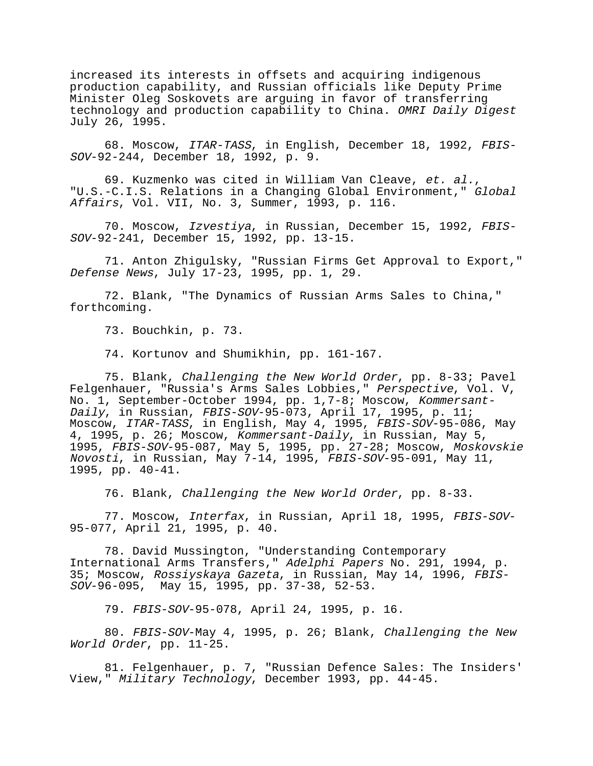increased its interests in offsets and acquiring indigenous production capability, and Russian officials like Deputy Prime Minister Oleg Soskovets are arguing in favor of transferring technology and production capability to China. *OMRI Daily Digest* July 26, 1995.

68. Moscow, *ITAR-TASS*, in English, December 18, 1992, *FBIS-SOV*-92-244, December 18, 1992, p. 9.

69. Kuzmenko was cited in William Van Cleave, *et. al.*, "U.S.-C.I.S. Relations in a Changing Global Environment," *Global Affairs*, Vol. VII, No. 3, Summer, 1993, p. 116.

70. Moscow, *Izvestiya*, in Russian, December 15, 1992, *FBIS-SOV*-92-241, December 15, 1992, pp. 13-15.

71. Anton Zhigulsky, "Russian Firms Get Approval to Export," *Defense News*, July 17-23, 1995, pp. 1, 29.

72. Blank, "The Dynamics of Russian Arms Sales to China," forthcoming.

73. Bouchkin, p. 73.

74. Kortunov and Shumikhin, pp. 161-167.

75. Blank, *Challenging the New World Order*, pp. 8-33; Pavel Felgenhauer, "Russia's Arms Sales Lobbies," *Perspective*, Vol. V, No. 1, September-October 1994, pp. 1,7-8; Moscow, *Kommersant-Daily*, in Russian, *FBIS-SOV*-95-073, April 17, 1995, p. 11; Moscow, *ITAR-TASS*, in English, May 4, 1995, *FBIS-SOV*-95-086, May 4, 1995, p. 26; Moscow, *Kommersant-Daily*, in Russian, May 5, 1995, *FBIS-SOV*-95-087, May 5, 1995, pp. 27-28; Moscow, *Moskovskie Novosti*, in Russian, May 7-14, 1995, *FBIS-SOV*-95-091, May 11, 1995, pp. 40-41.

76. Blank, *Challenging the New World Order*, pp. 8-33.

77. Moscow, *Interfax*, in Russian, April 18, 1995, *FBIS-SOV*-95-077, April 21, 1995, p. 40.

78. David Mussington, "Understanding Contemporary International Arms Transfers," *Adelphi Papers* No. 291, 1994, p. 35; Moscow, *Rossiyskaya Gazeta*, in Russian, May 14, 1996, *FBIS-SOV*-96-095, May 15, 1995, pp. 37-38, 52-53.

79. *FBIS-SOV*-95-078, April 24, 1995, p. 16.

80. *FBIS-SOV*-May 4, 1995, p. 26; Blank, *Challenging the New World Order*, pp. 11-25.

81. Felgenhauer, p. 7, "Russian Defence Sales: The Insiders' View," *Military Technology*, December 1993, pp. 44-45.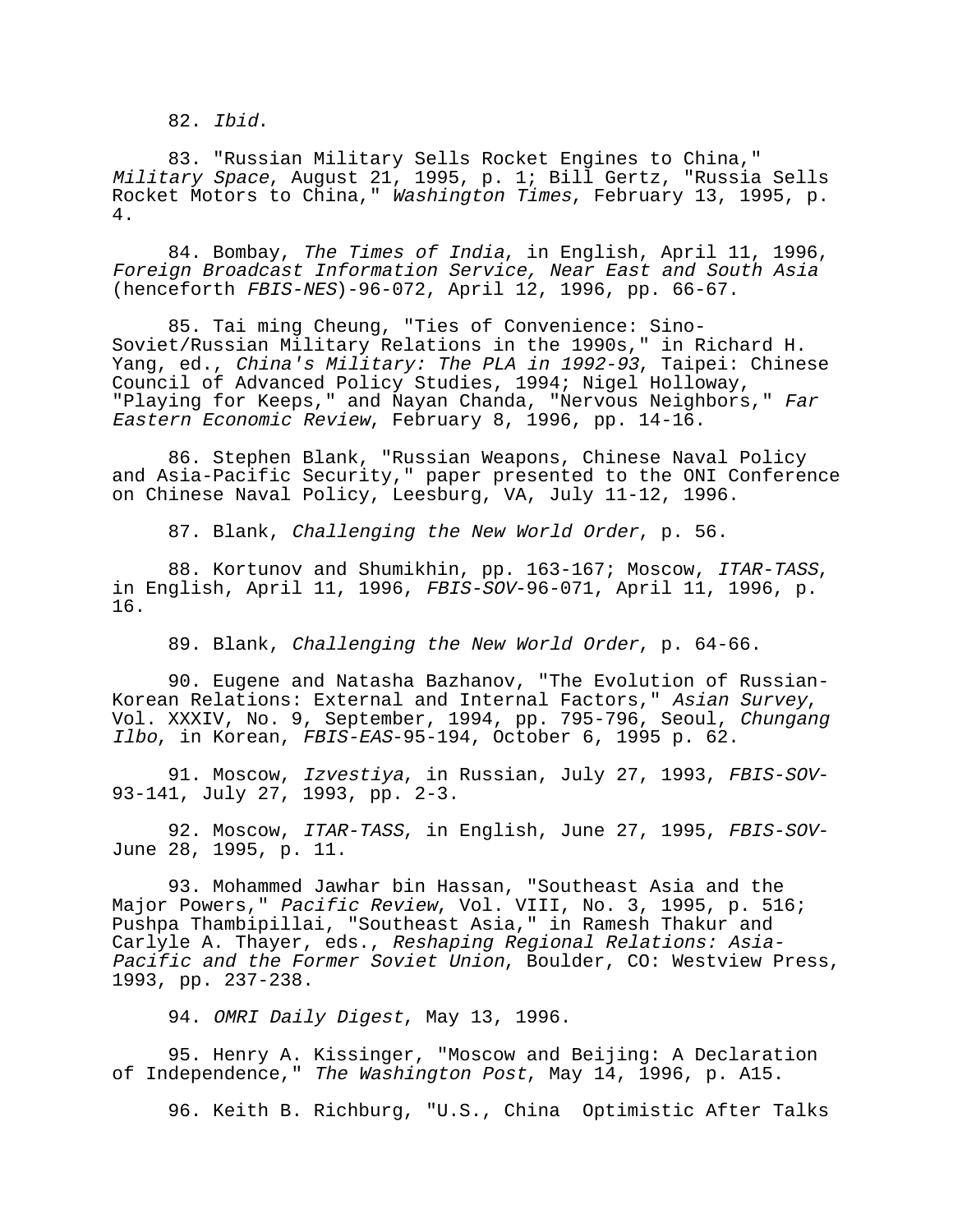82. *Ibid*.

83. "Russian Military Sells Rocket Engines to China," *Military Space*, August 21, 1995, p. 1; Bill Gertz, "Russia Sells Rocket Motors to China," *Washington Times*, February 13, 1995, p. 4.

84. Bombay, *The Times of India*, in English, April 11, 1996, *Foreign Broadcast Information Service, Near East and South Asia* (henceforth *FBIS-NES*)-96-072, April 12, 1996, pp. 66-67.

85. Tai ming Cheung, "Ties of Convenience: Sino-Soviet/Russian Military Relations in the 1990s," in Richard H. Yang, ed., *China's Military: The PLA in 1992-93*, Taipei: Chinese Council of Advanced Policy Studies, 1994; Nigel Holloway, "Playing for Keeps," and Nayan Chanda, "Nervous Neighbors," *Far Eastern Economic Review*, February 8, 1996, pp. 14-16.

86. Stephen Blank, "Russian Weapons, Chinese Naval Policy and Asia-Pacific Security," paper presented to the ONI Conference on Chinese Naval Policy, Leesburg, VA, July 11-12, 1996.

87. Blank, *Challenging the New World Order*, p. 56.

88. Kortunov and Shumikhin, pp. 163-167; Moscow, *ITAR-TASS*, in English, April 11, 1996, *FBIS-SOV*-96-071, April 11, 1996, p. 16.

89. Blank, *Challenging the New World Order*, p. 64-66.

90. Eugene and Natasha Bazhanov, "The Evolution of Russian-Korean Relations: External and Internal Factors," *Asian Survey*, Vol. XXXIV, No. 9, September, 1994, pp. 795-796, Seoul, *Chungang Ilbo*, in Korean, *FBIS-EAS*-95-194, October 6, 1995 p. 62.

91. Moscow, *Izvestiya*, in Russian, July 27, 1993, *FBIS-SOV*-93-141, July 27, 1993, pp. 2-3.

92. Moscow, *ITAR-TASS*, in English, June 27, 1995, *FBIS-SOV*-June 28, 1995, p. 11.

93. Mohammed Jawhar bin Hassan, "Southeast Asia and the Major Powers," *Pacific Review*, Vol. VIII, No. 3, 1995, p. 516; Pushpa Thambipillai, "Southeast Asia," in Ramesh Thakur and Carlyle A. Thayer, eds., *Reshaping Regional Relations: Asia-Pacific and the Former Soviet Union*, Boulder, CO: Westview Press, 1993, pp. 237-238.

94. *OMRI Daily Digest*, May 13, 1996.

95. Henry A. Kissinger, "Moscow and Beijing: A Declaration of Independence," *The Washington Post*, May 14, 1996, p. A15.

96. Keith B. Richburg, "U.S., China Optimistic After Talks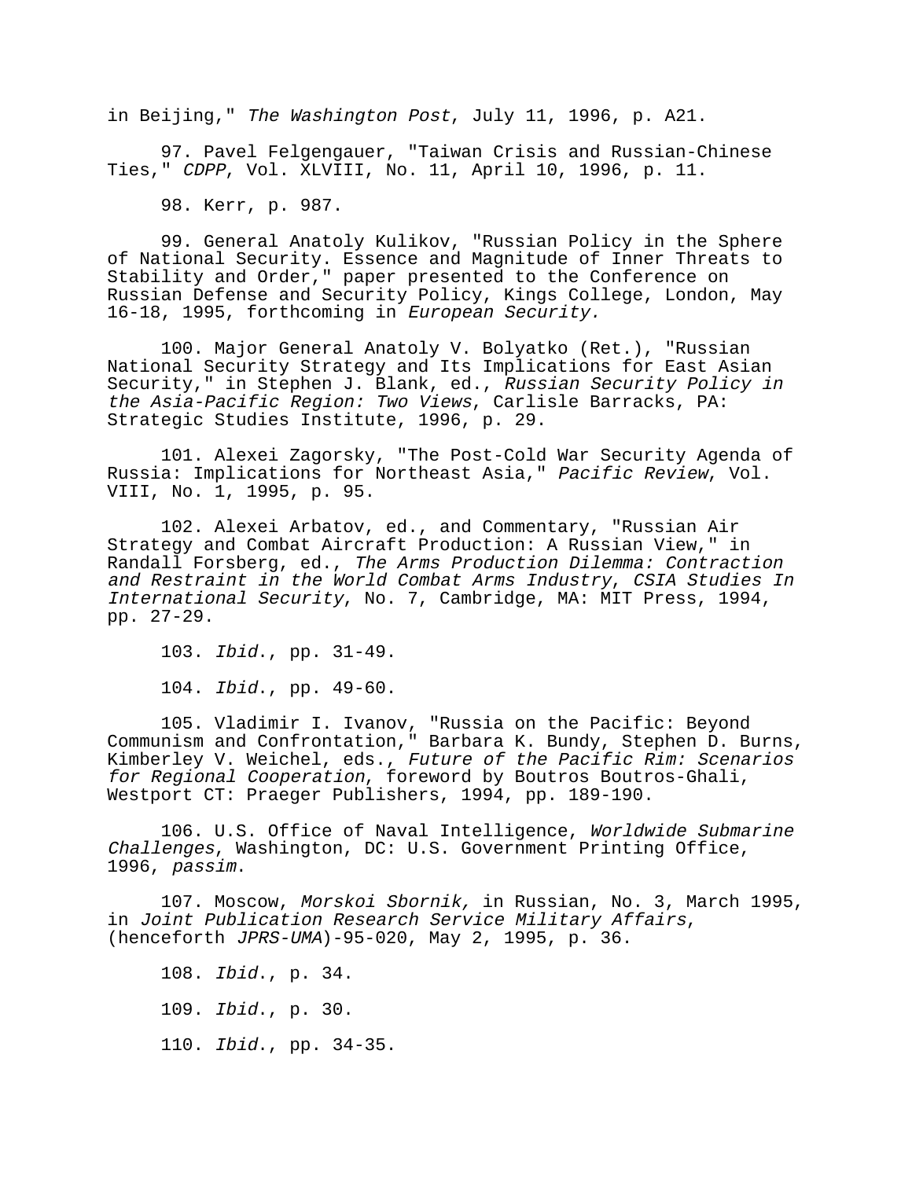in Beijing," *The Washington Post*, July 11, 1996, p. A21.

97. Pavel Felgengauer, "Taiwan Crisis and Russian-Chinese Ties," *CDPP*, Vol. XLVIII, No. 11, April 10, 1996, p. 11.

98. Kerr, p. 987.

99. General Anatoly Kulikov, "Russian Policy in the Sphere of National Security. Essence and Magnitude of Inner Threats to Stability and Order," paper presented to the Conference on Russian Defense and Security Policy, Kings College, London, May 16-18, 1995, forthcoming in *European Security.*

100. Major General Anatoly V. Bolyatko (Ret.), "Russian National Security Strategy and Its Implications for East Asian Security," in Stephen J. Blank, ed., *Russian Security Policy in the Asia-Pacific Region: Two Views*, Carlisle Barracks, PA: Strategic Studies Institute, 1996, p. 29.

101. Alexei Zagorsky, "The Post-Cold War Security Agenda of Russia: Implications for Northeast Asia," *Pacific Review*, Vol. VIII, No. 1, 1995, p. 95.

102. Alexei Arbatov, ed., and Commentary, "Russian Air Strategy and Combat Aircraft Production: A Russian View," in Randall Forsberg, ed., *The Arms Production Dilemma: Contraction and Restraint in the World Combat Arms Industry*, *CSIA Studies In International Security*, No. 7, Cambridge, MA: MIT Press, 1994, pp. 27-29.

103. *Ibid*., pp. 31-49.

104. *Ibid*., pp. 49-60.

105. Vladimir I. Ivanov, "Russia on the Pacific: Beyond Communism and Confrontation," Barbara K. Bundy, Stephen D. Burns, Kimberley V. Weichel, eds., *Future of the Pacific Rim: Scenarios for Regional Cooperation*, foreword by Boutros Boutros-Ghali, Westport CT: Praeger Publishers, 1994, pp. 189-190.

106. U.S. Office of Naval Intelligence, *Worldwide Submarine Challenges*, Washington, DC: U.S. Government Printing Office, 1996, *passim*.

107. Moscow, *Morskoi Sbornik,* in Russian, No. 3, March 1995, in *Joint Publication Research Service Military Affairs*, (henceforth *JPRS-UMA*)-95-020, May 2, 1995, p. 36.

108. *Ibid*., p. 34.

109. *Ibid*., p. 30.

110. *Ibid*., pp. 34-35.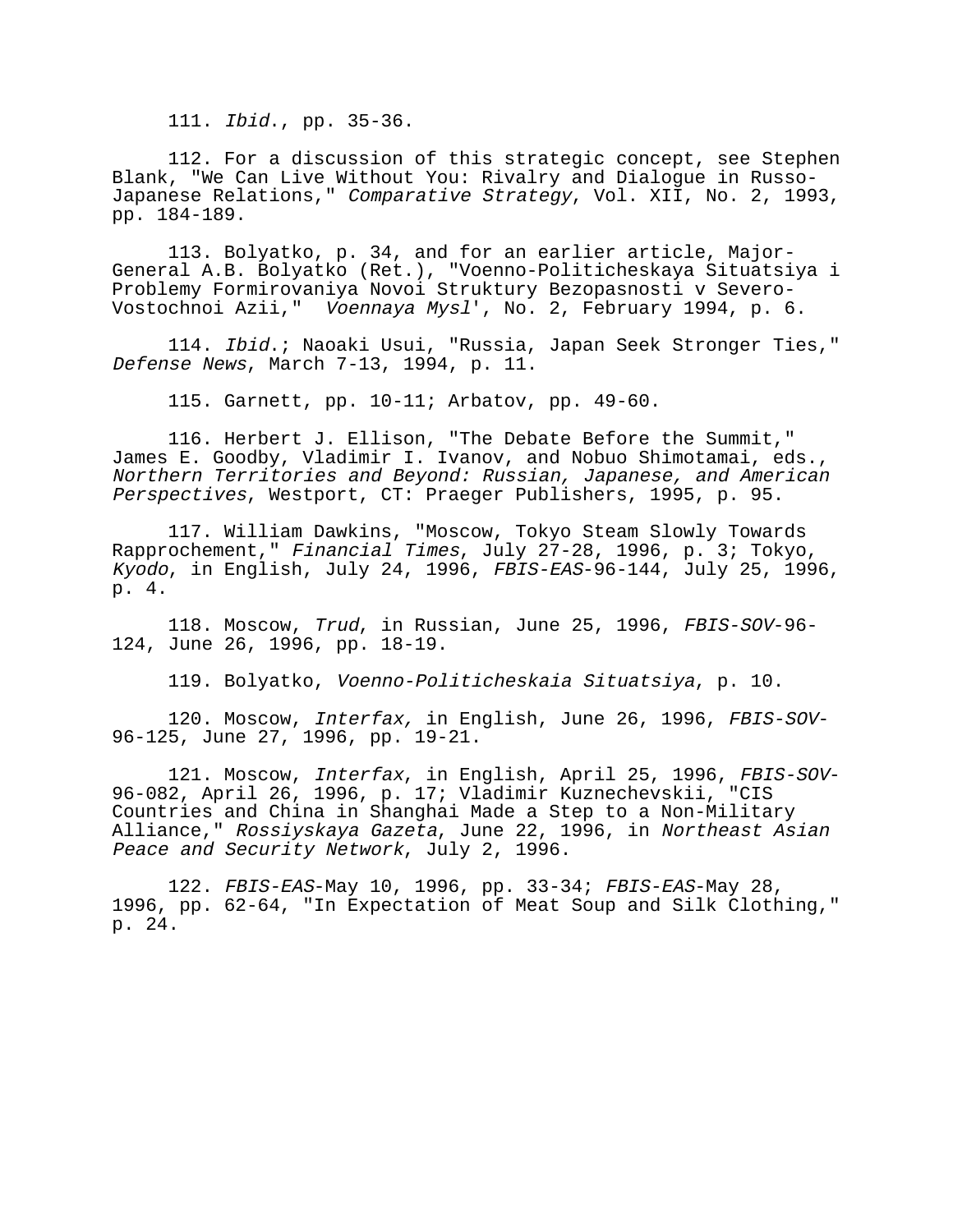111. *Ibid*., pp. 35-36.

112. For a discussion of this strategic concept, see Stephen Blank, "We Can Live Without You: Rivalry and Dialogue in Russo-Japanese Relations," *Comparative Strategy*, Vol. XII, No. 2, 1993, pp. 184-189.

113. Bolyatko, p. 34, and for an earlier article, Major-General A.B. Bolyatko (Ret.), "Voenno-Politicheskaya Situatsiya i Problemy Formirovaniya Novoi Struktury Bezopasnosti v Severo-Vostochnoi Azii," *Voennaya Mysl*', No. 2, February 1994, p. 6.

114. *Ibid*.; Naoaki Usui, "Russia, Japan Seek Stronger Ties," *Defense News*, March 7-13, 1994, p. 11.

115. Garnett, pp. 10-11; Arbatov, pp. 49-60.

116. Herbert J. Ellison, "The Debate Before the Summit," James E. Goodby, Vladimir I. Ivanov, and Nobuo Shimotamai, eds., *Northern Territories and Beyond: Russian, Japanese, and American Perspectives*, Westport, CT: Praeger Publishers, 1995, p. 95.

117. William Dawkins, "Moscow, Tokyo Steam Slowly Towards Rapprochement," *Financial Times*, July 27-28, 1996, p. 3; Tokyo, *Kyodo*, in English, July 24, 1996, *FBIS-EAS*-96-144, July 25, 1996, p. 4.

118. Moscow, *Trud*, in Russian, June 25, 1996, *FBIS-SOV*-96-124, June 26, 1996, pp. 18-19.

119. Bolyatko, *Voenno-Politicheskaia Situatsiya*, p. 10.

120. Moscow, *Interfax,* in English, June 26, 1996, *FBIS-SOV*-96-125, June 27, 1996, pp. 19-21.

121. Moscow, *Interfax*, in English, April 25, 1996, *FBIS-SOV*-96-082, April 26, 1996, p. 17; Vladimir Kuznechevskii, "CIS Countries and China in Shanghai Made a Step to a Non-Military Alliance," *Rossiyskaya Gazeta*, June 22, 1996, in *Northeast Asian Peace and Security Network*, July 2, 1996.

122. *FBIS-EAS*-May 10, 1996, pp. 33-34; *FBIS-EAS*-May 28, 1996, pp. 62-64, "In Expectation of Meat Soup and Silk Clothing," p. 24.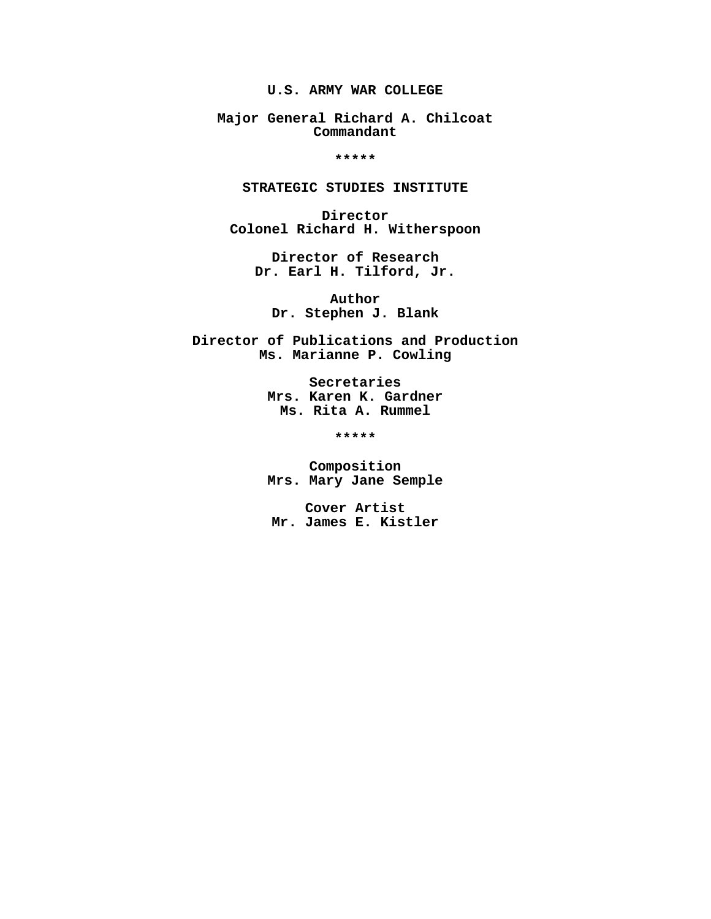**U.S. ARMY WAR COLLEGE**

**Major General Richard A. Chilcoat**
**Commandant**

*****

**STRATEGIC STUDIES INSTITUTE**

**Director**
**Colonel Richard H. Witherspoon**

**Director of Research**
**Dr. Earl H. Tilford, Jr.**

**Author**
**Dr. Stephen J. Blank**

**Director of Publications and Production**
**Ms. Marianne P. Cowling**

**Secretaries**
**Mrs. Karen K. Gardner**
**Ms. Rita A. Rummel**

*****

**Composition**
**Mrs. Mary Jane Semple**

**Cover Artist**
**Mr. James E. Kistler**